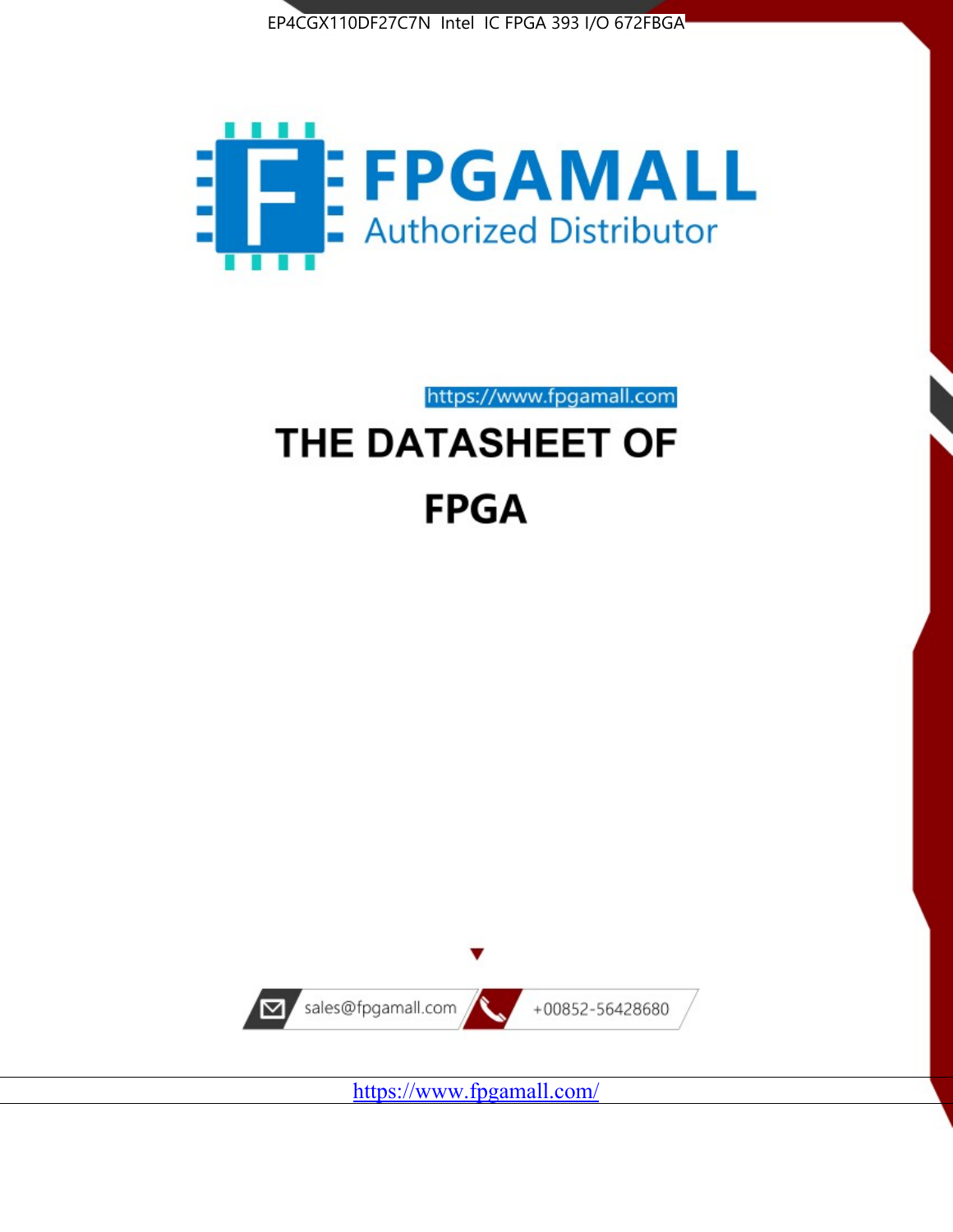EP4CGX110DF27C7N Intel IC FPGA 393 I/O 672FBGA

FPGAMALL

Authorized Distributor

https://www.fpgamall.com

# THE DATASHEET OF

# FPGA

sales@fpgamall.com

+00852-56428680

https://www.fpgamall.com/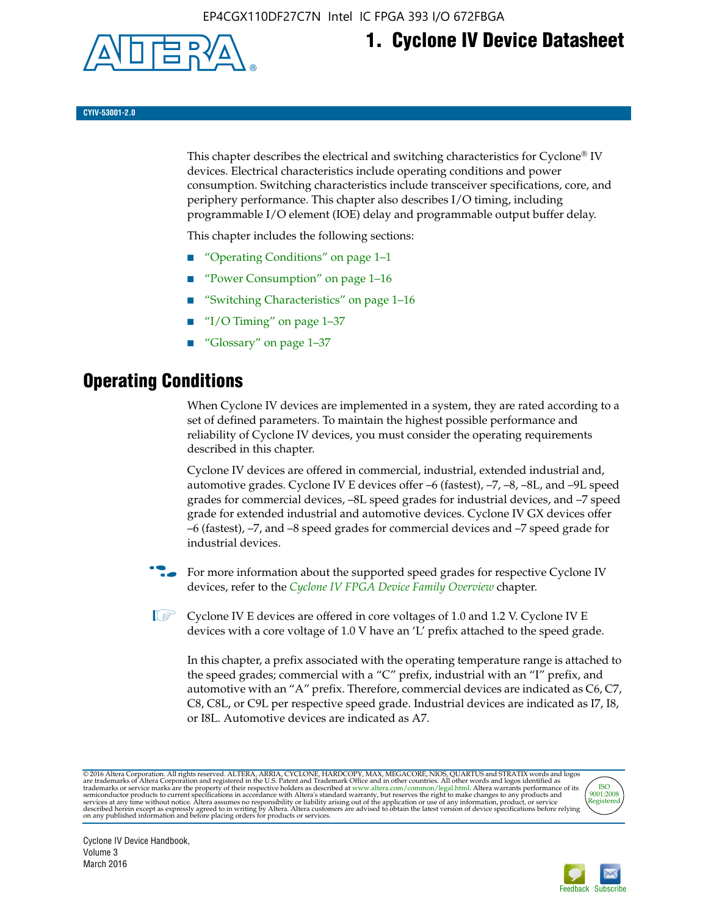# 1. Cyclone IV Device Datasheet

CYIV-53001-2.0

This chapter describes the electrical and switching characteristics for Cyclone® IV devices. Electrical characteristics include operating conditions and power consumption. Switching characteristics include transceiver specifications, core, and periphery performance. This chapter also describes I/O timing, including programmable I/O element (IOE) delay and programmable output buffer delay.

This chapter includes the following sections:

- "Operating Conditions" on page 1–1
- "Power Consumption" on page 1–16
- "Switching Characteristics" on page 1–16
- "I/O Timing" on page 1–37
- "Glossary" on page 1–37

## Operating Conditions

When Cyclone IV devices are implemented in a system, they are rated according to a set of defined parameters. To maintain the highest possible performance and reliability of Cyclone IV devices, you must consider the operating requirements described in this chapter.

Cyclone IV devices are offered in commercial, industrial, extended industrial and, automotive grades. Cyclone IV E devices offer –6 (fastest), –7, –8, –8L, and –9L speed grades for commercial devices, –8L speed grades for industrial devices, and –7 speed grade for extended industrial and automotive devices. Cyclone IV GX devices offer –6 (fastest), –7, and –8 speed grades for commercial devices and –7 speed grade for industrial devices.

For more information about the supported speed grades for respective Cyclone IV devices, refer to the *Cyclone IV FPGA Device Family Overview* chapter.

Cyclone IV E devices are offered in core voltages of 1.0 and 1.2 V. Cyclone IV E devices with a core voltage of 1.0 V have an 'L' prefix attached to the speed grade.

In this chapter, a prefix associated with the operating temperature range is attached to the speed grades; commercial with a "C" prefix, industrial with an "I" prefix, and automotive with an "A" prefix. Therefore, commercial devices are indicated as C6, C7, C8, C8L, or C9L per respective speed grade. Industrial devices are indicated as I7, I8, or I8L. Automotive devices are indicated as A7.

© 2016 Altera Corporation. All rights reserved. ALTERA, ARRIA, CYCLONE, HARDCOPY, MAX, MEGACORE, NIOS, QUARTUS and STRATIX words and logos are trademarks of Altera Corporation and registered in the U.S. Patent and Trademark Office and in other countries. All other words and logos identified as trademarks or service marks are the property of their respective holders as described at www.altera.com/common/legal.html. Altera warrants performance of its semiconductor products to current specifications in accordance with Altera's standard warranty, but reserves the right to make changes to any products and services at any time without notice. Altera assumes no responsibility or liability arising out of the application or use of any information, product, or service described herein except as expressly agreed to in writing by Altera. Altera customers are advised to obtain the latest version of device specifications before relying on any published information and before placing orders for products or services.

Cyclone IV Device Handbook,
Volume 3
March 2016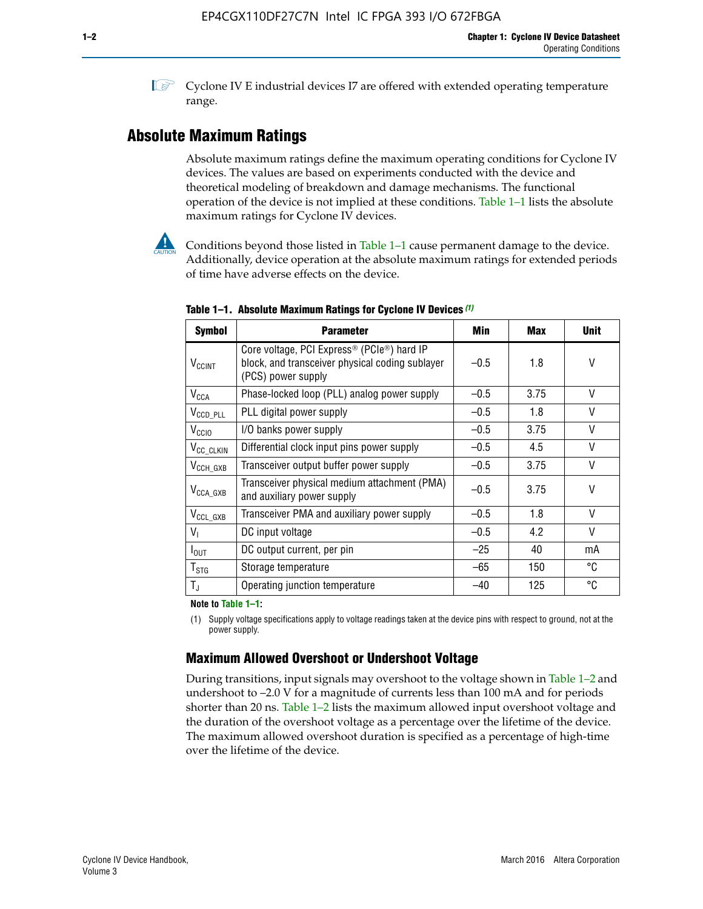Cyclone IV E industrial devices I7 are offered with extended operating temperature range.

## Absolute Maximum Ratings

Absolute maximum ratings define the maximum operating conditions for Cyclone IV devices. The values are based on experiments conducted with the device and theoretical modeling of breakdown and damage mechanisms. The functional operation of the device is not implied at these conditions. Table 1–1 lists the absolute maximum ratings for Cyclone IV devices.

Conditions beyond those listed in Table 1–1 cause permanent damage to the device. Additionally, device operation at the absolute maximum ratings for extended periods of time have adverse effects on the device.

**Table 1–1. Absolute Maximum Ratings for Cyclone IV Devices** *(1)*

| Symbol | Parameter | Min | Max | Unit |
|---|---|---|---|---|
| $V_{CCINT}$ | Core voltage, PCI Express® (PCIe®) hard IP block, and transceiver physical coding sublayer (PCS) power supply | –0.5 | 1.8 | V |
| $V_{CCA}$ | Phase-locked loop (PLL) analog power supply | –0.5 | 3.75 | V |
| $V_{CCD\_PLL}$ | PLL digital power supply | –0.5 | 1.8 | V |
| $V_{CCIO}$ | I/O banks power supply | –0.5 | 3.75 | V |
| $V_{CC\_CLKIN}$ | Differential clock input pins power supply | –0.5 | 4.5 | V |
| $V_{CCH\_GXB}$ | Transceiver output buffer power supply | –0.5 | 3.75 | V |
| $V_{CCA\_GXB}$ | Transceiver physical medium attachment (PMA) and auxiliary power supply | –0.5 | 3.75 | V |
| $V_{CCL\_GXB}$ | Transceiver PMA and auxiliary power supply | –0.5 | 1.8 | V |
| $V_I$ | DC input voltage | –0.5 | 4.2 | V |
| $I_{OUT}$ | DC output current, per pin | –25 | 40 | mA |
| $T_{STG}$ | Storage temperature | –65 | 150 | °C |
| $T_J$ | Operating junction temperature | –40 | 125 | °C |

**Note to Table 1–1:**

(1) Supply voltage specifications apply to voltage readings taken at the device pins with respect to ground, not at the power supply.

### Maximum Allowed Overshoot or Undershoot Voltage

During transitions, input signals may overshoot to the voltage shown in Table 1–2 and undershoot to –2.0 V for a magnitude of currents less than 100 mA and for periods shorter than 20 ns. Table 1–2 lists the maximum allowed input overshoot voltage and the duration of the overshoot voltage as a percentage over the lifetime of the device. The maximum allowed overshoot duration is specified as a percentage of high-time over the lifetime of the device.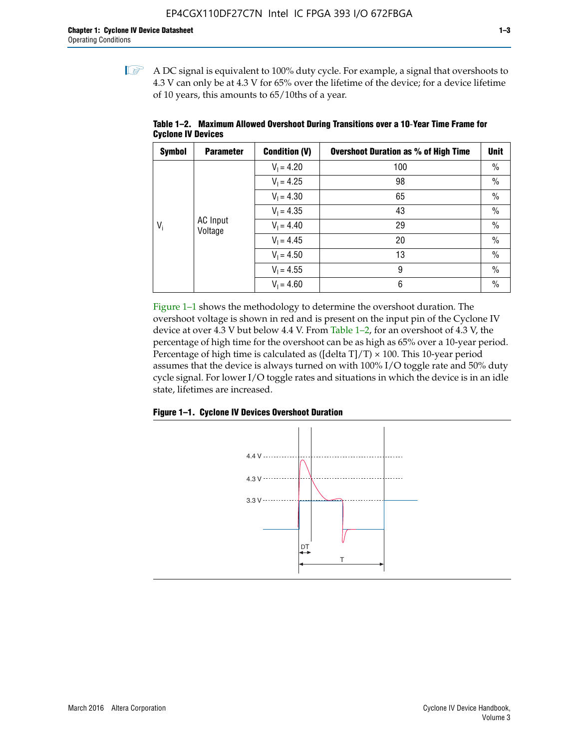A DC signal is equivalent to 100% duty cycle. For example, a signal that overshoots to 4.3 V can only be at 4.3 V for 65% over the lifetime of the device; for a device lifetime of 10 years, this amounts to 65/10ths of a year.

**Table 1–2. Maximum Allowed Overshoot During Transitions over a 10-Year Time Frame for Cyclone IV Devices**

| Symbol | Parameter | Condition (V) | Overshoot Duration as % of High Time | Unit |
|---|---|---|---|---|
| $V_i$ | AC Input Voltage | $V_I$ = 4.20 | 100 | % |
| | | $V_I$ = 4.25 | 98 | % |
| | | $V_I$ = 4.30 | 65 | % |
| | | $V_I$ = 4.35 | 43 | % |
| | | $V_I$ = 4.40 | 29 | % |
| | | $V_I$ = 4.45 | 20 | % |
| | | $V_I$ = 4.50 | 13 | % |
| | | $V_I$ = 4.55 | 9 | % |
| | | $V_I$ = 4.60 | 6 | % |

Figure 1–1 shows the methodology to determine the overshoot duration. The overshoot voltage is shown in red and is present on the input pin of the Cyclone IV device at over 4.3 V but below 4.4 V. From Table 1–2, for an overshoot of 4.3 V, the percentage of high time for the overshoot can be as high as 65% over a 10-year period. Percentage of high time is calculated as ([delta T]/T) × 100. This 10-year period assumes that the device is always turned on with 100% I/O toggle rate and 50% duty cycle signal. For lower I/O toggle rates and situations in which the device is in an idle state, lifetimes are increased.

**Figure 1–1. Cyclone IV Devices Overshoot Duration**

4.4 V
4.3 V
3.3 V
DT
T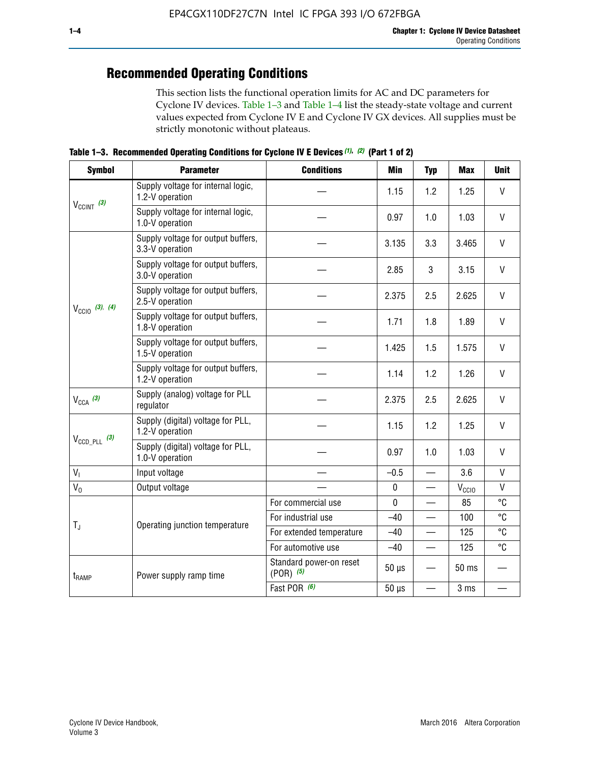## Recommended Operating Conditions

This section lists the functional operation limits for AC and DC parameters for Cyclone IV devices. Table 1–3 and Table 1–4 list the steady-state voltage and current values expected from Cyclone IV E and Cyclone IV GX devices. All supplies must be strictly monotonic without plateaus.

**Table 1–3. Recommended Operating Conditions for Cyclone IV E Devices (1), (2) (Part 1 of 2)**

| Symbol | Parameter | Conditions | Min | Typ | Max | Unit |
|---|---|---|---|---|---|---|
| $V_{CCINT}$ (3) | Supply voltage for internal logic, 1.2-V operation | — | 1.15 | 1.2 | 1.25 | V |
| | Supply voltage for internal logic, 1.0-V operation | — | 0.97 | 1.0 | 1.03 | V |
| $V_{CCIO}$ (3), (4) | Supply voltage for output buffers, 3.3-V operation | — | 3.135 | 3.3 | 3.465 | V |
| | Supply voltage for output buffers, 3.0-V operation | — | 2.85 | 3 | 3.15 | V |
| | Supply voltage for output buffers, 2.5-V operation | — | 2.375 | 2.5 | 2.625 | V |
| | Supply voltage for output buffers, 1.8-V operation | — | 1.71 | 1.8 | 1.89 | V |
| | Supply voltage for output buffers, 1.5-V operation | — | 1.425 | 1.5 | 1.575 | V |
| | Supply voltage for output buffers, 1.2-V operation | — | 1.14 | 1.2 | 1.26 | V |
| $V_{CCA}$ (3) | Supply (analog) voltage for PLL regulator | — | 2.375 | 2.5 | 2.625 | V |
| $V_{CCD\_PLL}$ (3) | Supply (digital) voltage for PLL, 1.2-V operation | — | 1.15 | 1.2 | 1.25 | V |
| | Supply (digital) voltage for PLL, 1.0-V operation | — | 0.97 | 1.0 | 1.03 | V |
| $V_I$ | Input voltage | — | –0.5 | — | 3.6 | V |
| $V_O$ | Output voltage | — | 0 | — | $V_{CCIO}$ | V |
| $T_J$ | Operating junction temperature | For commercial use | 0 | — | 85 | °C |
| | | For industrial use | –40 | — | 100 | °C |
| | | For extended temperature | –40 | — | 125 | °C |
| | | For automotive use | –40 | — | 125 | °C |
| $t_{RAMP}$ | Power supply ramp time | Standard power-on reset (POR) (5) | 50 µs | — | 50 ms | — |
| | | Fast POR (6) | 50 µs | — | 3 ms | — |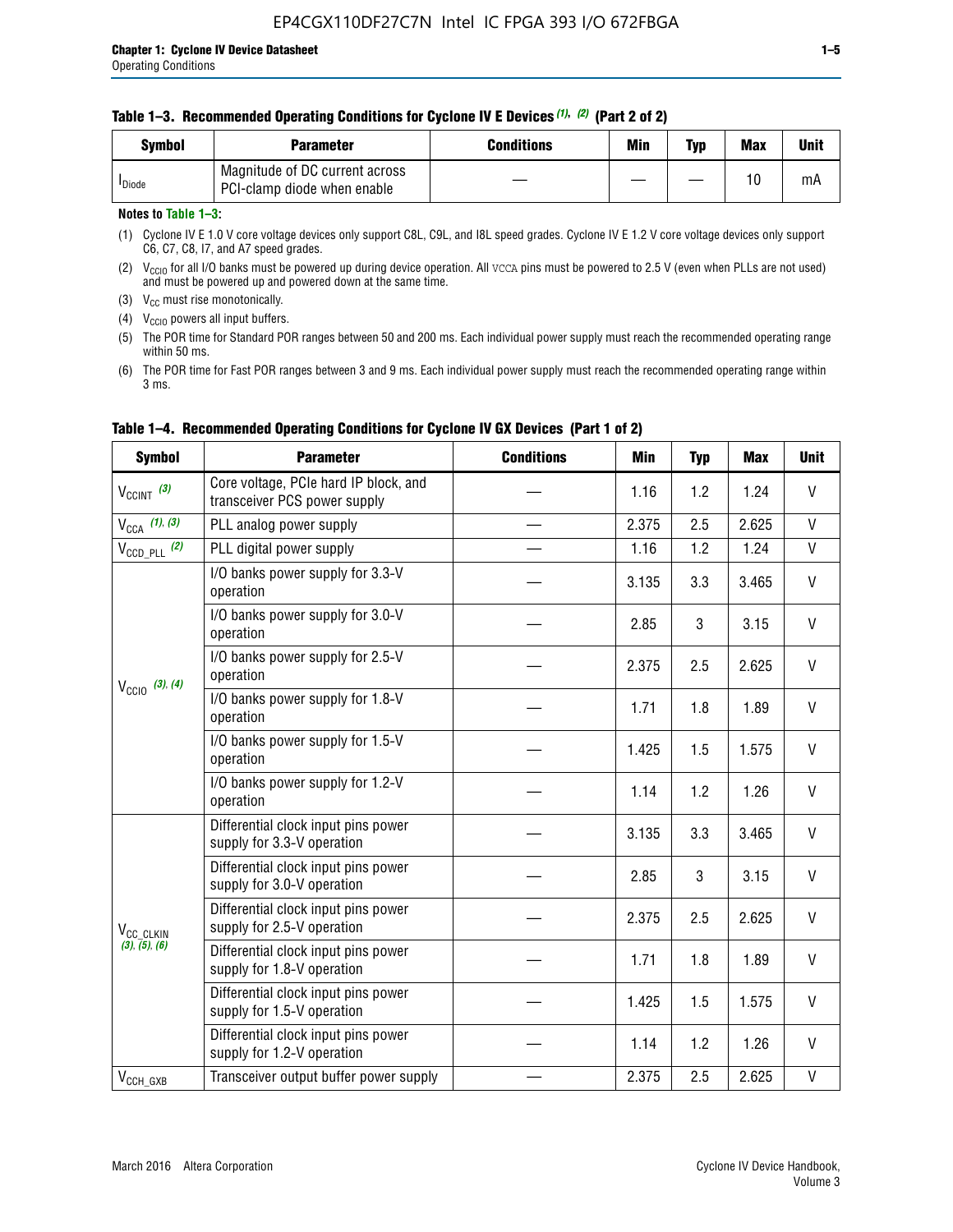**Table 1–3. Recommended Operating Conditions for Cyclone IV E Devices (1), (2) (Part 2 of 2)**

| Symbol | Parameter | Conditions | Min | Typ | Max | Unit |
|---|---|---|---|---|---|---|
| $I_{Diode}$ | Magnitude of DC current across PCI-clamp diode when enable | — | — | — | 10 | mA |

**Notes to Table 1–3:**

(1) Cyclone IV E 1.0 V core voltage devices only support C8L, C9L, and I8L speed grades. Cyclone IV E 1.2 V core voltage devices only support C6, C7, C8, I7, and A7 speed grades.

(2) $V_{CCIO}$ for all I/O banks must be powered up during device operation. All VCCA pins must be powered to 2.5 V (even when PLLs are not used) and must be powered up and powered down at the same time.

(3) $V_{CC}$ must rise monotonically.

(4) $V_{CCIO}$ powers all input buffers.

(5) The POR time for Standard POR ranges between 50 and 200 ms. Each individual power supply must reach the recommended operating range within 50 ms.

(6) The POR time for Fast POR ranges between 3 and 9 ms. Each individual power supply must reach the recommended operating range within 3 ms.

**Table 1–4. Recommended Operating Conditions for Cyclone IV GX Devices (Part 1 of 2)**

| Symbol | Parameter | Conditions | Min | Typ | Max | Unit |
|---|---|---|---|---|---|---|
| $V_{CCINT}$ (3) | Core voltage, PCIe hard IP block, and transceiver PCS power supply | — | 1.16 | 1.2 | 1.24 | V |
| $V_{CCA}$ (1), (3) | PLL analog power supply | — | 2.375 | 2.5 | 2.625 | V |
| $V_{CCD\_PLL}$ (2) | PLL digital power supply | — | 1.16 | 1.2 | 1.24 | V |
| $V_{CCIO}$ (3), (4) | I/O banks power supply for 3.3-V operation | — | 3.135 | 3.3 | 3.465 | V |
| | I/O banks power supply for 3.0-V operation | — | 2.85 | 3 | 3.15 | V |
| | I/O banks power supply for 2.5-V operation | — | 2.375 | 2.5 | 2.625 | V |
| | I/O banks power supply for 1.8-V operation | — | 1.71 | 1.8 | 1.89 | V |
| | I/O banks power supply for 1.5-V operation | — | 1.425 | 1.5 | 1.575 | V |
| | I/O banks power supply for 1.2-V operation | — | 1.14 | 1.2 | 1.26 | V |
| $V_{CC\_CLKIN}$ (3), (5), (6) | Differential clock input pins power supply for 3.3-V operation | — | 3.135 | 3.3 | 3.465 | V |
| | Differential clock input pins power supply for 3.0-V operation | — | 2.85 | 3 | 3.15 | V |
| | Differential clock input pins power supply for 2.5-V operation | — | 2.375 | 2.5 | 2.625 | V |
| | Differential clock input pins power supply for 1.8-V operation | — | 1.71 | 1.8 | 1.89 | V |
| | Differential clock input pins power supply for 1.5-V operation | — | 1.425 | 1.5 | 1.575 | V |
| | Differential clock input pins power supply for 1.2-V operation | — | 1.14 | 1.2 | 1.26 | V |
| $V_{CCH\_GXB}$ | Transceiver output buffer power supply | — | 2.375 | 2.5 | 2.625 | V |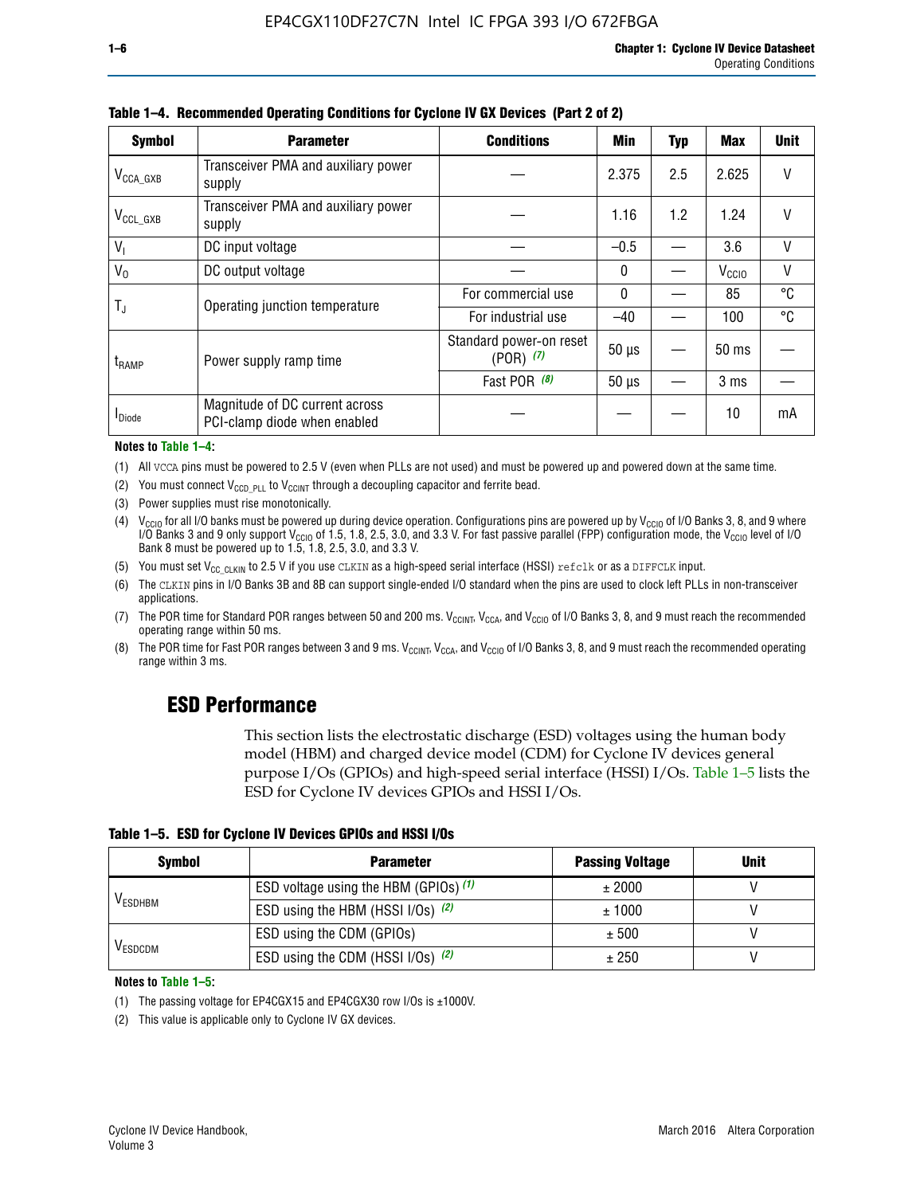**Table 1–4. Recommended Operating Conditions for Cyclone IV GX Devices (Part 2 of 2)**

| Symbol | Parameter | Conditions | Min | Typ | Max | Unit |
|---|---|---|---|---|---|---|
| $V_{CCA\_GXB}$ | Transceiver PMA and auxiliary power supply | — | 2.375 | 2.5 | 2.625 | V |
| $V_{CCL\_GXB}$ | Transceiver PMA and auxiliary power supply | — | 1.16 | 1.2 | 1.24 | V |
| $V_I$ | DC input voltage | — | –0.5 | — | 3.6 | V |
| $V_O$ | DC output voltage | — | 0 | — | $V_{CCIO}$ | V |
| $T_J$ | Operating junction temperature | For commercial use | 0 | — | 85 | °C |
| | | For industrial use | –40 | — | 100 | °C |
| $t_{RAMP}$ | Power supply ramp time | Standard power-on reset (POR) *(7)* | 50 µs | — | 50 ms | — |
| | | Fast POR *(8)* | 50 µs | — | 3 ms | — |
| $I_{Diode}$ | Magnitude of DC current across PCI-clamp diode when enabled | — | — | — | 10 | mA |

**Notes to Table 1–4:**

(1) All VCCA pins must be powered to 2.5 V (even when PLLs are not used) and must be powered up and powered down at the same time.

(2) You must connect $V_{CCD\_PLL}$ to $V_{CCINT}$ through a decoupling capacitor and ferrite bead.

(3) Power supplies must rise monotonically.

(4) $V_{CCIO}$ for all I/O banks must be powered up during device operation. Configurations pins are powered up by $V_{CCIO}$ of I/O Banks 3, 8, and 9 where I/O Banks 3 and 9 only support $V_{CCIO}$ of 1.5, 1.8, 2.5, 3.0, and 3.3 V. For fast passive parallel (FPP) configuration mode, the $V_{CCIO}$ level of I/O Bank 8 must be powered up to 1.5, 1.8, 2.5, 3.0, and 3.3 V.

(5) You must set $V_{CC\_CLKIN}$ to 2.5 V if you use CLKIN as a high-speed serial interface (HSSI) refclk or as a DIFFCLK input.

(6) The CLKIN pins in I/O Banks 3B and 8B can support single-ended I/O standard when the pins are used to clock left PLLs in non-transceiver applications.

(7) The POR time for Standard POR ranges between 50 and 200 ms. $V_{CCINT}$, $V_{CCA}$, and $V_{CCIO}$ of I/O Banks 3, 8, and 9 must reach the recommended operating range within 50 ms.

(8) The POR time for Fast POR ranges between 3 and 9 ms. $V_{CCINT}$, $V_{CCA}$, and $V_{CCIO}$ of I/O Banks 3, 8, and 9 must reach the recommended operating range within 3 ms.

## ESD Performance

This section lists the electrostatic discharge (ESD) voltages using the human body model (HBM) and charged device model (CDM) for Cyclone IV devices general purpose I/Os (GPIOs) and high-speed serial interface (HSSI) I/Os. Table 1–5 lists the ESD for Cyclone IV devices GPIOs and HSSI I/Os.

**Table 1–5. ESD for Cyclone IV Devices GPIOs and HSSI I/Os**

| Symbol | Parameter | Passing Voltage | Unit |
|---|---|---|---|
| $V_{ESDHBM}$ | ESD voltage using the HBM (GPIOs) *(1)* | ± 2000 | V |
| | ESD using the HBM (HSSI I/Os) *(2)* | ± 1000 | V |
| $V_{ESDCDM}$ | ESD using the CDM (GPIOs) | ± 500 | V |
| | ESD using the CDM (HSSI I/Os) *(2)* | ± 250 | V |

**Notes to Table 1–5:**

(1) The passing voltage for EP4CGX15 and EP4CGX30 row I/Os is ±1000V.

(2) This value is applicable only to Cyclone IV GX devices.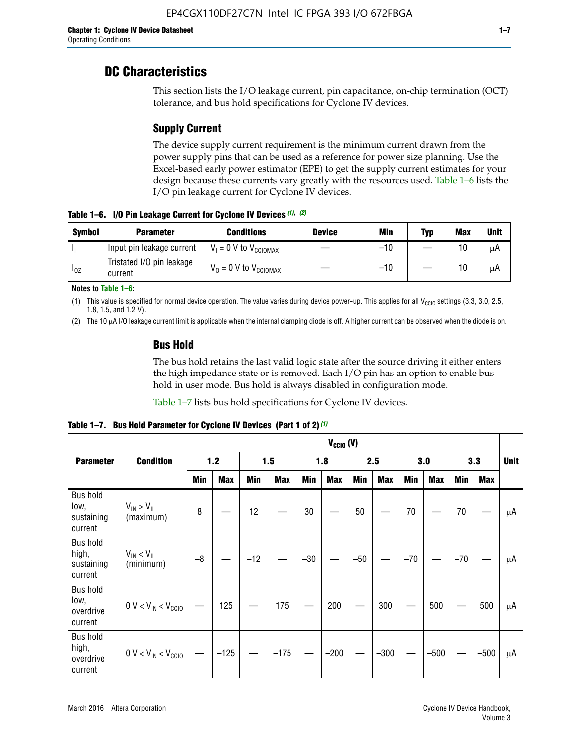## DC Characteristics

This section lists the I/O leakage current, pin capacitance, on-chip termination (OCT) tolerance, and bus hold specifications for Cyclone IV devices.

### Supply Current

The device supply current requirement is the minimum current drawn from the power supply pins that can be used as a reference for power size planning. Use the Excel-based early power estimator (EPE) to get the supply current estimates for your design because these currents vary greatly with the resources used. Table 1–6 lists the I/O pin leakage current for Cyclone IV devices.

**Table 1–6. I/O Pin Leakage Current for Cyclone IV Devices (1), (2)**

| Symbol | Parameter | Conditions | Device | Min | Typ | Max | Unit |
|---|---|---|---|---|---|---|---|
| $I_I$ | Input pin leakage current | $V_I$ = 0 V to $V_{CCIOMAX}$ | — | –10 | — | 10 | μA |
| $I_{OZ}$ | Tristated I/O pin leakage current | $V_O$ = 0 V to $V_{CCIOMAX}$ | — | –10 | — | 10 | μA |

**Notes to Table 1–6:**

(1) This value is specified for normal device operation. The value varies during device power-up. This applies for all $V_{CCIO}$ settings (3.3, 3.0, 2.5, 1.8, 1.5, and 1.2 V).

(2) The 10 μA I/O leakage current limit is applicable when the internal clamping diode is off. A higher current can be observed when the diode is on.

### Bus Hold

The bus hold retains the last valid logic state after the source driving it either enters the high impedance state or is removed. Each I/O pin has an option to enable bus hold in user mode. Bus hold is always disabled in configuration mode.

Table 1–7 lists bus hold specifications for Cyclone IV devices.

**Table 1–7. Bus Hold Parameter for Cyclone IV Devices (Part 1 of 2) (1)**

| Parameter | Condition | $V_{CCIO}$ (V) | | | | | | | | | | | | Unit |
|---|---|---|---|---|---|---|---|---|---|---|---|---|---|---|
| | | 1.2 | | 1.5 | | 1.8 | | 2.5 | | 3.0 | | 3.3 | | |
| | | Min | Max | Min | Max | Min | Max | Min | Max | Min | Max | Min | Max | |
| Bus hold low, sustaining current | $V_{IN} > V_{IL}$ (maximum) | 8 | — | 12 | — | 30 | — | 50 | — | 70 | — | 70 | — | μA |
| Bus hold high, sustaining current | $V_{IN} < V_{IL}$ (minimum) | –8 | — | –12 | — | –30 | — | –50 | — | –70 | — | –70 | — | μA |
| Bus hold low, overdrive current | $0\ V < V_{IN} < V_{CCIO}$ | — | 125 | — | 175 | — | 200 | — | 300 | — | 500 | — | 500 | μA |
| Bus hold high, overdrive current | $0\ V < V_{IN} < V_{CCIO}$ | — | –125 | — | –175 | — | –200 | — | –300 | — | –500 | — | –500 | μA |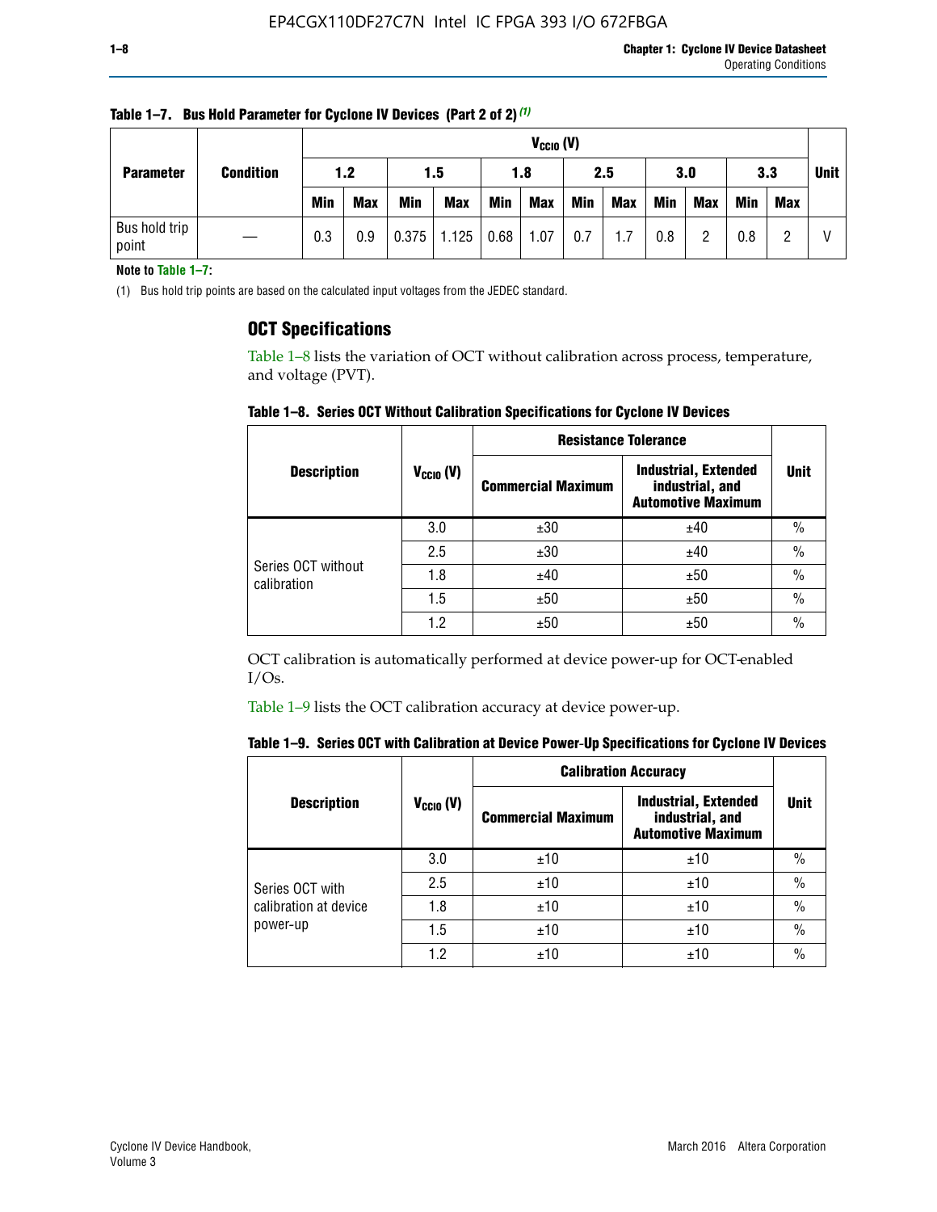**Table 1–7. Bus Hold Parameter for Cyclone IV Devices (Part 2 of 2)** (1)

| Parameter | Condition | $V_{CCIO}$ (V) | | | | | | | | | | | | Unit |
|---|---|---|---|---|---|---|---|---|---|---|---|---|---|---|
| | | 1.2 | | 1.5 | | 1.8 | | 2.5 | | 3.0 | | 3.3 | | |
| | | Min | Max | Min | Max | Min | Max | Min | Max | Min | Max | Min | Max | |
| Bus hold trip point | — | 0.3 | 0.9 | 0.375 | 1.125 | 0.68 | 1.07 | 0.7 | 1.7 | 0.8 | 2 | 0.8 | 2 | V |

**Note to Table 1–7:**

(1) Bus hold trip points are based on the calculated input voltages from the JEDEC standard.

## OCT Specifications

Table 1–8 lists the variation of OCT without calibration across process, temperature, and voltage (PVT).

**Table 1–8. Series OCT Without Calibration Specifications for Cyclone IV Devices**

| Description | $V_{CCIO}$ (V) | Resistance Tolerance | | Unit |
|---|---|---|---|---|
| | | Commercial Maximum | Industrial, Extended industrial, and Automotive Maximum | |
| Series OCT without calibration | 3.0 | ±30 | ±40 | % |
| | 2.5 | ±30 | ±40 | % |
| | 1.8 | ±40 | ±50 | % |
| | 1.5 | ±50 | ±50 | % |
| | 1.2 | ±50 | ±50 | % |

OCT calibration is automatically performed at device power-up for OCT-enabled I/Os.

Table 1–9 lists the OCT calibration accuracy at device power-up.

**Table 1–9. Series OCT with Calibration at Device Power-Up Specifications for Cyclone IV Devices**

| Description | $V_{CCIO}$ (V) | Calibration Accuracy | | Unit |
|---|---|---|---|---|
| | | Commercial Maximum | Industrial, Extended industrial, and Automotive Maximum | |
| Series OCT with calibration at device power-up | 3.0 | ±10 | ±10 | % |
| | 2.5 | ±10 | ±10 | % |
| | 1.8 | ±10 | ±10 | % |
| | 1.5 | ±10 | ±10 | % |
| | 1.2 | ±10 | ±10 | % |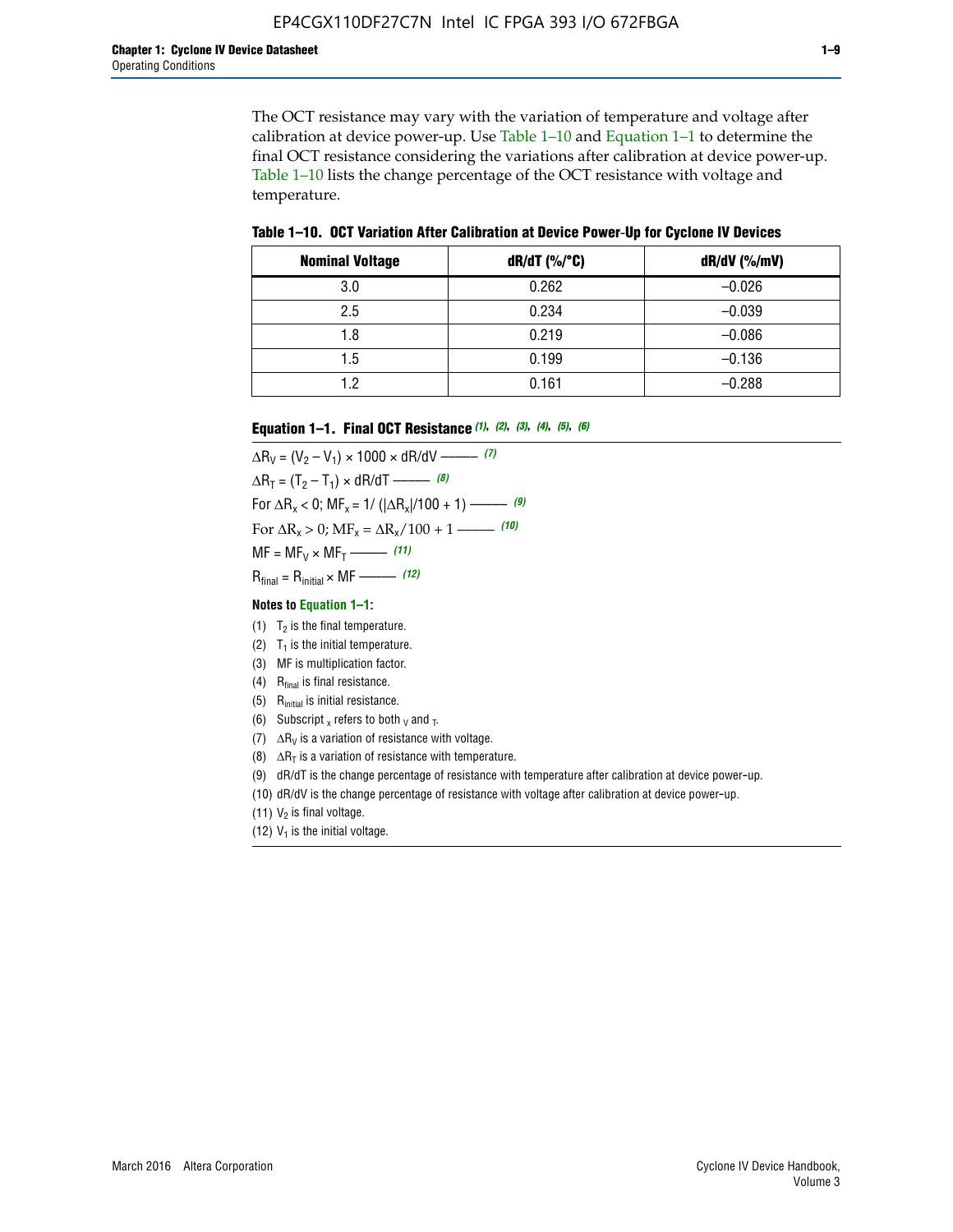The OCT resistance may vary with the variation of temperature and voltage after calibration at device power-up. Use Table 1–10 and Equation 1–1 to determine the final OCT resistance considering the variations after calibration at device power-up. Table 1–10 lists the change percentage of the OCT resistance with voltage and temperature.

**Table 1–10. OCT Variation After Calibration at Device Power-Up for Cyclone IV Devices**

| Nominal Voltage | dR/dT (%/°C) | dR/dV (%/mV) |
|---|---|---|
| 3.0 | 0.262 | –0.026 |
| 2.5 | 0.234 | –0.039 |
| 1.8 | 0.219 | –0.086 |
| 1.5 | 0.199 | –0.136 |
| 1.2 | 0.161 | –0.288 |

**Equation 1–1. Final OCT Resistance** *(1), (2), (3), (4), (5), (6)*

$$\Delta R_V = (V_2 - V_1) \times 1000 \times dR/dV \text{ ——— } (7)$$

$$\Delta R_T = (T_2 - T_1) \times dR/dT \text{ ——— } (8)$$

$$\text{For } \Delta R_x < 0;\ MF_x = 1/(|\Delta R_x|/100 + 1) \text{ ——— } (9)$$

$$\text{For } \Delta R_x > 0;\ MF_x = \Delta R_x/100 + 1 \text{ ——— } (10)$$

$$MF = MF_V \times MF_T \text{ ——— } (11)$$

$$R_{final} = R_{initial} \times MF \text{ ——— } (12)$$

**Notes to Equation 1–1:**

(1) $T_2$ is the final temperature.
(2) $T_1$ is the initial temperature.
(3) MF is multiplication factor.
(4) $R_{final}$ is final resistance.
(5) $R_{initial}$ is initial resistance.
(6) Subscript $_x$ refers to both $_V$ and $_T$.
(7) $\Delta R_V$ is a variation of resistance with voltage.
(8) $\Delta R_T$ is a variation of resistance with temperature.
(9) dR/dT is the change percentage of resistance with temperature after calibration at device power-up.
(10) dR/dV is the change percentage of resistance with voltage after calibration at device power-up.
(11) $V_2$ is final voltage.
(12) $V_1$ is the initial voltage.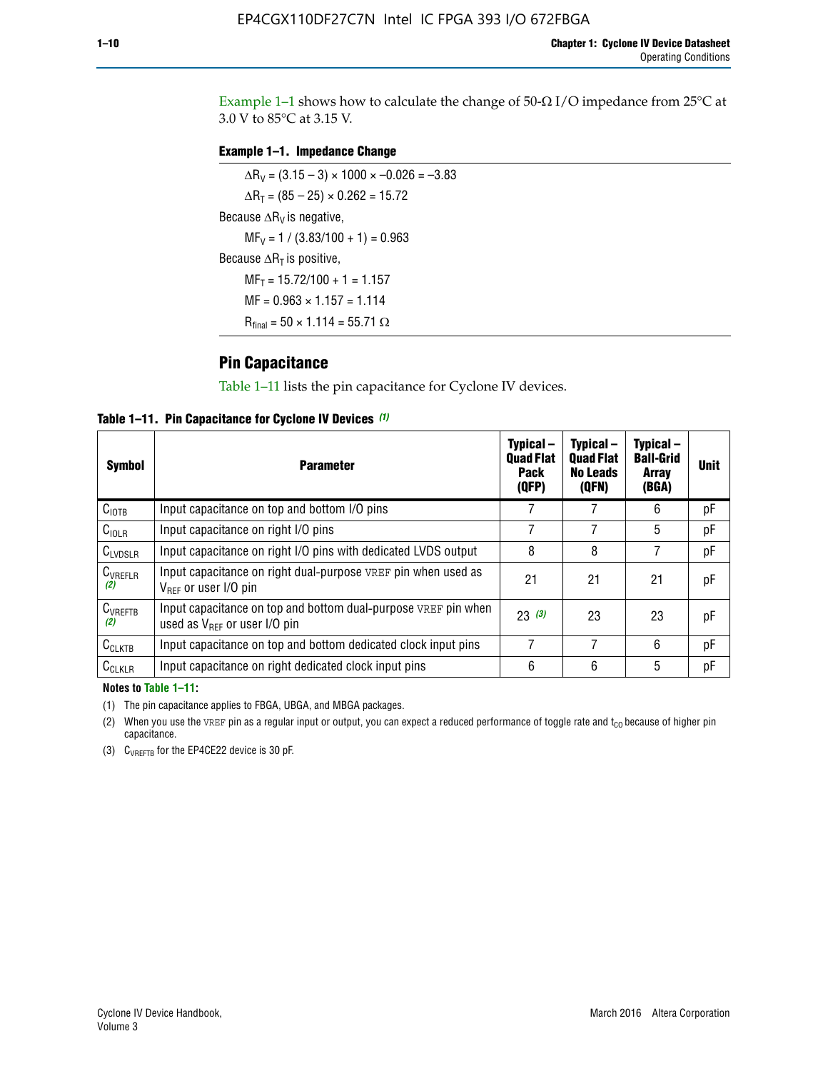Example 1–1 shows how to calculate the change of 50-Ω I/O impedance from 25°C at 3.0 V to 85°C at 3.15 V.

**Example 1–1. Impedance Change**

$\Delta R_V = (3.15 - 3) \times 1000 \times -0.026 = -3.83$

$\Delta R_T = (85 - 25) \times 0.262 = 15.72$

Because $\Delta R_V$ is negative,

$MF_V = 1 / (3.83/100 + 1) = 0.963$

Because $\Delta R_T$ is positive,

$MF_T = 15.72/100 + 1 = 1.157$

$MF = 0.963 \times 1.157 = 1.114$

$R_{final} = 50 \times 1.114 = 55.71\ \Omega$

## Pin Capacitance

Table 1–11 lists the pin capacitance for Cyclone IV devices.

**Table 1–11. Pin Capacitance for Cyclone IV Devices** *(1)*

| Symbol | Parameter | Typical – Quad Flat Pack (QFP) | Typical – Quad Flat No Leads (QFN) | Typical – Ball-Grid Array (BGA) | Unit |
|---|---|---|---|---|---|
| $C_{IOTB}$ | Input capacitance on top and bottom I/O pins | 7 | 7 | 6 | pF |
| $C_{IOLR}$ | Input capacitance on right I/O pins | 7 | 7 | 5 | pF |
| $C_{LVDSLR}$ | Input capacitance on right I/O pins with dedicated LVDS output | 8 | 8 | 7 | pF |
| $C_{VREFLR}$ *(2)* | Input capacitance on right dual-purpose VREF pin when used as $V_{REF}$ or user I/O pin | 21 | 21 | 21 | pF |
| $C_{VREFTB}$ *(2)* | Input capacitance on top and bottom dual-purpose VREF pin when used as $V_{REF}$ or user I/O pin | 23 *(3)* | 23 | 23 | pF |
| $C_{CLKTB}$ | Input capacitance on top and bottom dedicated clock input pins | 7 | 7 | 6 | pF |
| $C_{CLKLR}$ | Input capacitance on right dedicated clock input pins | 6 | 6 | 5 | pF |

**Notes to Table 1–11:**

(1) The pin capacitance applies to FBGA, UBGA, and MBGA packages.

(2) When you use the VREF pin as a regular input or output, you can expect a reduced performance of toggle rate and $t_{CO}$ because of higher pin capacitance.

(3) $C_{VREFTB}$ for the EP4CE22 device is 30 pF.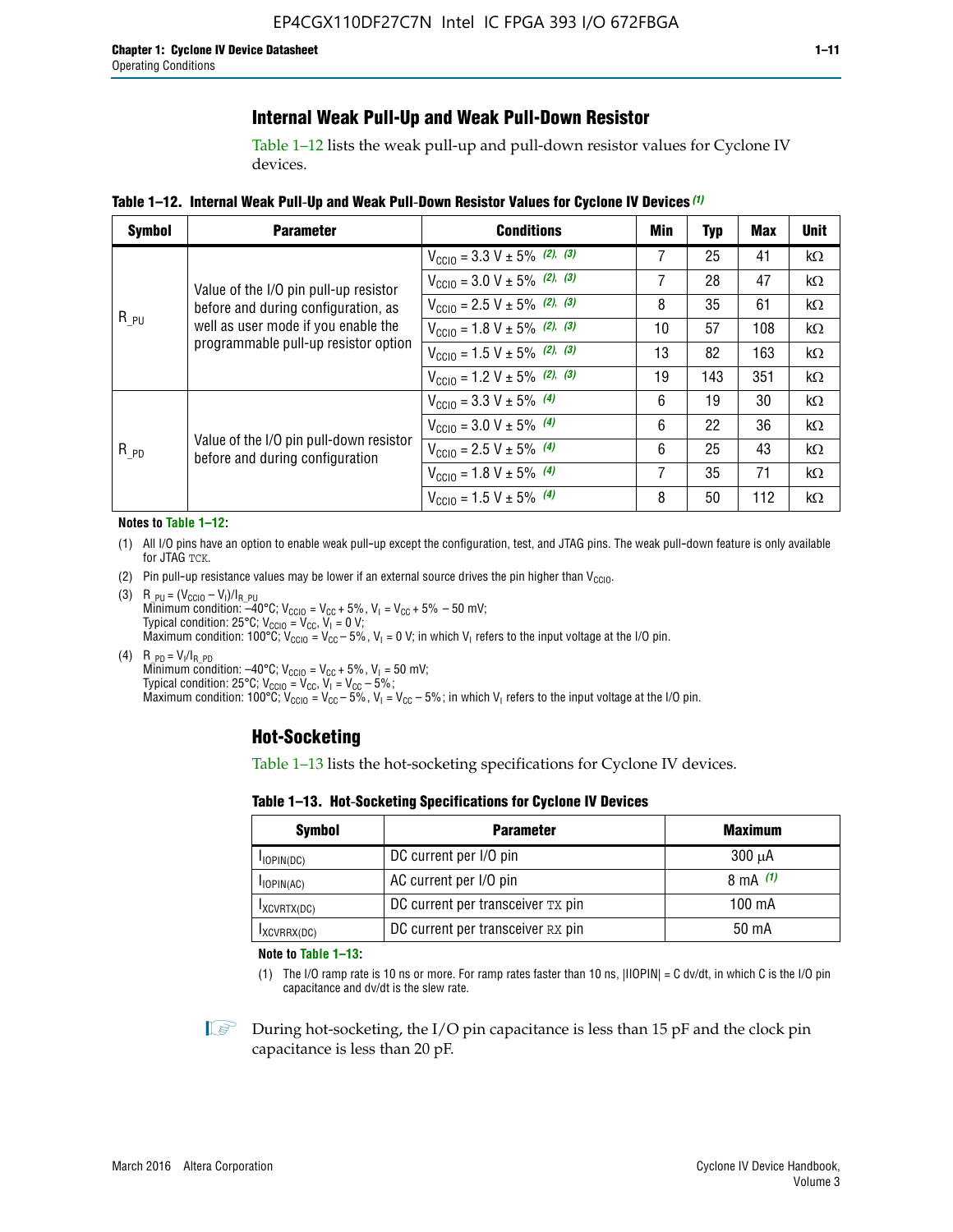## Internal Weak Pull-Up and Weak Pull-Down Resistor

Table 1–12 lists the weak pull-up and pull-down resistor values for Cyclone IV devices.

**Table 1–12. Internal Weak Pull-Up and Weak Pull-Down Resistor Values for Cyclone IV Devices (1)**

| Symbol | Parameter | Conditions | Min | Typ | Max | Unit |
|---|---|---|---|---|---|---|
| $R_{\_PU}$ | Value of the I/O pin pull-up resistor before and during configuration, as well as user mode if you enable the programmable pull-up resistor option | $V_{CCIO}$ = 3.3 V ± 5% (2), (3) | 7 | 25 | 41 | kΩ |
| | | $V_{CCIO}$ = 3.0 V ± 5% (2), (3) | 7 | 28 | 47 | kΩ |
| | | $V_{CCIO}$ = 2.5 V ± 5% (2), (3) | 8 | 35 | 61 | kΩ |
| | | $V_{CCIO}$ = 1.8 V ± 5% (2), (3) | 10 | 57 | 108 | kΩ |
| | | $V_{CCIO}$ = 1.5 V ± 5% (2), (3) | 13 | 82 | 163 | kΩ |
| | | $V_{CCIO}$ = 1.2 V ± 5% (2), (3) | 19 | 143 | 351 | kΩ |
| $R_{\_PD}$ | Value of the I/O pin pull-down resistor before and during configuration | $V_{CCIO}$ = 3.3 V ± 5% (4) | 6 | 19 | 30 | kΩ |
| | | $V_{CCIO}$ = 3.0 V ± 5% (4) | 6 | 22 | 36 | kΩ |
| | | $V_{CCIO}$ = 2.5 V ± 5% (4) | 6 | 25 | 43 | kΩ |
| | | $V_{CCIO}$ = 1.8 V ± 5% (4) | 7 | 35 | 71 | kΩ |
| | | $V_{CCIO}$ = 1.5 V ± 5% (4) | 8 | 50 | 112 | kΩ |

**Notes to Table 1–12:**

(1) All I/O pins have an option to enable weak pull-up except the configuration, test, and JTAG pins. The weak pull-down feature is only available for JTAG TCK.

(2) Pin pull-up resistance values may be lower if an external source drives the pin higher than $V_{CCIO}$.

(3) $R_{\_PU} = (V_{CCIO} - V_I)/I_{R\_PU}$
Minimum condition: –40°C; $V_{CCIO} = V_{CC} + 5\%$, $V_I = V_{CC} + 5\% - 50$ mV;
Typical condition: 25°C; $V_{CCIO} = V_{CC}$, $V_I = 0$ V;
Maximum condition: 100°C; $V_{CCIO} = V_{CC} - 5\%$, $V_I = 0$ V; in which $V_I$ refers to the input voltage at the I/O pin.

(4) $R_{\_PD} = V_I/I_{R\_PD}$
Minimum condition: –40°C; $V_{CCIO} = V_{CC} + 5\%$, $V_I = 50$ mV;
Typical condition: 25°C; $V_{CCIO} = V_{CC}$, $V_I = V_{CC} - 5\%$;
Maximum condition: 100°C; $V_{CCIO} = V_{CC} - 5\%$, $V_I = V_{CC} - 5\%$; in which $V_I$ refers to the input voltage at the I/O pin.

## Hot-Socketing

Table 1–13 lists the hot-socketing specifications for Cyclone IV devices.

**Table 1–13. Hot-Socketing Specifications for Cyclone IV Devices**

| Symbol | Parameter | Maximum |
|---|---|---|
| $I_{IOPIN(DC)}$ | DC current per I/O pin | 300 μA |
| $I_{IOPIN(AC)}$ | AC current per I/O pin | 8 mA (1) |
| $I_{XCVRTX(DC)}$ | DC current per transceiver TX pin | 100 mA |
| $I_{XCVRRX(DC)}$ | DC current per transceiver RX pin | 50 mA |

**Note to Table 1–13:**

(1) The I/O ramp rate is 10 ns or more. For ramp rates faster than 10 ns, |IIOPIN| = C dv/dt, in which C is the I/O pin capacitance and dv/dt is the slew rate.

During hot-socketing, the I/O pin capacitance is less than 15 pF and the clock pin capacitance is less than 20 pF.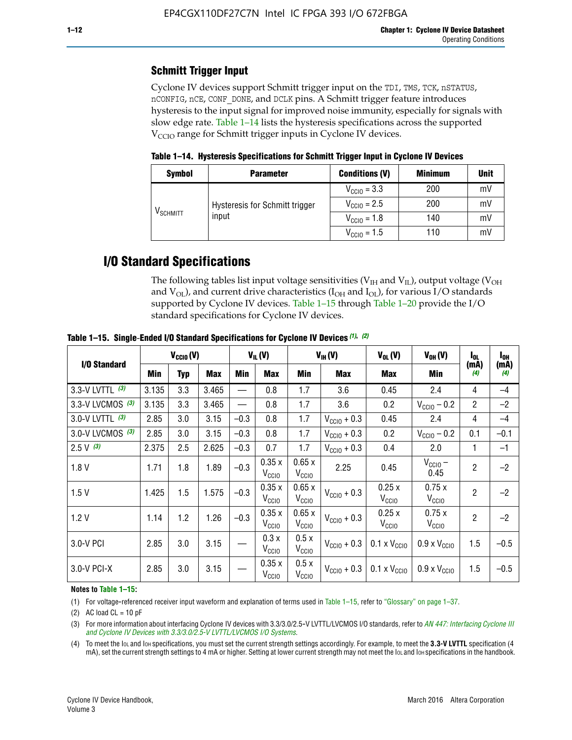## Schmitt Trigger Input

Cyclone IV devices support Schmitt trigger input on the TDI, TMS, TCK, nSTATUS, nCONFIG, nCE, CONF_DONE, and DCLK pins. A Schmitt trigger feature introduces hysteresis to the input signal for improved noise immunity, especially for signals with slow edge rate. Table 1–14 lists the hysteresis specifications across the supported $V_{CCIO}$ range for Schmitt trigger inputs in Cyclone IV devices.

**Table 1–14. Hysteresis Specifications for Schmitt Trigger Input in Cyclone IV Devices**

| Symbol | Parameter | Conditions (V) | Minimum | Unit |
|---|---|---|---|---|
| $V_{SCHMITT}$ | Hysteresis for Schmitt trigger input | $V_{CCIO}$ = 3.3 | 200 | mV |
| | | $V_{CCIO}$ = 2.5 | 200 | mV |
| | | $V_{CCIO}$ = 1.8 | 140 | mV |
| | | $V_{CCIO}$ = 1.5 | 110 | mV |

# I/O Standard Specifications

The following tables list input voltage sensitivities ($V_{IH}$ and $V_{IL}$), output voltage ($V_{OH}$ and $V_{OL}$), and current drive characteristics ($I_{OH}$ and $I_{OL}$), for various I/O standards supported by Cyclone IV devices. Table 1–15 through Table 1–20 provide the I/O standard specifications for Cyclone IV devices.

**Table 1–15. Single-Ended I/O Standard Specifications for Cyclone IV Devices (1), (2)**

| I/O Standard | $V_{CCIO}$ (V) | | | $V_{IL}$ (V) | | $V_{IH}$ (V) | | $V_{OL}$ (V) | $V_{OH}$ (V) | $I_{OL}$ (mA) (4) | $I_{OH}$ (mA) (4) |
|---|---|---|---|---|---|---|---|---|---|---|---|
| | Min | Typ | Max | Min | Max | Min | Max | Max | Min | | |
| 3.3-V LVTTL (3) | 3.135 | 3.3 | 3.465 | — | 0.8 | 1.7 | 3.6 | 0.45 | 2.4 | 4 | –4 |
| 3.3-V LVCMOS (3) | 3.135 | 3.3 | 3.465 | — | 0.8 | 1.7 | 3.6 | 0.2 | $V_{CCIO}$ – 0.2 | 2 | –2 |
| 3.0-V LVTTL (3) | 2.85 | 3.0 | 3.15 | –0.3 | 0.8 | 1.7 | $V_{CCIO}$ + 0.3 | 0.45 | 2.4 | 4 | –4 |
| 3.0-V LVCMOS (3) | 2.85 | 3.0 | 3.15 | –0.3 | 0.8 | 1.7 | $V_{CCIO}$ + 0.3 | 0.2 | $V_{CCIO}$ – 0.2 | 0.1 | –0.1 |
| 2.5 V (3) | 2.375 | 2.5 | 2.625 | –0.3 | 0.7 | 1.7 | $V_{CCIO}$ + 0.3 | 0.4 | 2.0 | 1 | –1 |
| 1.8 V | 1.71 | 1.8 | 1.89 | –0.3 | 0.35 x $V_{CCIO}$ | 0.65 x $V_{CCIO}$ | 2.25 | 0.45 | $V_{CCIO}$ – 0.45 | 2 | –2 |
| 1.5 V | 1.425 | 1.5 | 1.575 | –0.3 | 0.35 x $V_{CCIO}$ | 0.65 x $V_{CCIO}$ | $V_{CCIO}$ + 0.3 | 0.25 x $V_{CCIO}$ | 0.75 x $V_{CCIO}$ | 2 | –2 |
| 1.2 V | 1.14 | 1.2 | 1.26 | –0.3 | 0.35 x $V_{CCIO}$ | 0.65 x $V_{CCIO}$ | $V_{CCIO}$ + 0.3 | 0.25 x $V_{CCIO}$ | 0.75 x $V_{CCIO}$ | 2 | –2 |
| 3.0-V PCI | 2.85 | 3.0 | 3.15 | — | 0.3 x $V_{CCIO}$ | 0.5 x $V_{CCIO}$ | $V_{CCIO}$ + 0.3 | 0.1 x $V_{CCIO}$ | 0.9 x $V_{CCIO}$ | 1.5 | –0.5 |
| 3.0-V PCI-X | 2.85 | 3.0 | 3.15 | — | 0.35 x $V_{CCIO}$ | 0.5 x $V_{CCIO}$ | $V_{CCIO}$ + 0.3 | 0.1 x $V_{CCIO}$ | 0.9 x $V_{CCIO}$ | 1.5 | –0.5 |

**Notes to Table 1–15:**

(1) For voltage-referenced receiver input waveform and explanation of terms used in Table 1–15, refer to "Glossary" on page 1–37.

(2) AC load CL = 10 pF

(3) For more information about interfacing Cyclone IV devices with 3.3/3.0/2.5-V LVTTL/LVCMOS I/O standards, refer to *AN 447: Interfacing Cyclone III and Cyclone IV Devices with 3.3/3.0/2.5-V LVTTL/LVCMOS I/O Systems*.

(4) To meet the IOL and IOH specifications, you must set the current strength settings accordingly. For example, to meet the **3.3-V LVTTL** specification (4 mA), set the current strength settings to 4 mA or higher. Setting at lower current strength may not meet the IOL and IOH specifications in the handbook.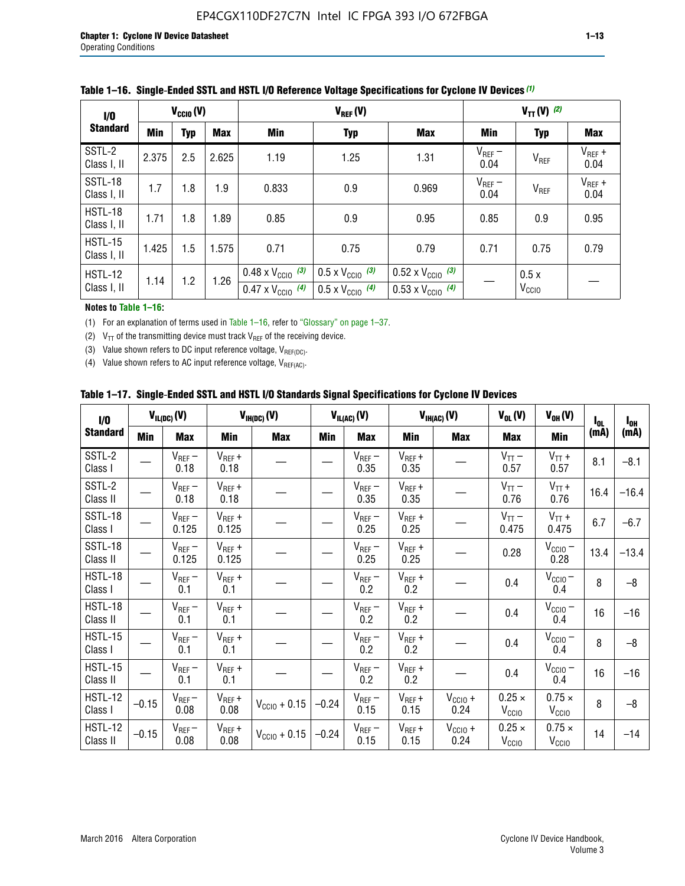**Table 1–16. Single-Ended SSTL and HSTL I/O Reference Voltage Specifications for Cyclone IV Devices (1)**

| I/O Standard | $V_{CCIO}$ (V) | | | $V_{REF}$ (V) | | | $V_{TT}$ (V) (2) | | |
|---|---|---|---|---|---|---|---|---|---|
| | Min | Typ | Max | Min | Typ | Max | Min | Typ | Max |
| SSTL-2 Class I, II | 2.375 | 2.5 | 2.625 | 1.19 | 1.25 | 1.31 | $V_{REF}$ – 0.04 | $V_{REF}$ | $V_{REF}$ + 0.04 |
| SSTL-18 Class I, II | 1.7 | 1.8 | 1.9 | 0.833 | 0.9 | 0.969 | $V_{REF}$ – 0.04 | $V_{REF}$ | $V_{REF}$ + 0.04 |
| HSTL-18 Class I, II | 1.71 | 1.8 | 1.89 | 0.85 | 0.9 | 0.95 | 0.85 | 0.9 | 0.95 |
| HSTL-15 Class I, II | 1.425 | 1.5 | 1.575 | 0.71 | 0.75 | 0.79 | 0.71 | 0.75 | 0.79 |
| HSTL-12 Class I, II | 1.14 | 1.2 | 1.26 | 0.48 x $V_{CCIO}$ (3) / 0.47 x $V_{CCIO}$ (4) | 0.5 x $V_{CCIO}$ (3) / 0.5 x $V_{CCIO}$ (4) | 0.52 x $V_{CCIO}$ (3) / 0.53 x $V_{CCIO}$ (4) | — | 0.5 x $V_{CCIO}$ | — |

**Notes to Table 1–16:**

(1) For an explanation of terms used in Table 1–16, refer to "Glossary" on page 1–37.

(2) $V_{TT}$ of the transmitting device must track $V_{REF}$ of the receiving device.

(3) Value shown refers to DC input reference voltage, $V_{REF(DC)}$.

(4) Value shown refers to AC input reference voltage, $V_{REF(AC)}$.

**Table 1–17. Single-Ended SSTL and HSTL I/O Standards Signal Specifications for Cyclone IV Devices**

| I/O Standard | $V_{IL(DC)}$ (V) | | $V_{IH(DC)}$ (V) | | $V_{IL(AC)}$ (V) | | $V_{IH(AC)}$ (V) | | $V_{OL}$ (V) | $V_{OH}$ (V) | $I_{OL}$ (mA) | $I_{OH}$ (mA) |
|---|---|---|---|---|---|---|---|---|---|---|---|---|
| | Min | Max | Min | Max | Min | Max | Min | Max | Max | Min | | |
| SSTL-2 Class I | — | $V_{REF}$ – 0.18 | $V_{REF}$ + 0.18 | — | — | $V_{REF}$ – 0.35 | $V_{REF}$ + 0.35 | — | $V_{TT}$ – 0.57 | $V_{TT}$ + 0.57 | 8.1 | –8.1 |
| SSTL-2 Class II | — | $V_{REF}$ – 0.18 | $V_{REF}$ + 0.18 | — | — | $V_{REF}$ – 0.35 | $V_{REF}$ + 0.35 | — | $V_{TT}$ – 0.76 | $V_{TT}$ + 0.76 | 16.4 | –16.4 |
| SSTL-18 Class I | — | $V_{REF}$ – 0.125 | $V_{REF}$ + 0.125 | — | — | $V_{REF}$ – 0.25 | $V_{REF}$ + 0.25 | — | $V_{TT}$ – 0.475 | $V_{TT}$ + 0.475 | 6.7 | –6.7 |
| SSTL-18 Class II | — | $V_{REF}$ – 0.125 | $V_{REF}$ + 0.125 | — | — | $V_{REF}$ – 0.25 | $V_{REF}$ + 0.25 | — | 0.28 | $V_{CCIO}$ – 0.28 | 13.4 | –13.4 |
| HSTL-18 Class I | — | $V_{REF}$ – 0.1 | $V_{REF}$ + 0.1 | — | — | $V_{REF}$ – 0.2 | $V_{REF}$ + 0.2 | — | 0.4 | $V_{CCIO}$ – 0.4 | 8 | –8 |
| HSTL-18 Class II | — | $V_{REF}$ – 0.1 | $V_{REF}$ + 0.1 | — | — | $V_{REF}$ – 0.2 | $V_{REF}$ + 0.2 | — | 0.4 | $V_{CCIO}$ – 0.4 | 16 | –16 |
| HSTL-15 Class I | — | $V_{REF}$ – 0.1 | $V_{REF}$ + 0.1 | — | — | $V_{REF}$ – 0.2 | $V_{REF}$ + 0.2 | — | 0.4 | $V_{CCIO}$ – 0.4 | 8 | –8 |
| HSTL-15 Class II | — | $V_{REF}$ – 0.1 | $V_{REF}$ + 0.1 | — | — | $V_{REF}$ – 0.2 | $V_{REF}$ + 0.2 | — | 0.4 | $V_{CCIO}$ – 0.4 | 16 | –16 |
| HSTL-12 Class I | –0.15 | $V_{REF}$ – 0.08 | $V_{REF}$ + 0.08 | $V_{CCIO}$ + 0.15 | –0.24 | $V_{REF}$ – 0.15 | $V_{REF}$ + 0.15 | $V_{CCIO}$ + 0.24 | 0.25 × $V_{CCIO}$ | 0.75 × $V_{CCIO}$ | 8 | –8 |
| HSTL-12 Class II | –0.15 | $V_{REF}$ – 0.08 | $V_{REF}$ + 0.08 | $V_{CCIO}$ + 0.15 | –0.24 | $V_{REF}$ – 0.15 | $V_{REF}$ + 0.15 | $V_{CCIO}$ + 0.24 | 0.25 × $V_{CCIO}$ | 0.75 × $V_{CCIO}$ | 14 | –14 |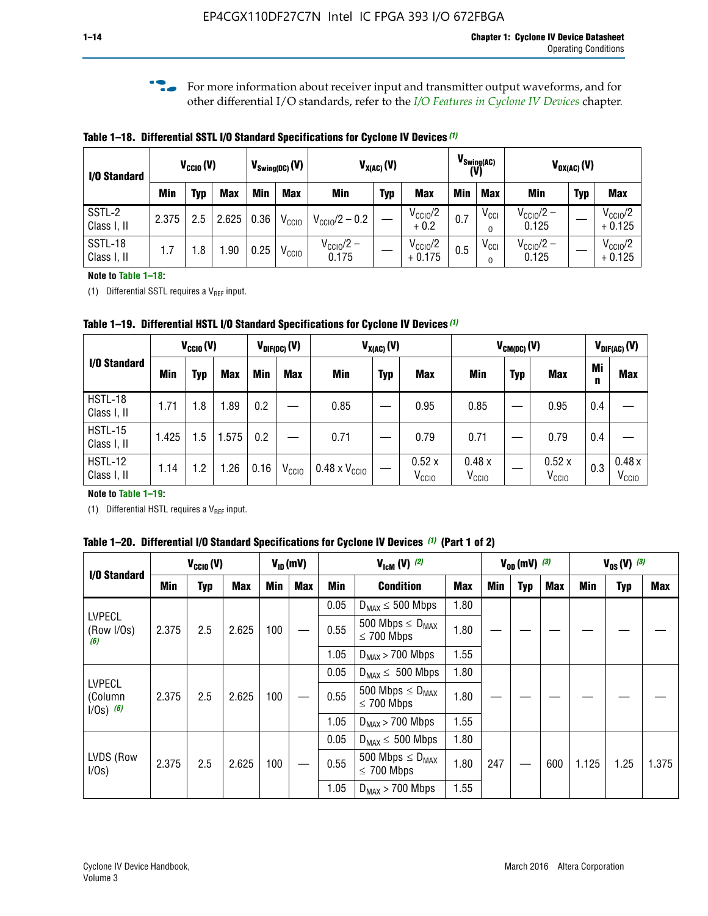For more information about receiver input and transmitter output waveforms, and for other differential I/O standards, refer to the *I/O Features in Cyclone IV Devices* chapter.

**Table 1–18. Differential SSTL I/O Standard Specifications for Cyclone IV Devices (1)**

| I/O Standard | $V_{CCIO}$ (V) | | | $V_{Swing(DC)}$ (V) | | $V_{X(AC)}$ (V) | | | $V_{Swing(AC)}$ (V) | | $V_{OX(AC)}$ (V) | | |
|---|---|---|---|---|---|---|---|---|---|---|---|---|---|
| | Min | Typ | Max | Min | Max | Min | Typ | Max | Min | Max | Min | Typ | Max |
| SSTL-2 Class I, II | 2.375 | 2.5 | 2.625 | 0.36 | $V_{CCIO}$ | $V_{CCIO}/2 - 0.2$ | — | $V_{CCIO}/2 + 0.2$ | 0.7 | $V_{CCIO}$ | $V_{CCIO}/2 - 0.125$ | — | $V_{CCIO}/2 + 0.125$ |
| SSTL-18 Class I, II | 1.7 | 1.8 | 1.90 | 0.25 | $V_{CCIO}$ | $V_{CCIO}/2 - 0.175$ | — | $V_{CCIO}/2 + 0.175$ | 0.5 | $V_{CCIO}$ | $V_{CCIO}/2 - 0.125$ | — | $V_{CCIO}/2 + 0.125$ |

**Note to Table 1–18:**

(1) Differential SSTL requires a $V_{REF}$ input.

**Table 1–19. Differential HSTL I/O Standard Specifications for Cyclone IV Devices (1)**

| I/O Standard | $V_{CCIO}$ (V) | | | $V_{DIF(DC)}$ (V) | | $V_{X(AC)}$ (V) | | | $V_{CM(DC)}$ (V) | | | $V_{DIF(AC)}$ (V) | |
|---|---|---|---|---|---|---|---|---|---|---|---|---|---|
| | Min | Typ | Max | Min | Max | Min | Typ | Max | Min | Typ | Max | Min | Max |
| HSTL-18 Class I, II | 1.71 | 1.8 | 1.89 | 0.2 | — | 0.85 | — | 0.95 | 0.85 | — | 0.95 | 0.4 | — |
| HSTL-15 Class I, II | 1.425 | 1.5 | 1.575 | 0.2 | — | 0.71 | — | 0.79 | 0.71 | — | 0.79 | 0.4 | — |
| HSTL-12 Class I, II | 1.14 | 1.2 | 1.26 | 0.16 | $V_{CCIO}$ | 0.48 x $V_{CCIO}$ | — | 0.52 x $V_{CCIO}$ | 0.48 x $V_{CCIO}$ | — | 0.52 x $V_{CCIO}$ | 0.3 | 0.48 x $V_{CCIO}$ |

**Note to Table 1–19:**

(1) Differential HSTL requires a $V_{REF}$ input.

**Table 1–20. Differential I/O Standard Specifications for Cyclone IV Devices (1) (Part 1 of 2)**

| I/O Standard | $V_{CCIO}$ (V) | | | $V_{ID}$ (mV) | | $V_{IcM}$ (V) (2) | | | $V_{OD}$ (mV) (3) | | | $V_{OS}$ (V) (3) | | |
|---|---|---|---|---|---|---|---|---|---|---|---|---|---|---|
| | Min | Typ | Max | Min | Max | Min | Condition | Max | Min | Typ | Max | Min | Typ | Max |
| LVPECL (Row I/Os) (6) | 2.375 | 2.5 | 2.625 | 100 | — | 0.05 | $D_{MAX} \leq 500$ Mbps | 1.80 | — | — | — | — | — | — |
| | | | | | | 0.55 | 500 Mbps $\leq D_{MAX} \leq 700$ Mbps | 1.80 | | | | | | |
| | | | | | | 1.05 | $D_{MAX} > 700$ Mbps | 1.55 | | | | | | |
| LVPECL (Column I/Os) (6) | 2.375 | 2.5 | 2.625 | 100 | — | 0.05 | $D_{MAX} \leq 500$ Mbps | 1.80 | — | — | — | — | — | — |
| | | | | | | 0.55 | 500 Mbps $\leq D_{MAX} \leq 700$ Mbps | 1.80 | | | | | | |
| | | | | | | 1.05 | $D_{MAX} > 700$ Mbps | 1.55 | | | | | | |
| LVDS (Row I/Os) | 2.375 | 2.5 | 2.625 | 100 | — | 0.05 | $D_{MAX} \leq 500$ Mbps | 1.80 | 247 | — | 600 | 1.125 | 1.25 | 1.375 |
| | | | | | | 0.55 | 500 Mbps $\leq D_{MAX} \leq 700$ Mbps | 1.80 | | | | | | |
| | | | | | | 1.05 | $D_{MAX} > 700$ Mbps | 1.55 | | | | | | |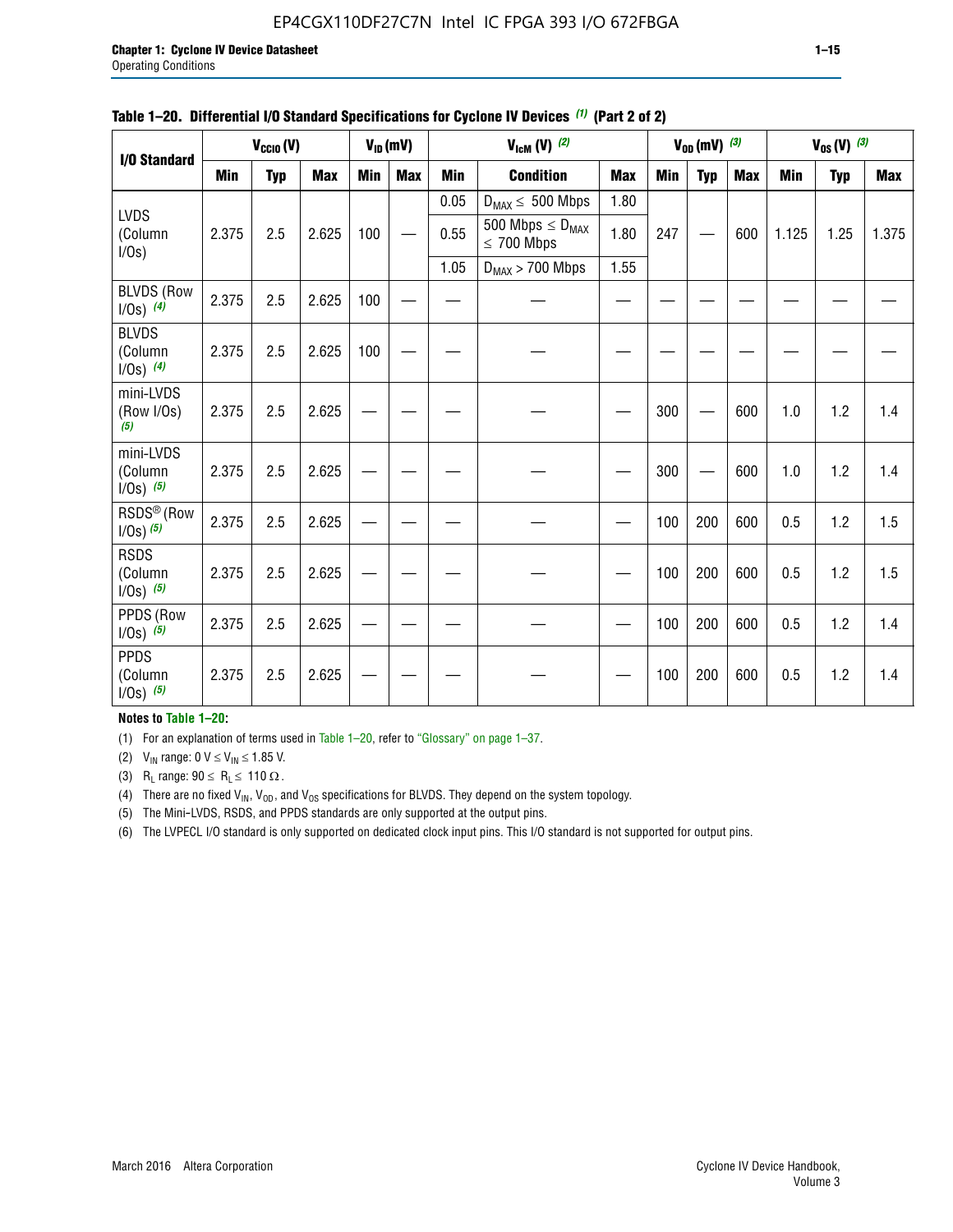**Table 1–20. Differential I/O Standard Specifications for Cyclone IV Devices (1) (Part 2 of 2)**

| I/O Standard | $V_{CCIO}$ (V) | | | $V_{ID}$ (mV) | | $V_{IcM}$ (V) (2) | | | $V_{OD}$ (mV) (3) | | | $V_{OS}$ (V) (3) | | |
|---|---|---|---|---|---|---|---|---|---|---|---|---|---|---|
| | Min | Typ | Max | Min | Max | Min | Condition | Max | Min | Typ | Max | Min | Typ | Max |
| LVDS (Column I/Os) | 2.375 | 2.5 | 2.625 | 100 | — | 0.05 | $D_{MAX} \leq$ 500 Mbps | 1.80 | 247 | — | 600 | 1.125 | 1.25 | 1.375 |
| | | | | | | 0.55 | 500 Mbps $\leq D_{MAX} \leq$ 700 Mbps | 1.80 | | | | | | |
| | | | | | | 1.05 | $D_{MAX}$ > 700 Mbps | 1.55 | | | | | | |
| BLVDS (Row I/Os) (4) | 2.375 | 2.5 | 2.625 | 100 | — | — | — | — | — | — | — | — | — | — |
| BLVDS (Column I/Os) (4) | 2.375 | 2.5 | 2.625 | 100 | — | — | — | — | — | — | — | — | — | — |
| mini-LVDS (Row I/Os) (5) | 2.375 | 2.5 | 2.625 | — | — | — | — | — | 300 | — | 600 | 1.0 | 1.2 | 1.4 |
| mini-LVDS (Column I/Os) (5) | 2.375 | 2.5 | 2.625 | — | — | — | — | — | 300 | — | 600 | 1.0 | 1.2 | 1.4 |
| RSDS® (Row I/Os) (5) | 2.375 | 2.5 | 2.625 | — | — | — | — | — | 100 | 200 | 600 | 0.5 | 1.2 | 1.5 |
| RSDS (Column I/Os) (5) | 2.375 | 2.5 | 2.625 | — | — | — | — | — | 100 | 200 | 600 | 0.5 | 1.2 | 1.5 |
| PPDS (Row I/Os) (5) | 2.375 | 2.5 | 2.625 | — | — | — | — | — | 100 | 200 | 600 | 0.5 | 1.2 | 1.4 |
| PPDS (Column I/Os) (5) | 2.375 | 2.5 | 2.625 | — | — | — | — | — | 100 | 200 | 600 | 0.5 | 1.2 | 1.4 |

**Notes to Table 1–20:**

(1) For an explanation of terms used in Table 1–20, refer to "Glossary" on page 1–37.

(2) $V_{IN}$ range: 0 V $\leq V_{IN} \leq$ 1.85 V.

(3) $R_L$ range: 90 $\leq R_L \leq$ 110 Ω.

(4) There are no fixed $V_{IN}$, $V_{OD}$, and $V_{OS}$ specifications for BLVDS. They depend on the system topology.

(5) The Mini-LVDS, RSDS, and PPDS standards are only supported at the output pins.

(6) The LVPECL I/O standard is only supported on dedicated clock input pins. This I/O standard is not supported for output pins.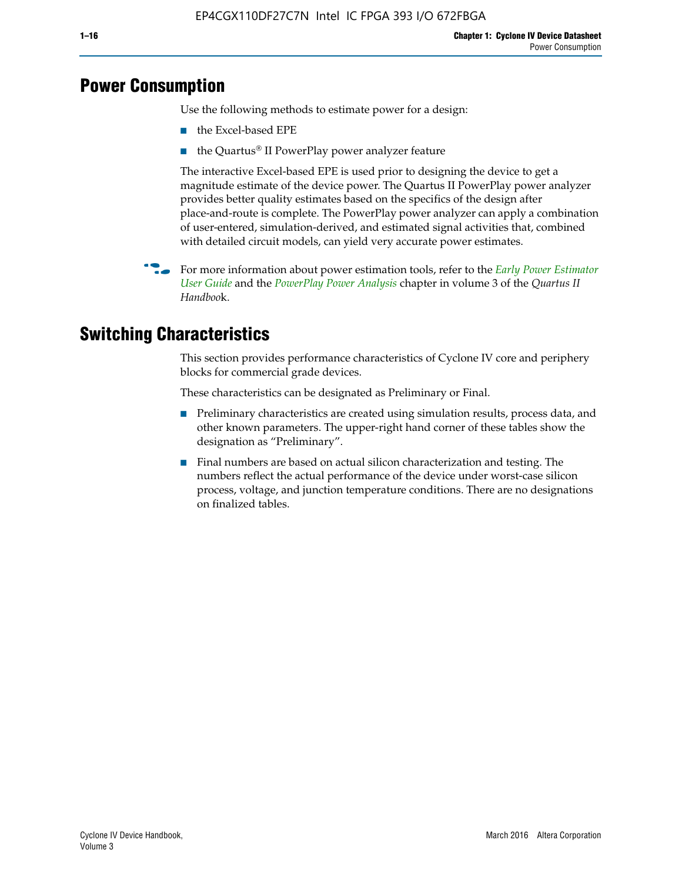# Power Consumption

Use the following methods to estimate power for a design:

- the Excel-based EPE
- the Quartus® II PowerPlay power analyzer feature

The interactive Excel-based EPE is used prior to designing the device to get a magnitude estimate of the device power. The Quartus II PowerPlay power analyzer provides better quality estimates based on the specifics of the design after place-and-route is complete. The PowerPlay power analyzer can apply a combination of user-entered, simulation-derived, and estimated signal activities that, combined with detailed circuit models, can yield very accurate power estimates.

For more information about power estimation tools, refer to the *Early Power Estimator User Guide* and the *PowerPlay Power Analysis* chapter in volume 3 of the *Quartus II Handbook*.

# Switching Characteristics

This section provides performance characteristics of Cyclone IV core and periphery blocks for commercial grade devices.

These characteristics can be designated as Preliminary or Final.

- Preliminary characteristics are created using simulation results, process data, and other known parameters. The upper-right hand corner of these tables show the designation as "Preliminary".
- Final numbers are based on actual silicon characterization and testing. The numbers reflect the actual performance of the device under worst-case silicon process, voltage, and junction temperature conditions. There are no designations on finalized tables.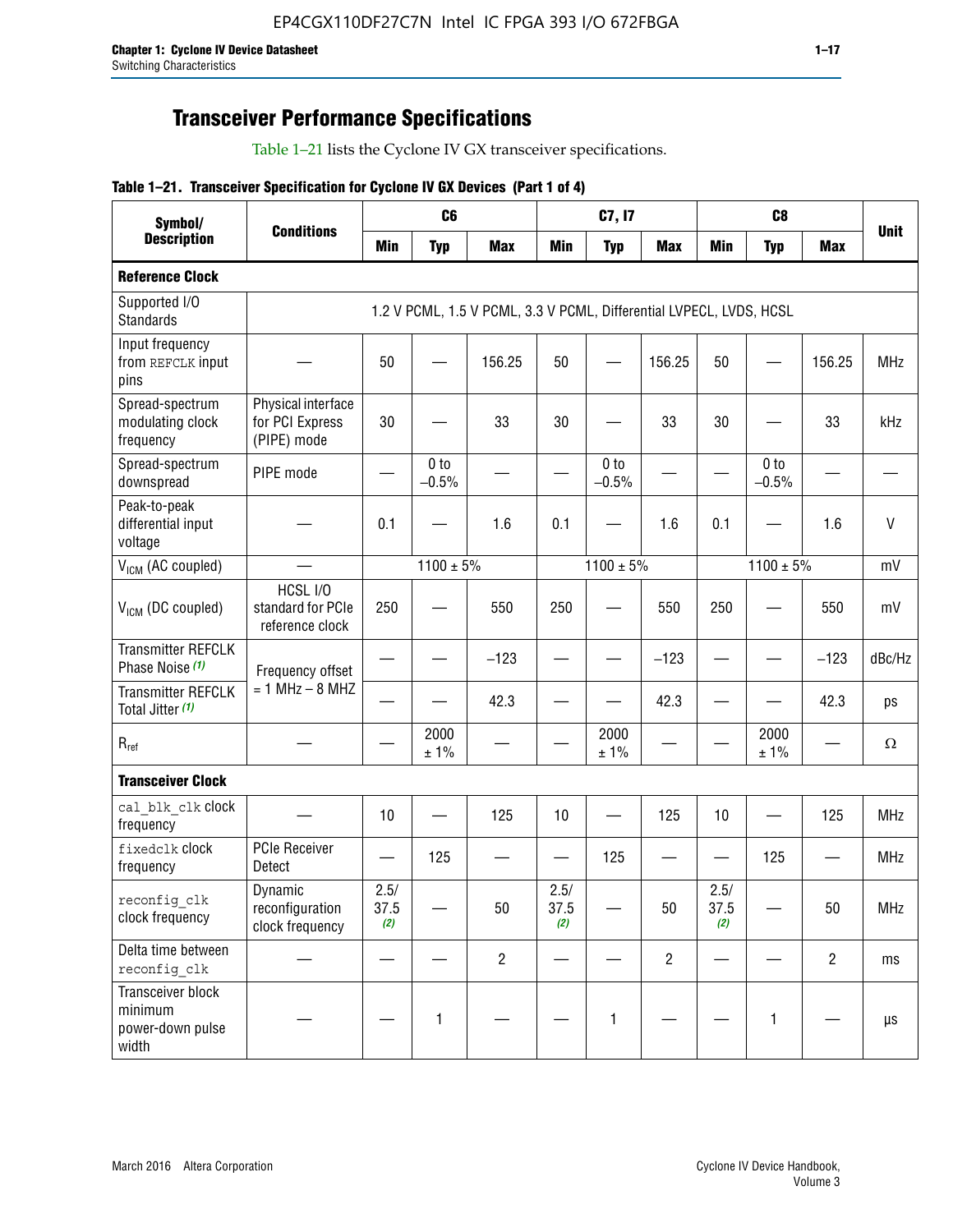## Transceiver Performance Specifications

Table 1–21 lists the Cyclone IV GX transceiver specifications.

**Table 1–21. Transceiver Specification for Cyclone IV GX Devices (Part 1 of 4)**

| Symbol/ Description | Conditions | C6 | | | C7, I7 | | | C8 | | | Unit |
|---|---|---|---|---|---|---|---|---|---|---|---|
| | | Min | Typ | Max | Min | Typ | Max | Min | Typ | Max | |
| **Reference Clock** | | | | | | | | | | | |
| Supported I/O Standards | 1.2 V PCML, 1.5 V PCML, 3.3 V PCML, Differential LVPECL, LVDS, HCSL | | | | | | | | | | |
| Input frequency from REFCLK input pins | — | 50 | — | 156.25 | 50 | — | 156.25 | 50 | — | 156.25 | MHz |
| Spread-spectrum modulating clock frequency | Physical interface for PCI Express (PIPE) mode | 30 | — | 33 | 30 | — | 33 | 30 | — | 33 | kHz |
| Spread-spectrum downspread | PIPE mode | — | 0 to −0.5% | — | — | 0 to −0.5% | — | — | 0 to −0.5% | — | — |
| Peak-to-peak differential input voltage | — | 0.1 | — | 1.6 | 0.1 | — | 1.6 | 0.1 | — | 1.6 | V |
| $V_{ICM}$ (AC coupled) | — | 1100 ± 5% | | | 1100 ± 5% | | | 1100 ± 5% | | | mV |
| $V_{ICM}$ (DC coupled) | HCSL I/O standard for PCIe reference clock | 250 | — | 550 | 250 | — | 550 | 250 | — | 550 | mV |
| Transmitter REFCLK Phase Noise *(1)* | Frequency offset = 1 MHz – 8 MHZ | — | — | −123 | — | — | −123 | — | — | −123 | dBc/Hz |
| Transmitter REFCLK Total Jitter *(1)* | | — | — | 42.3 | — | — | 42.3 | — | — | 42.3 | ps |
| $R_{ref}$ | — | — | 2000 ± 1% | — | — | 2000 ± 1% | — | — | 2000 ± 1% | — | Ω |
| **Transceiver Clock** | | | | | | | | | | | |
| cal_blk_clk clock frequency | — | 10 | — | 125 | 10 | — | 125 | 10 | — | 125 | MHz |
| fixedclk clock frequency | PCIe Receiver Detect | — | 125 | — | — | 125 | — | — | 125 | — | MHz |
| reconfig_clk clock frequency | Dynamic reconfiguration clock frequency | 2.5/ 37.5 *(2)* | — | 50 | 2.5/ 37.5 *(2)* | — | 50 | 2.5/ 37.5 *(2)* | — | 50 | MHz |
| Delta time between reconfig_clk | — | — | — | 2 | — | — | 2 | — | — | 2 | ms |
| Transceiver block minimum power-down pulse width | — | — | 1 | — | — | 1 | — | — | 1 | — | µs |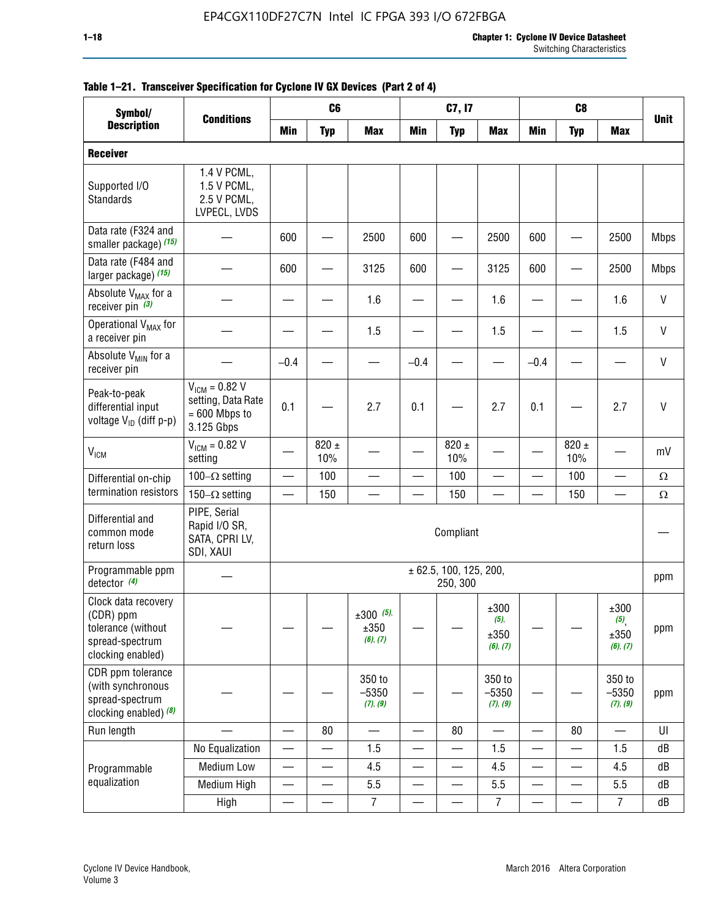**Table 1–21. Transceiver Specification for Cyclone IV GX Devices (Part 2 of 4)**

| Symbol/ Description | Conditions | C6 | | | C7, I7 | | | C8 | | | Unit |
|---|---|---|---|---|---|---|---|---|---|---|---|
| | | Min | Typ | Max | Min | Typ | Max | Min | Typ | Max | |
| **Receiver** | | | | | | | | | | | |
| Supported I/O Standards | 1.4 V PCML, 1.5 V PCML, 2.5 V PCML, LVPECL, LVDS | | | | | | | | | | |
| Data rate (F324 and smaller package) *(15)* | — | 600 | — | 2500 | 600 | — | 2500 | 600 | — | 2500 | Mbps |
| Data rate (F484 and larger package) *(15)* | — | 600 | — | 3125 | 600 | — | 3125 | 600 | — | 2500 | Mbps |
| Absolute $V_{MAX}$ for a receiver pin *(3)* | — | — | — | 1.6 | — | — | 1.6 | — | — | 1.6 | V |
| Operational $V_{MAX}$ for a receiver pin | — | — | — | 1.5 | — | — | 1.5 | — | — | 1.5 | V |
| Absolute $V_{MIN}$ for a receiver pin | — | –0.4 | — | — | –0.4 | — | — | –0.4 | — | — | V |
| Peak-to-peak differential input voltage $V_{ID}$ (diff p-p) | $V_{ICM}$ = 0.82 V setting, Data Rate = 600 Mbps to 3.125 Gbps | 0.1 | — | 2.7 | 0.1 | — | 2.7 | 0.1 | — | 2.7 | V |
| $V_{ICM}$ | $V_{ICM}$ = 0.82 V setting | — | 820 ± 10% | — | — | 820 ± 10% | — | — | 820 ± 10% | — | mV |
| Differential on-chip termination resistors | 100–Ω setting | — | 100 | — | — | 100 | — | — | 100 | — | Ω |
| | 150–Ω setting | — | 150 | — | — | 150 | — | — | 150 | — | Ω |
| Differential and common mode return loss | PIPE, Serial Rapid I/O SR, SATA, CPRI LV, SDI, XAUI | Compliant | | | | | | | | | — |
| Programmable ppm detector *(4)* | — | ± 62.5, 100, 125, 200, 250, 300 | | | | | | | | | ppm |
| Clock data recovery (CDR) ppm tolerance (without spread-spectrum clocking enabled) | — | — | — | ±300 *(5)*, ±350 *(6)*, *(7)* | — | — | ±300 *(5)*, ±350 *(6)*, *(7)* | — | — | ±300 *(5)*, ±350 *(6)*, *(7)* | ppm |
| CDR ppm tolerance (with synchronous spread-spectrum clocking enabled) *(8)* | — | — | — | 350 to –5350 *(7)*, *(9)* | — | — | 350 to –5350 *(7)*, *(9)* | — | — | 350 to –5350 *(7)*, *(9)* | ppm |
| Run length | — | — | 80 | — | — | 80 | — | — | 80 | — | UI |
| Programmable equalization | No Equalization | — | — | 1.5 | — | — | 1.5 | — | — | 1.5 | dB |
| | Medium Low | — | — | 4.5 | — | — | 4.5 | — | — | 4.5 | dB |
| | Medium High | — | — | 5.5 | — | — | 5.5 | — | — | 5.5 | dB |
| | High | — | — | 7 | — | — | 7 | — | — | 7 | dB |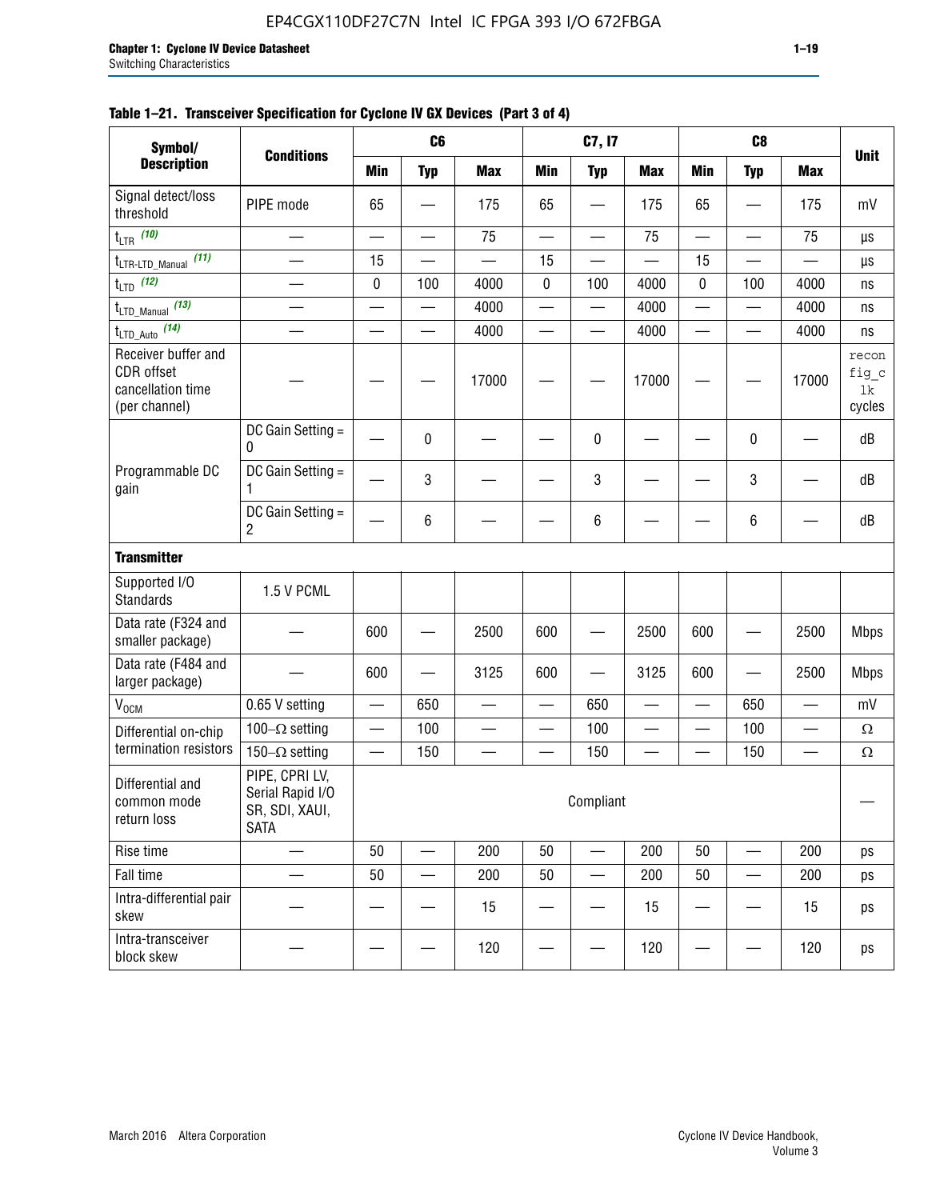**Table 1–21. Transceiver Specification for Cyclone IV GX Devices (Part 3 of 4)**

| Symbol/ Description | Conditions | C6 | | | C7, I7 | | | C8 | | | Unit |
|---|---|---|---|---|---|---|---|---|---|---|---|
| | | Min | Typ | Max | Min | Typ | Max | Min | Typ | Max | |
| Signal detect/loss threshold | PIPE mode | 65 | — | 175 | 65 | — | 175 | 65 | — | 175 | mV |
| $t_{LTR}$ (10) | — | — | — | 75 | — | — | 75 | — | — | 75 | µs |
| $t_{LTR\text{-}LTD\_Manual}$ (11) | — | 15 | — | — | 15 | — | — | 15 | — | — | µs |
| $t_{LTD}$ (12) | — | 0 | 100 | 4000 | 0 | 100 | 4000 | 0 | 100 | 4000 | ns |
| $t_{LTD\_Manual}$ (13) | — | — | — | 4000 | — | — | 4000 | — | — | 4000 | ns |
| $t_{LTD\_Auto}$ (14) | — | — | — | 4000 | — | — | 4000 | — | — | 4000 | ns |
| Receiver buffer and CDR offset cancellation time (per channel) | — | — | — | 17000 | — | — | 17000 | — | — | 17000 | reconfig_clk cycles |
| Programmable DC gain | DC Gain Setting = 0 | — | 0 | — | — | 0 | — | — | 0 | — | dB |
| | DC Gain Setting = 1 | — | 3 | — | — | 3 | — | — | 3 | — | dB |
| | DC Gain Setting = 2 | — | 6 | — | — | 6 | — | — | 6 | — | dB |
| **Transmitter** | | | | | | | | | | | |
| Supported I/O Standards | 1.5 V PCML | | | | | | | | | | |
| Data rate (F324 and smaller package) | — | 600 | — | 2500 | 600 | — | 2500 | 600 | — | 2500 | Mbps |
| Data rate (F484 and larger package) | — | 600 | — | 3125 | 600 | — | 3125 | 600 | — | 2500 | Mbps |
| $V_{OCM}$ | 0.65 V setting | — | 650 | — | — | 650 | — | — | 650 | — | mV |
| Differential on-chip termination resistors | 100–Ω setting | — | 100 | — | — | 100 | — | — | 100 | — | Ω |
| | 150–Ω setting | — | 150 | — | — | 150 | — | — | 150 | — | Ω |
| Differential and common mode return loss | PIPE, CPRI LV, Serial Rapid I/O SR, SDI, XAUI, SATA | Compliant | | | | | | | | | — |
| Rise time | — | 50 | — | 200 | 50 | — | 200 | 50 | — | 200 | ps |
| Fall time | — | 50 | — | 200 | 50 | — | 200 | 50 | — | 200 | ps |
| Intra-differential pair skew | — | — | — | 15 | — | — | 15 | — | — | 15 | ps |
| Intra-transceiver block skew | — | — | — | 120 | — | — | 120 | — | — | 120 | ps |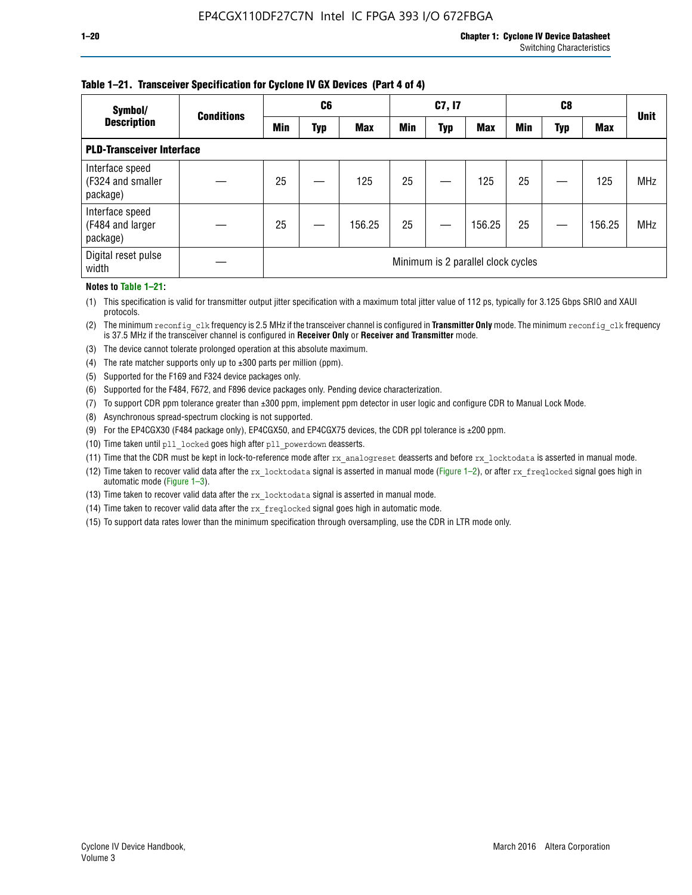**Table 1–21. Transceiver Specification for Cyclone IV GX Devices (Part 4 of 4)**

| Symbol/ Description | Conditions | C6 | | | C7, I7 | | | C8 | | | Unit |
|---|---|---|---|---|---|---|---|---|---|---|---|
| | | Min | Typ | Max | Min | Typ | Max | Min | Typ | Max | |
| **PLD-Transceiver Interface** | | | | | | | | | | | |
| Interface speed (F324 and smaller package) | — | 25 | — | 125 | 25 | — | 125 | 25 | — | 125 | MHz |
| Interface speed (F484 and larger package) | — | 25 | — | 156.25 | 25 | — | 156.25 | 25 | — | 156.25 | MHz |
| Digital reset pulse width | — | Minimum is 2 parallel clock cycles | | | | | | | | | |

**Notes to Table 1–21:**

(1) This specification is valid for transmitter output jitter specification with a maximum total jitter value of 112 ps, typically for 3.125 Gbps SRIO and XAUI protocols.

(2) The minimum `reconfig_clk` frequency is 2.5 MHz if the transceiver channel is configured in **Transmitter Only** mode. The minimum `reconfig_clk` frequency is 37.5 MHz if the transceiver channel is configured in **Receiver Only** or **Receiver and Transmitter** mode.

(3) The device cannot tolerate prolonged operation at this absolute maximum.

(4) The rate matcher supports only up to ±300 parts per million (ppm).

(5) Supported for the F169 and F324 device packages only.

(6) Supported for the F484, F672, and F896 device packages only. Pending device characterization.

(7) To support CDR ppm tolerance greater than ±300 ppm, implement ppm detector in user logic and configure CDR to Manual Lock Mode.

(8) Asynchronous spread-spectrum clocking is not supported.

(9) For the EP4CGX30 (F484 package only), EP4CGX50, and EP4CGX75 devices, the CDR ppl tolerance is ±200 ppm.

(10) Time taken until `pll_locked` goes high after `pll_powerdown` deasserts.

(11) Time that the CDR must be kept in lock-to-reference mode after `rx_analogreset` deasserts and before `rx_locktodata` is asserted in manual mode.

(12) Time taken to recover valid data after the `rx_locktodata` signal is asserted in manual mode (Figure 1–2), or after `rx_freqlocked` signal goes high in automatic mode (Figure 1–3).

(13) Time taken to recover valid data after the `rx_locktodata` signal is asserted in manual mode.

(14) Time taken to recover valid data after the `rx_freqlocked` signal goes high in automatic mode.

(15) To support data rates lower than the minimum specification through oversampling, use the CDR in LTR mode only.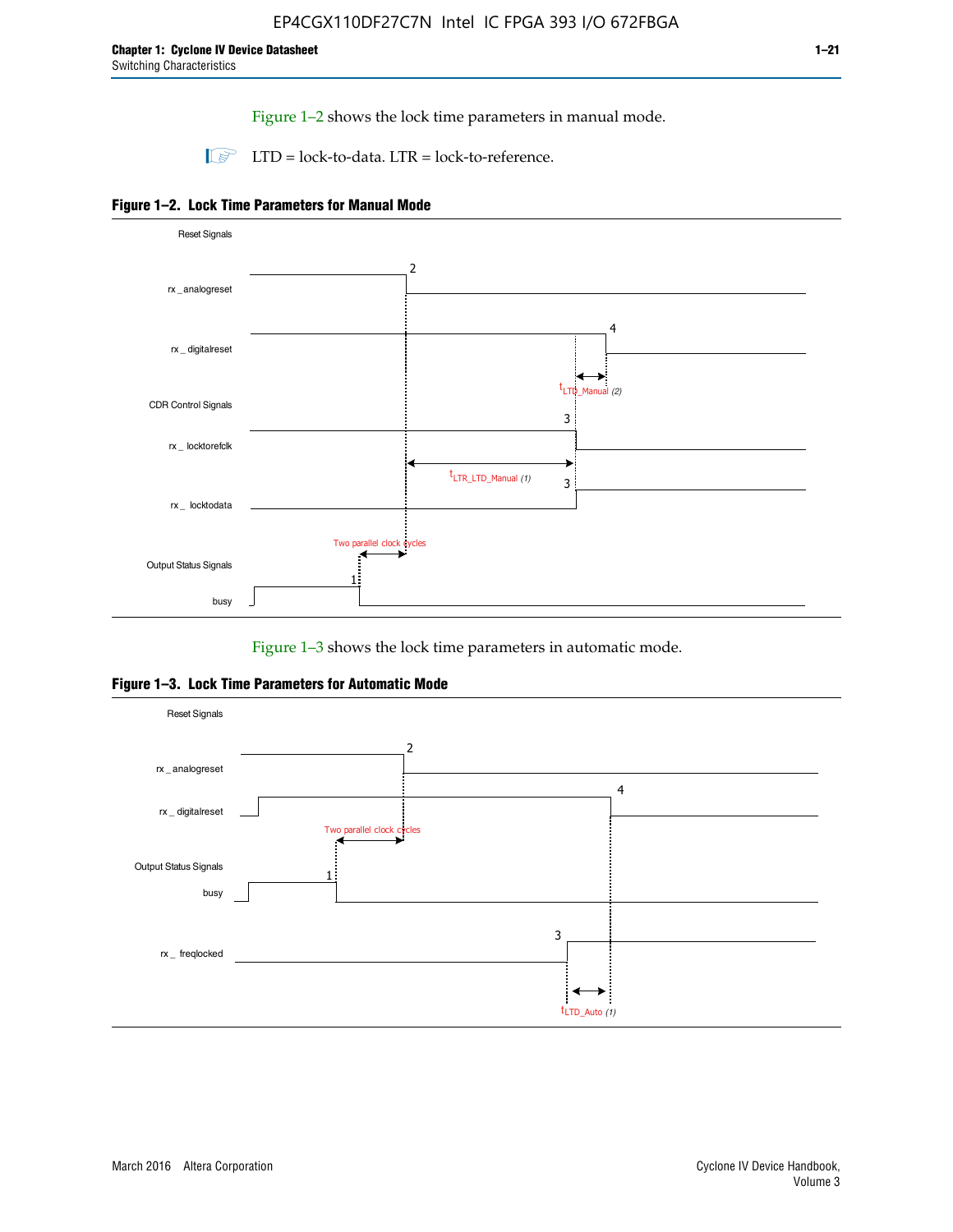Figure 1–2 shows the lock time parameters in manual mode.

LTD = lock-to-data. LTR = lock-to-reference.

**Figure 1–2. Lock Time Parameters for Manual Mode**

Reset Signals

rx _analogreset

rx _ digitalreset

$t_{LTD\_Manual}$ (2)

CDR Control Signals

rx _ locktorefclk

$t_{LTR\_LTD\_Manual}$ (1)

rx _ locktodata

Two parallel clock cycles

Output Status Signals

busy

Figure 1–3 shows the lock time parameters in automatic mode.

**Figure 1–3. Lock Time Parameters for Automatic Mode**

Reset Signals

rx _ analogreset

rx _ digitalreset

Two parallel clock cycles

Output Status Signals

busy

rx _ freqlocked

$t_{LTD\_Auto}$ (1)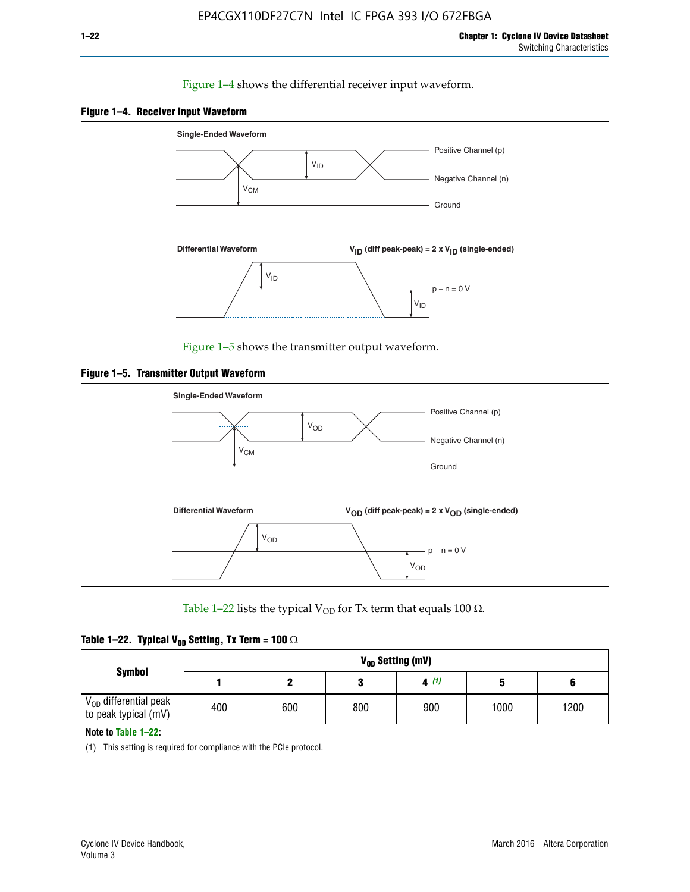Figure 1–4 shows the differential receiver input waveform.

**Figure 1–4. Receiver Input Waveform**

Single-Ended Waveform

Positive Channel (p)

Negative Channel (n)

Ground

$V_{ID}$

$V_{CM}$

Differential Waveform

$V_{ID}$ (diff peak-peak) = 2 x $V_{ID}$ (single-ended)

$V_{ID}$

p − n = 0 V

$V_{ID}$

Figure 1–5 shows the transmitter output waveform.

**Figure 1–5. Transmitter Output Waveform**

Single-Ended Waveform

Positive Channel (p)

Negative Channel (n)

Ground

$V_{OD}$

$V_{CM}$

Differential Waveform

$V_{OD}$ (diff peak-peak) = 2 x $V_{OD}$ (single-ended)

$V_{OD}$

p − n = 0 V

$V_{OD}$

Table 1–22 lists the typical $V_{OD}$ for Tx term that equals 100 Ω.

**Table 1–22. Typical $V_{OD}$ Setting, Tx Term = 100 Ω**

| Symbol | $V_{OD}$ Setting (mV) | | | | | |
|---|---|---|---|---|---|---|
| | 1 | 2 | 3 | 4 (1) | 5 | 6 |
| $V_{OD}$ differential peak to peak typical (mV) | 400 | 600 | 800 | 900 | 1000 | 1200 |

**Note to Table 1–22:**

(1) This setting is required for compliance with the PCIe protocol.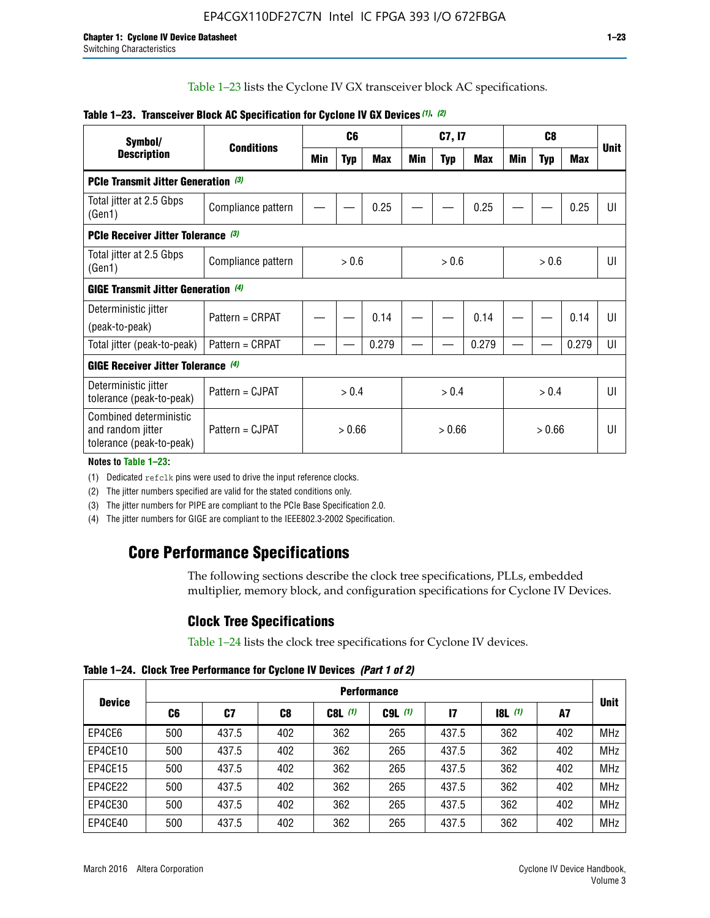Table 1–23 lists the Cyclone IV GX transceiver block AC specifications.

**Table 1–23. Transceiver Block AC Specification for Cyclone IV GX Devices (1), (2)**

| Symbol/ Description | Conditions | C6 | | | C7, I7 | | | C8 | | | Unit |
|---|---|---|---|---|---|---|---|---|---|---|---|
| | | Min | Typ | Max | Min | Typ | Max | Min | Typ | Max | |
| **PCIe Transmit Jitter Generation (3)** | | | | | | | | | | | |
| Total jitter at 2.5 Gbps (Gen1) | Compliance pattern | — | — | 0.25 | — | — | 0.25 | — | — | 0.25 | UI |
| **PCIe Receiver Jitter Tolerance (3)** | | | | | | | | | | | |
| Total jitter at 2.5 Gbps (Gen1) | Compliance pattern | > 0.6 | | | > 0.6 | | | > 0.6 | | | UI |
| **GIGE Transmit Jitter Generation (4)** | | | | | | | | | | | |
| Deterministic jitter (peak-to-peak) | Pattern = CRPAT | — | — | 0.14 | — | — | 0.14 | — | — | 0.14 | UI |
| Total jitter (peak-to-peak) | Pattern = CRPAT | — | — | 0.279 | — | — | 0.279 | — | — | 0.279 | UI |
| **GIGE Receiver Jitter Tolerance (4)** | | | | | | | | | | | |
| Deterministic jitter tolerance (peak-to-peak) | Pattern = CJPAT | > 0.4 | | | > 0.4 | | | > 0.4 | | | UI |
| Combined deterministic and random jitter tolerance (peak-to-peak) | Pattern = CJPAT | > 0.66 | | | > 0.66 | | | > 0.66 | | | UI |

**Notes to Table 1–23:**

(1) Dedicated refclk pins were used to drive the input reference clocks.

(2) The jitter numbers specified are valid for the stated conditions only.

(3) The jitter numbers for PIPE are compliant to the PCIe Base Specification 2.0.

(4) The jitter numbers for GIGE are compliant to the IEEE802.3-2002 Specification.

# Core Performance Specifications

The following sections describe the clock tree specifications, PLLs, embedded multiplier, memory block, and configuration specifications for Cyclone IV Devices.

## Clock Tree Specifications

Table 1–24 lists the clock tree specifications for Cyclone IV devices.

**Table 1–24. Clock Tree Performance for Cyclone IV Devices (Part 1 of 2)**

| Device | Performance | | | | | | | | Unit |
|---|---|---|---|---|---|---|---|---|---|
| | C6 | C7 | C8 | C8L (1) | C9L (1) | I7 | I8L (1) | A7 | |
| EP4CE6 | 500 | 437.5 | 402 | 362 | 265 | 437.5 | 362 | 402 | MHz |
| EP4CE10 | 500 | 437.5 | 402 | 362 | 265 | 437.5 | 362 | 402 | MHz |
| EP4CE15 | 500 | 437.5 | 402 | 362 | 265 | 437.5 | 362 | 402 | MHz |
| EP4CE22 | 500 | 437.5 | 402 | 362 | 265 | 437.5 | 362 | 402 | MHz |
| EP4CE30 | 500 | 437.5 | 402 | 362 | 265 | 437.5 | 362 | 402 | MHz |
| EP4CE40 | 500 | 437.5 | 402 | 362 | 265 | 437.5 | 362 | 402 | MHz |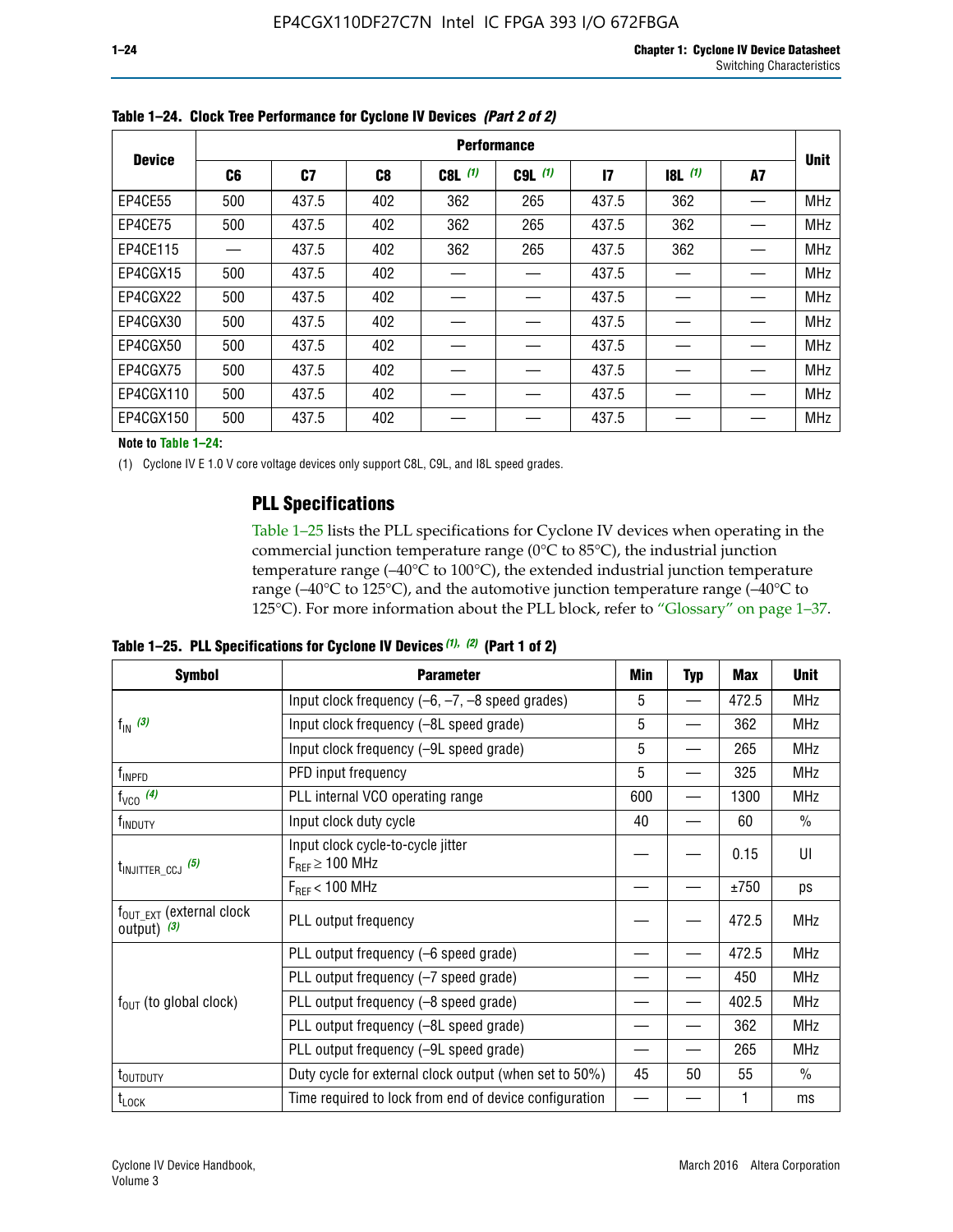**Table 1–24. Clock Tree Performance for Cyclone IV Devices *(Part 2 of 2)***

| Device | Performance | | | | | | | | Unit |
|---|---|---|---|---|---|---|---|---|---|
| | C6 | C7 | C8 | C8L (1) | C9L (1) | I7 | I8L (1) | A7 | |
| EP4CE55 | 500 | 437.5 | 402 | 362 | 265 | 437.5 | 362 | — | MHz |
| EP4CE75 | 500 | 437.5 | 402 | 362 | 265 | 437.5 | 362 | — | MHz |
| EP4CE115 | — | 437.5 | 402 | 362 | 265 | 437.5 | 362 | — | MHz |
| EP4CGX15 | 500 | 437.5 | 402 | — | — | 437.5 | — | — | MHz |
| EP4CGX22 | 500 | 437.5 | 402 | — | — | 437.5 | — | — | MHz |
| EP4CGX30 | 500 | 437.5 | 402 | — | — | 437.5 | — | — | MHz |
| EP4CGX50 | 500 | 437.5 | 402 | — | — | 437.5 | — | — | MHz |
| EP4CGX75 | 500 | 437.5 | 402 | — | — | 437.5 | — | — | MHz |
| EP4CGX110 | 500 | 437.5 | 402 | — | — | 437.5 | — | — | MHz |
| EP4CGX150 | 500 | 437.5 | 402 | — | — | 437.5 | — | — | MHz |

**Note to Table 1–24:**

(1) Cyclone IV E 1.0 V core voltage devices only support C8L, C9L, and I8L speed grades.

## PLL Specifications

Table 1–25 lists the PLL specifications for Cyclone IV devices when operating in the commercial junction temperature range (0°C to 85°C), the industrial junction temperature range (–40°C to 100°C), the extended industrial junction temperature range (–40°C to 125°C), and the automotive junction temperature range (–40°C to 125°C). For more information about the PLL block, refer to "Glossary" on page 1–37.

**Table 1–25. PLL Specifications for Cyclone IV Devices *(1), (2)* (Part 1 of 2)**

| Symbol | Parameter | Min | Typ | Max | Unit |
|---|---|---|---|---|---|
| $f_{IN}$ (3) | Input clock frequency (–6, –7, –8 speed grades) | 5 | — | 472.5 | MHz |
| | Input clock frequency (–8L speed grade) | 5 | — | 362 | MHz |
| | Input clock frequency (–9L speed grade) | 5 | — | 265 | MHz |
| $f_{INPFD}$ | PFD input frequency | 5 | — | 325 | MHz |
| $f_{VCO}$ (4) | PLL internal VCO operating range | 600 | — | 1300 | MHz |
| $f_{INDUTY}$ | Input clock duty cycle | 40 | — | 60 | % |
| $t_{INJITTER\_CCJ}$ (5) | Input clock cycle-to-cycle jitter $F_{REF} \geq 100$ MHz | — | — | 0.15 | UI |
| | $F_{REF} < 100$ MHz | — | — | ±750 | ps |
| $f_{OUT\_EXT}$ (external clock output) (3) | PLL output frequency | — | — | 472.5 | MHz |
| $f_{OUT}$ (to global clock) | PLL output frequency (–6 speed grade) | — | — | 472.5 | MHz |
| | PLL output frequency (–7 speed grade) | — | — | 450 | MHz |
| | PLL output frequency (–8 speed grade) | — | — | 402.5 | MHz |
| | PLL output frequency (–8L speed grade) | — | — | 362 | MHz |
| | PLL output frequency (–9L speed grade) | — | — | 265 | MHz |
| $t_{OUTDUTY}$ | Duty cycle for external clock output (when set to 50%) | 45 | 50 | 55 | % |
| $t_{LOCK}$ | Time required to lock from end of device configuration | — | — | 1 | ms |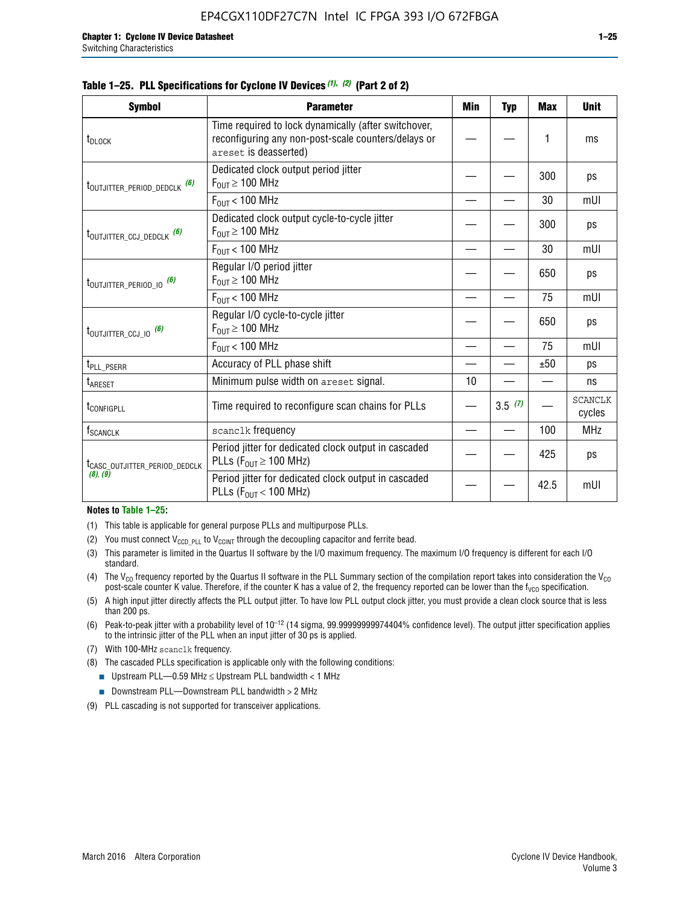**Table 1–25. PLL Specifications for Cyclone IV Devices (1), (2) (Part 2 of 2)**

| Symbol | Parameter | Min | Typ | Max | Unit |
|---|---|---|---|---|---|
| $t_{DLOCK}$ | Time required to lock dynamically (after switchover, reconfiguring any non-post-scale counters/delays or `areset` is deasserted) | — | — | 1 | ms |
| $t_{OUTJITTER\_PERIOD\_DEDCLK}$ (6) | Dedicated clock output period jitter $F_{OUT} \geq 100$ MHz | — | — | 300 | ps |
| | $F_{OUT} < 100$ MHz | — | — | 30 | mUI |
| $t_{OUTJITTER\_CCJ\_DEDCLK}$ (6) | Dedicated clock output cycle-to-cycle jitter $F_{OUT} \geq 100$ MHz | — | — | 300 | ps |
| | $F_{OUT} < 100$ MHz | — | — | 30 | mUI |
| $t_{OUTJITTER\_PERIOD\_IO}$ (6) | Regular I/O period jitter $F_{OUT} \geq 100$ MHz | — | — | 650 | ps |
| | $F_{OUT} < 100$ MHz | — | — | 75 | mUI |
| $t_{OUTJITTER\_CCJ\_IO}$ (6) | Regular I/O cycle-to-cycle jitter $F_{OUT} \geq 100$ MHz | — | — | 650 | ps |
| | $F_{OUT} < 100$ MHz | — | — | 75 | mUI |
| $t_{PLL\_PSERR}$ | Accuracy of PLL phase shift | — | — | ±50 | ps |
| $t_{ARESET}$ | Minimum pulse width on `areset` signal. | 10 | — | — | ns |
| $t_{CONFIGPLL}$ | Time required to reconfigure scan chains for PLLs | — | 3.5 (7) | — | SCANCLK cycles |
| $f_{SCANCLK}$ | `scanclk` frequency | — | — | 100 | MHz |
| $t_{CASC\_OUTJITTER\_PERIOD\_DEDCLK}$ (8), (9) | Period jitter for dedicated clock output in cascaded PLLs ($F_{OUT} \geq 100$ MHz) | — | — | 425 | ps |
| | Period jitter for dedicated clock output in cascaded PLLs ($F_{OUT} < 100$ MHz) | — | — | 42.5 | mUI |

**Notes to Table 1–25:**

(1) This table is applicable for general purpose PLLs and multipurpose PLLs.

(2) You must connect $V_{CCD\_PLL}$ to $V_{CCINT}$ through the decoupling capacitor and ferrite bead.

(3) This parameter is limited in the Quartus II software by the I/O maximum frequency. The maximum I/O frequency is different for each I/O standard.

(4) The $V_{CO}$ frequency reported by the Quartus II software in the PLL Summary section of the compilation report takes into consideration the $V_{CO}$ post-scale counter K value. Therefore, if the counter K has a value of 2, the frequency reported can be lower than the $f_{VCO}$ specification.

(5) A high input jitter directly affects the PLL output jitter. To have low PLL output clock jitter, you must provide a clean clock source that is less than 200 ps.

(6) Peak-to-peak jitter with a probability level of $10^{-12}$ (14 sigma, 99.99999999974404% confidence level). The output jitter specification applies to the intrinsic jitter of the PLL when an input jitter of 30 ps is applied.

(7) With 100-MHz `scanclk` frequency.

(8) The cascaded PLLs specification is applicable only with the following conditions:
- Upstream PLL—0.59 MHz ≤ Upstream PLL bandwidth < 1 MHz
- Downstream PLL—Downstream PLL bandwidth > 2 MHz

(9) PLL cascading is not supported for transceiver applications.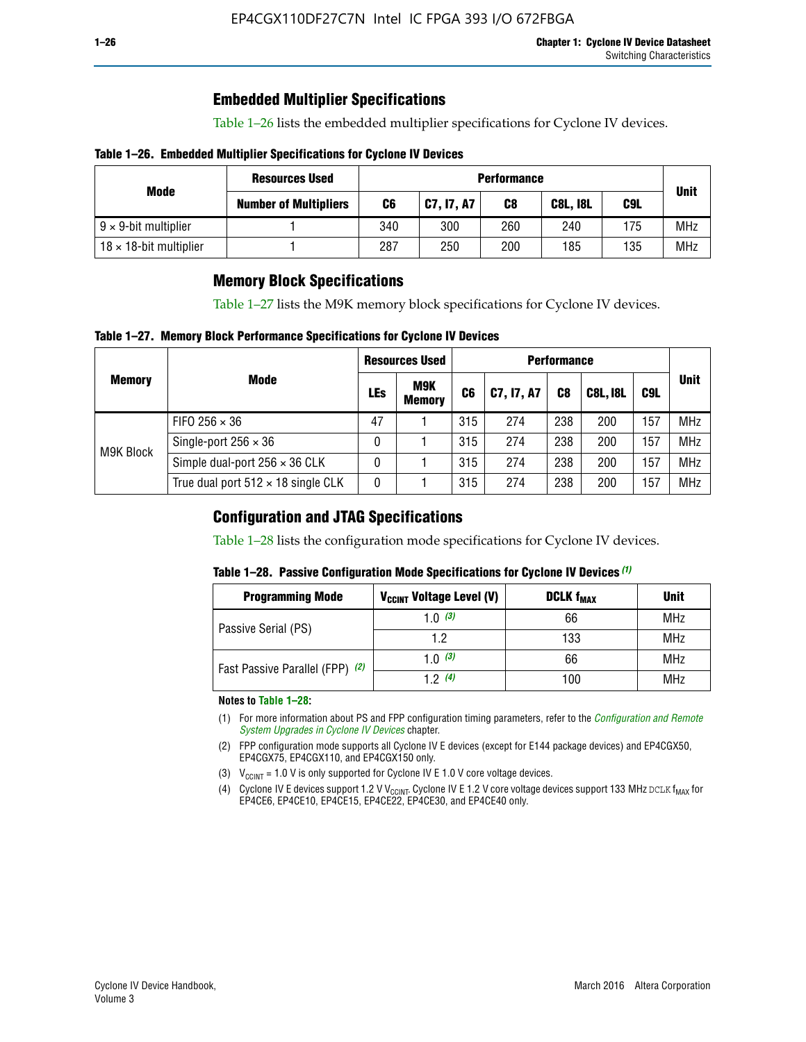## Embedded Multiplier Specifications

Table 1–26 lists the embedded multiplier specifications for Cyclone IV devices.

**Table 1–26. Embedded Multiplier Specifications for Cyclone IV Devices**

| Mode | Resources Used | Performance | | | | | Unit |
|---|---|---|---|---|---|---|---|
| | Number of Multipliers | C6 | C7, I7, A7 | C8 | C8L, I8L | C9L | |
| 9 × 9-bit multiplier | 1 | 340 | 300 | 260 | 240 | 175 | MHz |
| 18 × 18-bit multiplier | 1 | 287 | 250 | 200 | 185 | 135 | MHz |

## Memory Block Specifications

Table 1–27 lists the M9K memory block specifications for Cyclone IV devices.

**Table 1–27. Memory Block Performance Specifications for Cyclone IV Devices**

| Memory | Mode | Resources Used | | Performance | | | | | Unit |
|---|---|---|---|---|---|---|---|---|---|
| | | LEs | M9K Memory | C6 | C7, I7, A7 | C8 | C8L, I8L | C9L | |
| M9K Block | FIFO 256 × 36 | 47 | 1 | 315 | 274 | 238 | 200 | 157 | MHz |
| | Single-port 256 × 36 | 0 | 1 | 315 | 274 | 238 | 200 | 157 | MHz |
| | Simple dual-port 256 × 36 CLK | 0 | 1 | 315 | 274 | 238 | 200 | 157 | MHz |
| | True dual port 512 × 18 single CLK | 0 | 1 | 315 | 274 | 238 | 200 | 157 | MHz |

## Configuration and JTAG Specifications

Table 1–28 lists the configuration mode specifications for Cyclone IV devices.

**Table 1–28. Passive Configuration Mode Specifications for Cyclone IV Devices** *(1)*

| Programming Mode | $V_{CCINT}$ Voltage Level (V) | DCLK $f_{MAX}$ | Unit |
|---|---|---|---|
| Passive Serial (PS) | 1.0 *(3)* | 66 | MHz |
| | 1.2 | 133 | MHz |
| Fast Passive Parallel (FPP) *(2)* | 1.0 *(3)* | 66 | MHz |
| | 1.2 *(4)* | 100 | MHz |

**Notes to Table 1–28:**

(1) For more information about PS and FPP configuration timing parameters, refer to the *Configuration and Remote System Upgrades in Cyclone IV Devices* chapter.

(2) FPP configuration mode supports all Cyclone IV E devices (except for E144 package devices) and EP4CGX50, EP4CGX75, EP4CGX110, and EP4CGX150 only.

(3) $V_{CCINT}$ = 1.0 V is only supported for Cyclone IV E 1.0 V core voltage devices.

(4) Cyclone IV E devices support 1.2 V $V_{CCINT}$. Cyclone IV E 1.2 V core voltage devices support 133 MHz DCLK $f_{MAX}$ for EP4CE6, EP4CE10, EP4CE15, EP4CE22, EP4CE30, and EP4CE40 only.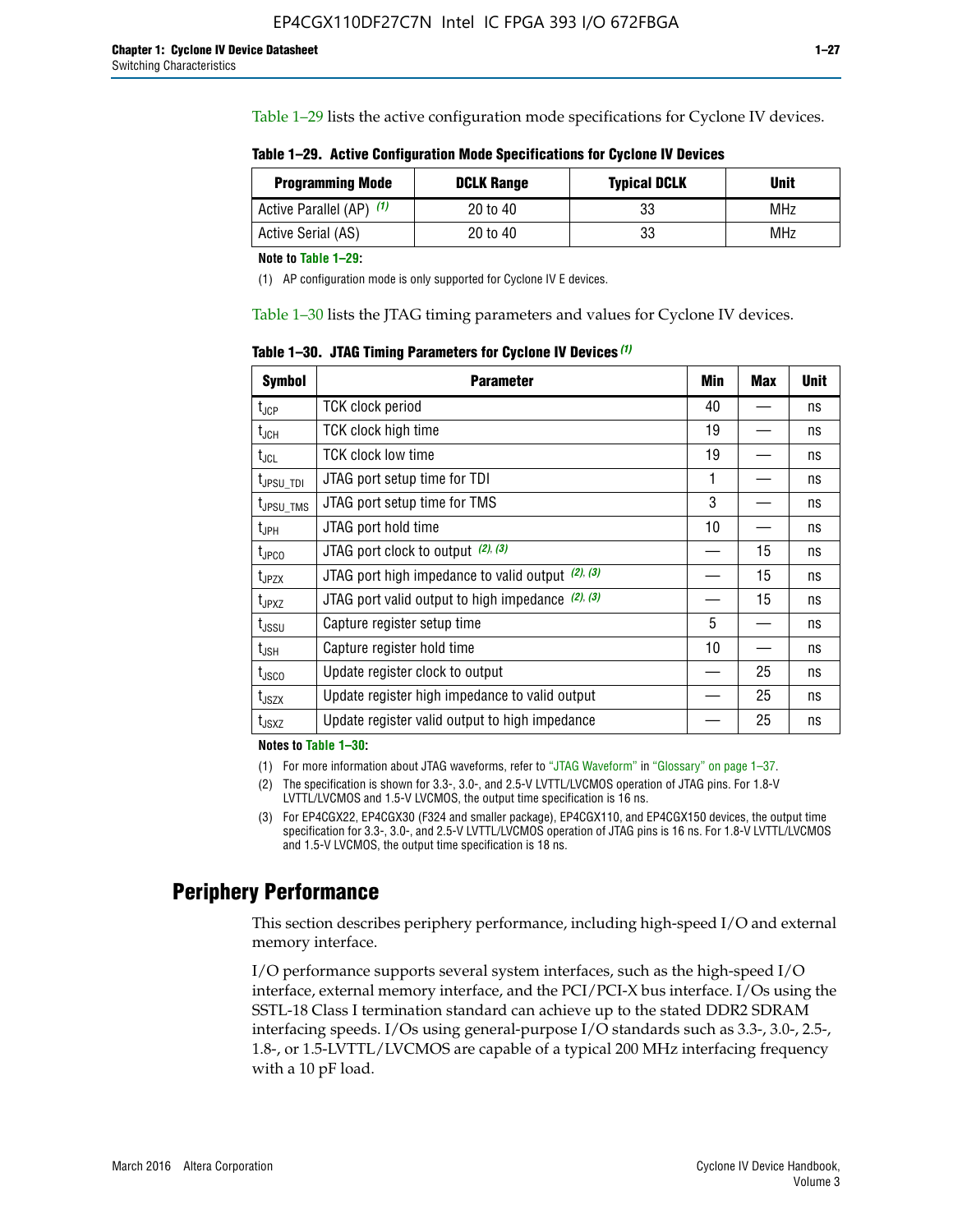Table 1–29 lists the active configuration mode specifications for Cyclone IV devices.

**Table 1–29. Active Configuration Mode Specifications for Cyclone IV Devices**

| Programming Mode | DCLK Range | Typical DCLK | Unit |
|---|---|---|---|
| Active Parallel (AP) (1) | 20 to 40 | 33 | MHz |
| Active Serial (AS) | 20 to 40 | 33 | MHz |

**Note to Table 1–29:**

(1) AP configuration mode is only supported for Cyclone IV E devices.

Table 1–30 lists the JTAG timing parameters and values for Cyclone IV devices.

**Table 1–30. JTAG Timing Parameters for Cyclone IV Devices (1)**

| Symbol | Parameter | Min | Max | Unit |
|---|---|---|---|---|
| $t_{JCP}$ | TCK clock period | 40 | — | ns |
| $t_{JCH}$ | TCK clock high time | 19 | — | ns |
| $t_{JCL}$ | TCK clock low time | 19 | — | ns |
| $t_{JPSU\_TDI}$ | JTAG port setup time for TDI | 1 | — | ns |
| $t_{JPSU\_TMS}$ | JTAG port setup time for TMS | 3 | — | ns |
| $t_{JPH}$ | JTAG port hold time | 10 | — | ns |
| $t_{JPCO}$ | JTAG port clock to output (2), (3) | — | 15 | ns |
| $t_{JPZX}$ | JTAG port high impedance to valid output (2), (3) | — | 15 | ns |
| $t_{JPXZ}$ | JTAG port valid output to high impedance (2), (3) | — | 15 | ns |
| $t_{JSSU}$ | Capture register setup time | 5 | — | ns |
| $t_{JSH}$ | Capture register hold time | 10 | — | ns |
| $t_{JSCO}$ | Update register clock to output | — | 25 | ns |
| $t_{JSZX}$ | Update register high impedance to valid output | — | 25 | ns |
| $t_{JSXZ}$ | Update register valid output to high impedance | — | 25 | ns |

**Notes to Table 1–30:**

(1) For more information about JTAG waveforms, refer to "JTAG Waveform" in "Glossary" on page 1–37.

(2) The specification is shown for 3.3-, 3.0-, and 2.5-V LVTTL/LVCMOS operation of JTAG pins. For 1.8-V LVTTL/LVCMOS and 1.5-V LVCMOS, the output time specification is 16 ns.

(3) For EP4CGX22, EP4CGX30 (F324 and smaller package), EP4CGX110, and EP4CGX150 devices, the output time specification for 3.3-, 3.0-, and 2.5-V LVTTL/LVCMOS operation of JTAG pins is 16 ns. For 1.8-V LVTTL/LVCMOS and 1.5-V LVCMOS, the output time specification is 18 ns.

## Periphery Performance

This section describes periphery performance, including high-speed I/O and external memory interface.

I/O performance supports several system interfaces, such as the high-speed I/O interface, external memory interface, and the PCI/PCI-X bus interface. I/Os using the SSTL-18 Class I termination standard can achieve up to the stated DDR2 SDRAM interfacing speeds. I/Os using general-purpose I/O standards such as 3.3-, 3.0-, 2.5-, 1.8-, or 1.5-LVTTL/LVCMOS are capable of a typical 200 MHz interfacing frequency with a 10 pF load.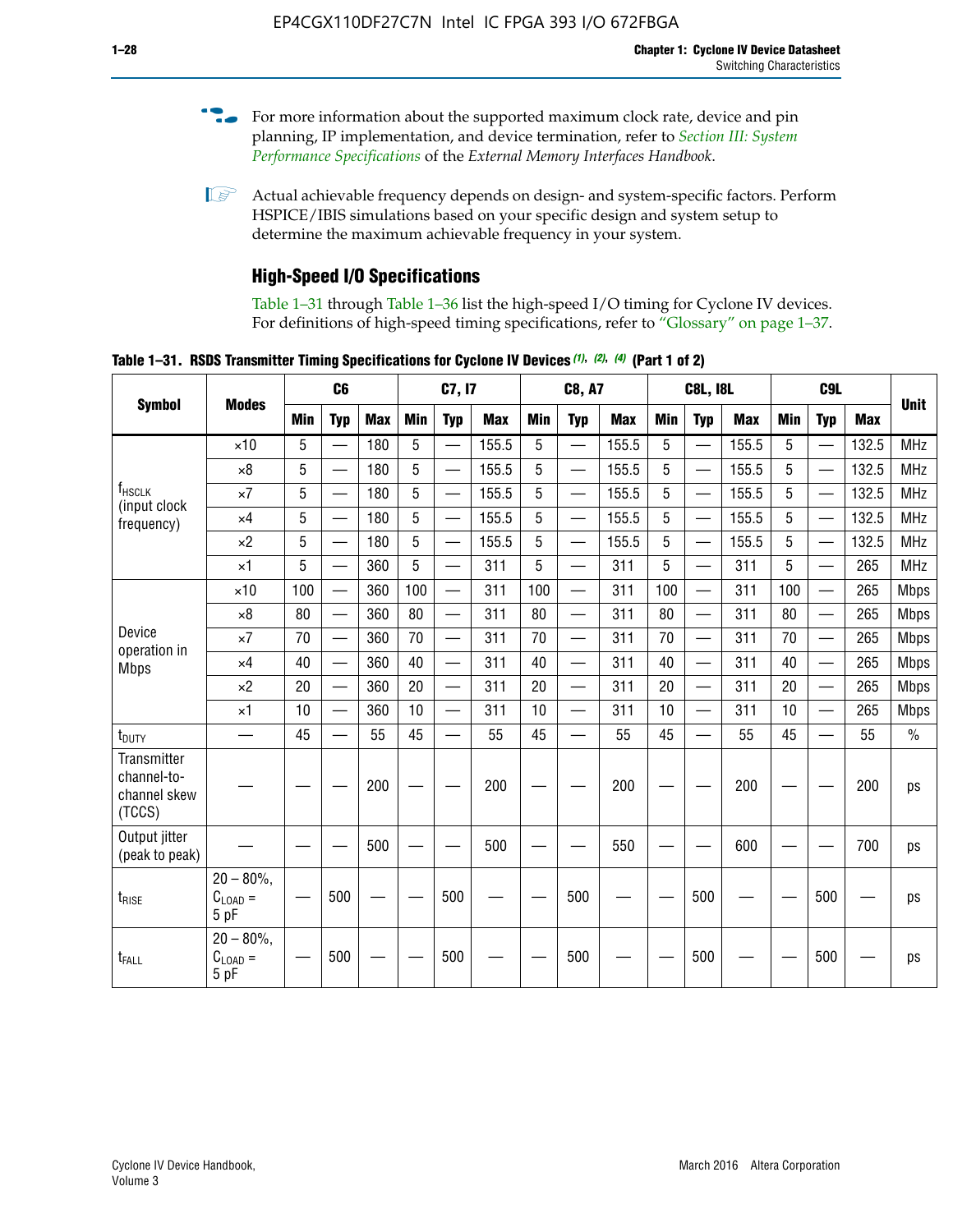For more information about the supported maximum clock rate, device and pin planning, IP implementation, and device termination, refer to *Section III: System Performance Specifications* of the *External Memory Interfaces Handbook*.

Actual achievable frequency depends on design- and system-specific factors. Perform HSPICE/IBIS simulations based on your specific design and system setup to determine the maximum achievable frequency in your system.

### High-Speed I/O Specifications

Table 1–31 through Table 1–36 list the high-speed I/O timing for Cyclone IV devices. For definitions of high-speed timing specifications, refer to "Glossary" on page 1–37.

**Table 1–31. RSDS Transmitter Timing Specifications for Cyclone IV Devices (1), (2), (4) (Part 1 of 2)**

| Symbol | Modes | C6 | | | C7, I7 | | | C8, A7 | | | C8L, I8L | | | C9L | | | Unit |
|---|---|---|---|---|---|---|---|---|---|---|---|---|---|---|---|---|---|
| | | Min | Typ | Max | Min | Typ | Max | Min | Typ | Max | Min | Typ | Max | Min | Typ | Max | |
| $f_{HSCLK}$ (input clock frequency) | ×10 | 5 | — | 180 | 5 | — | 155.5 | 5 | — | 155.5 | 5 | — | 155.5 | 5 | — | 132.5 | MHz |
| | ×8 | 5 | — | 180 | 5 | — | 155.5 | 5 | — | 155.5 | 5 | — | 155.5 | 5 | — | 132.5 | MHz |
| | ×7 | 5 | — | 180 | 5 | — | 155.5 | 5 | — | 155.5 | 5 | — | 155.5 | 5 | — | 132.5 | MHz |
| | ×4 | 5 | — | 180 | 5 | — | 155.5 | 5 | — | 155.5 | 5 | — | 155.5 | 5 | — | 132.5 | MHz |
| | ×2 | 5 | — | 180 | 5 | — | 155.5 | 5 | — | 155.5 | 5 | — | 155.5 | 5 | — | 132.5 | MHz |
| | ×1 | 5 | — | 360 | 5 | — | 311 | 5 | — | 311 | 5 | — | 311 | 5 | — | 265 | MHz |
| Device operation in Mbps | ×10 | 100 | — | 360 | 100 | — | 311 | 100 | — | 311 | 100 | — | 311 | 100 | — | 265 | Mbps |
| | ×8 | 80 | — | 360 | 80 | — | 311 | 80 | — | 311 | 80 | — | 311 | 80 | — | 265 | Mbps |
| | ×7 | 70 | — | 360 | 70 | — | 311 | 70 | — | 311 | 70 | — | 311 | 70 | — | 265 | Mbps |
| | ×4 | 40 | — | 360 | 40 | — | 311 | 40 | — | 311 | 40 | — | 311 | 40 | — | 265 | Mbps |
| | ×2 | 20 | — | 360 | 20 | — | 311 | 20 | — | 311 | 20 | — | 311 | 20 | — | 265 | Mbps |
| | ×1 | 10 | — | 360 | 10 | — | 311 | 10 | — | 311 | 10 | — | 311 | 10 | — | 265 | Mbps |
| $t_{DUTY}$ | — | 45 | — | 55 | 45 | — | 55 | 45 | — | 55 | 45 | — | 55 | 45 | — | 55 | % |
| Transmitter channel-to-channel skew (TCCS) | — | — | — | 200 | — | — | 200 | — | — | 200 | — | — | 200 | — | — | 200 | ps |
| Output jitter (peak to peak) | — | — | — | 500 | — | — | 500 | — | — | 550 | — | — | 600 | — | — | 700 | ps |
| $t_{RISE}$ | 20 – 80%, $C_{LOAD}$ = 5 pF | — | 500 | — | — | 500 | — | — | 500 | — | — | 500 | — | — | 500 | — | ps |
| $t_{FALL}$ | 20 – 80%, $C_{LOAD}$ = 5 pF | — | 500 | — | — | 500 | — | — | 500 | — | — | 500 | — | — | 500 | — | ps |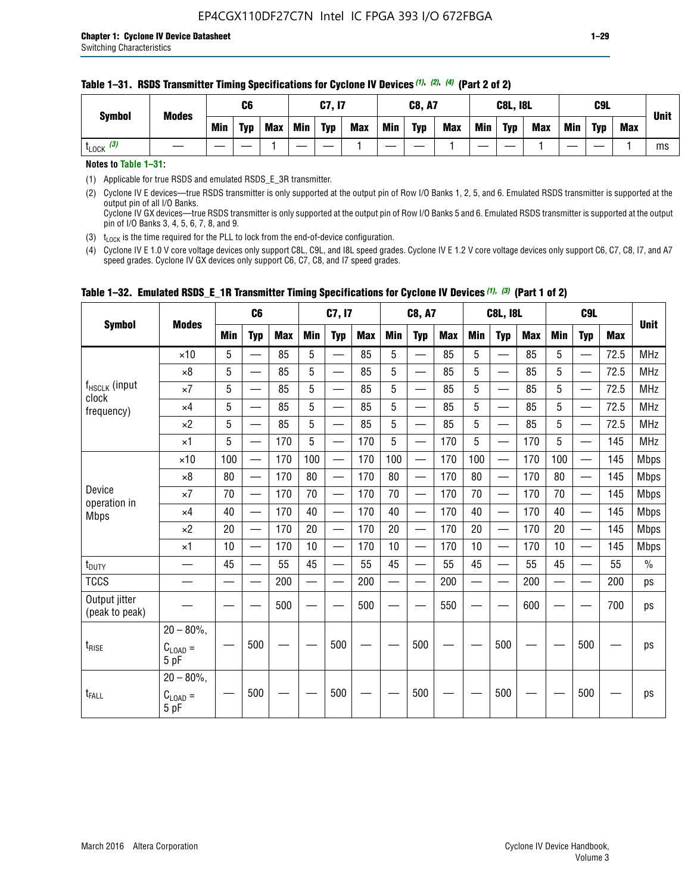**Table 1–31. RSDS Transmitter Timing Specifications for Cyclone IV Devices (1), (2), (4) (Part 2 of 2)**

| Symbol | Modes | C6 | | | C7, I7 | | | C8, A7 | | | C8L, I8L | | | C9L | | | Unit |
|---|---|---|---|---|---|---|---|---|---|---|---|---|---|---|---|---|---|
| | | Min | Typ | Max | Min | Typ | Max | Min | Typ | Max | Min | Typ | Max | Min | Typ | Max | |
| $t_{LOCK}$ (3) | — | — | — | 1 | — | — | 1 | — | — | 1 | — | — | 1 | — | — | 1 | ms |

**Notes to Table 1–31:**

(1) Applicable for true RSDS and emulated RSDS_E_3R transmitter.

(2) Cyclone IV E devices—true RSDS transmitter is only supported at the output pin of Row I/O Banks 1, 2, 5, and 6. Emulated RSDS transmitter is supported at the output pin of all I/O Banks.
Cyclone IV GX devices—true RSDS transmitter is only supported at the output pin of Row I/O Banks 5 and 6. Emulated RSDS transmitter is supported at the output pin of I/O Banks 3, 4, 5, 6, 7, 8, and 9.

(3) $t_{LOCK}$ is the time required for the PLL to lock from the end-of-device configuration.

(4) Cyclone IV E 1.0 V core voltage devices only support C8L, C9L, and I8L speed grades. Cyclone IV E 1.2 V core voltage devices only support C6, C7, C8, I7, and A7 speed grades. Cyclone IV GX devices only support C6, C7, C8, and I7 speed grades.

**Table 1–32. Emulated RSDS_E_1R Transmitter Timing Specifications for Cyclone IV Devices (1), (3) (Part 1 of 2)**

| Symbol | Modes | C6 | | | C7, I7 | | | C8, A7 | | | C8L, I8L | | | C9L | | | Unit |
|---|---|---|---|---|---|---|---|---|---|---|---|---|---|---|---|---|---|
| | | Min | Typ | Max | Min | Typ | Max | Min | Typ | Max | Min | Typ | Max | Min | Typ | Max | |
| $f_{HSCLK}$ (input clock frequency) | ×10 | 5 | — | 85 | 5 | — | 85 | 5 | — | 85 | 5 | — | 85 | 5 | — | 72.5 | MHz |
| | ×8 | 5 | — | 85 | 5 | — | 85 | 5 | — | 85 | 5 | — | 85 | 5 | — | 72.5 | MHz |
| | ×7 | 5 | — | 85 | 5 | — | 85 | 5 | — | 85 | 5 | — | 85 | 5 | — | 72.5 | MHz |
| | ×4 | 5 | — | 85 | 5 | — | 85 | 5 | — | 85 | 5 | — | 85 | 5 | — | 72.5 | MHz |
| | ×2 | 5 | — | 85 | 5 | — | 85 | 5 | — | 85 | 5 | — | 85 | 5 | — | 72.5 | MHz |
| | ×1 | 5 | — | 170 | 5 | — | 170 | 5 | — | 170 | 5 | — | 170 | 5 | — | 145 | MHz |
| Device operation in Mbps | ×10 | 100 | — | 170 | 100 | — | 170 | 100 | — | 170 | 100 | — | 170 | 100 | — | 145 | Mbps |
| | ×8 | 80 | — | 170 | 80 | — | 170 | 80 | — | 170 | 80 | — | 170 | 80 | — | 145 | Mbps |
| | ×7 | 70 | — | 170 | 70 | — | 170 | 70 | — | 170 | 70 | — | 170 | 70 | — | 145 | Mbps |
| | ×4 | 40 | — | 170 | 40 | — | 170 | 40 | — | 170 | 40 | — | 170 | 40 | — | 145 | Mbps |
| | ×2 | 20 | — | 170 | 20 | — | 170 | 20 | — | 170 | 20 | — | 170 | 20 | — | 145 | Mbps |
| | ×1 | 10 | — | 170 | 10 | — | 170 | 10 | — | 170 | 10 | — | 170 | 10 | — | 145 | Mbps |
| $t_{DUTY}$ | — | 45 | — | 55 | 45 | — | 55 | 45 | — | 55 | 45 | — | 55 | 45 | — | 55 | % |
| TCCS | — | — | — | 200 | — | — | 200 | — | — | 200 | — | — | 200 | — | — | 200 | ps |
| Output jitter (peak to peak) | — | — | — | 500 | — | — | 500 | — | — | 550 | — | — | 600 | — | — | 700 | ps |
| $t_{RISE}$ | 20 – 80%, $C_{LOAD}$ = 5 pF | — | 500 | — | — | 500 | — | — | 500 | — | — | 500 | — | — | 500 | — | ps |
| $t_{FALL}$ | 20 – 80%, $C_{LOAD}$ = 5 pF | — | 500 | — | — | 500 | — | — | 500 | — | — | 500 | — | — | 500 | — | ps |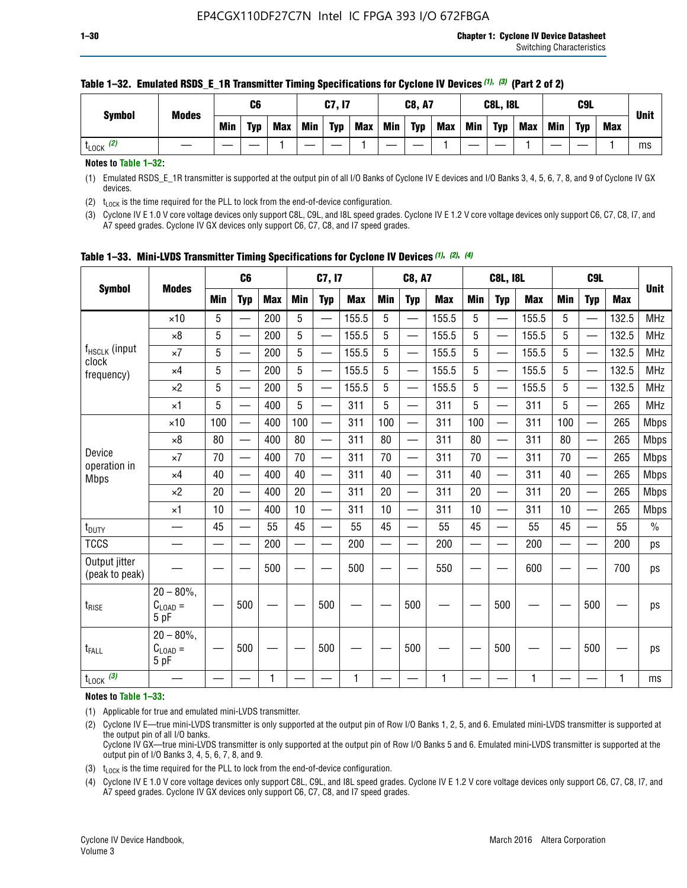**Table 1–32. Emulated RSDS_E_1R Transmitter Timing Specifications for Cyclone IV Devices (1), (3) (Part 2 of 2)**

| Symbol | Modes | C6 | | | C7, I7 | | | C8, A7 | | | C8L, I8L | | | C9L | | | Unit |
|---|---|---|---|---|---|---|---|---|---|---|---|---|---|---|---|---|---|
| | | Min | Typ | Max | Min | Typ | Max | Min | Typ | Max | Min | Typ | Max | Min | Typ | Max | |
| $t_{LOCK}$ (2) | — | — | — | 1 | — | — | 1 | — | — | 1 | — | — | 1 | — | — | 1 | ms |

**Notes to Table 1–32:**

(1) Emulated RSDS_E_1R transmitter is supported at the output pin of all I/O Banks of Cyclone IV E devices and I/O Banks 3, 4, 5, 6, 7, 8, and 9 of Cyclone IV GX devices.

(2) $t_{LOCK}$ is the time required for the PLL to lock from the end-of-device configuration.

(3) Cyclone IV E 1.0 V core voltage devices only support C8L, C9L, and I8L speed grades. Cyclone IV E 1.2 V core voltage devices only support C6, C7, C8, I7, and A7 speed grades. Cyclone IV GX devices only support C6, C7, C8, and I7 speed grades.

**Table 1–33. Mini-LVDS Transmitter Timing Specifications for Cyclone IV Devices (1), (2), (4)**

| Symbol | Modes | C6 | | | C7, I7 | | | C8, A7 | | | C8L, I8L | | | C9L | | | Unit |
|---|---|---|---|---|---|---|---|---|---|---|---|---|---|---|---|---|---|
| | | Min | Typ | Max | Min | Typ | Max | Min | Typ | Max | Min | Typ | Max | Min | Typ | Max | |
| $f_{HSCLK}$ (input clock frequency) | ×10 | 5 | — | 200 | 5 | — | 155.5 | 5 | — | 155.5 | 5 | — | 155.5 | 5 | — | 132.5 | MHz |
| | ×8 | 5 | — | 200 | 5 | — | 155.5 | 5 | — | 155.5 | 5 | — | 155.5 | 5 | — | 132.5 | MHz |
| | ×7 | 5 | — | 200 | 5 | — | 155.5 | 5 | — | 155.5 | 5 | — | 155.5 | 5 | — | 132.5 | MHz |
| | ×4 | 5 | — | 200 | 5 | — | 155.5 | 5 | — | 155.5 | 5 | — | 155.5 | 5 | — | 132.5 | MHz |
| | ×2 | 5 | — | 200 | 5 | — | 155.5 | 5 | — | 155.5 | 5 | — | 155.5 | 5 | — | 132.5 | MHz |
| | ×1 | 5 | — | 400 | 5 | — | 311 | 5 | — | 311 | 5 | — | 311 | 5 | — | 265 | MHz |
| Device operation in Mbps | ×10 | 100 | — | 400 | 100 | — | 311 | 100 | — | 311 | 100 | — | 311 | 100 | — | 265 | Mbps |
| | ×8 | 80 | — | 400 | 80 | — | 311 | 80 | — | 311 | 80 | — | 311 | 80 | — | 265 | Mbps |
| | ×7 | 70 | — | 400 | 70 | — | 311 | 70 | — | 311 | 70 | — | 311 | 70 | — | 265 | Mbps |
| | ×4 | 40 | — | 400 | 40 | — | 311 | 40 | — | 311 | 40 | — | 311 | 40 | — | 265 | Mbps |
| | ×2 | 20 | — | 400 | 20 | — | 311 | 20 | — | 311 | 20 | — | 311 | 20 | — | 265 | Mbps |
| | ×1 | 10 | — | 400 | 10 | — | 311 | 10 | — | 311 | 10 | — | 311 | 10 | — | 265 | Mbps |
| $t_{DUTY}$ | — | 45 | — | 55 | 45 | — | 55 | 45 | — | 55 | 45 | — | 55 | 45 | — | 55 | % |
| TCCS | — | — | — | 200 | — | — | 200 | — | — | 200 | — | — | 200 | — | — | 200 | ps |
| Output jitter (peak to peak) | — | — | — | 500 | — | — | 500 | — | — | 550 | — | — | 600 | — | — | 700 | ps |
| $t_{RISE}$ | 20 – 80%, $C_{LOAD}$ = 5 pF | — | 500 | — | — | 500 | — | — | 500 | — | — | 500 | — | — | 500 | — | ps |
| $t_{FALL}$ | 20 – 80%, $C_{LOAD}$ = 5 pF | — | 500 | — | — | 500 | — | — | 500 | — | — | 500 | — | — | 500 | — | ps |
| $t_{LOCK}$ (3) | — | — | — | 1 | — | — | 1 | — | — | 1 | — | — | 1 | — | — | 1 | ms |

**Notes to Table 1–33:**

(1) Applicable for true and emulated mini-LVDS transmitter.

(2) Cyclone IV E—true mini-LVDS transmitter is only supported at the output pin of Row I/O Banks 1, 2, 5, and 6. Emulated mini-LVDS transmitter is supported at the output pin of all I/O Banks.
Cyclone IV GX—true mini-LVDS transmitter is only supported at the output pin of Row I/O Banks 5 and 6. Emulated mini-LVDS transmitter is supported at the output pin of I/O Banks 3, 4, 5, 6, 7, 8, and 9.

(3) $t_{LOCK}$ is the time required for the PLL to lock from the end-of-device configuration.

(4) Cyclone IV E 1.0 V core voltage devices only support C8L, C9L, and I8L speed grades. Cyclone IV E 1.2 V core voltage devices only support C6, C7, C8, I7, and A7 speed grades. Cyclone IV GX devices only support C6, C7, C8, and I7 speed grades.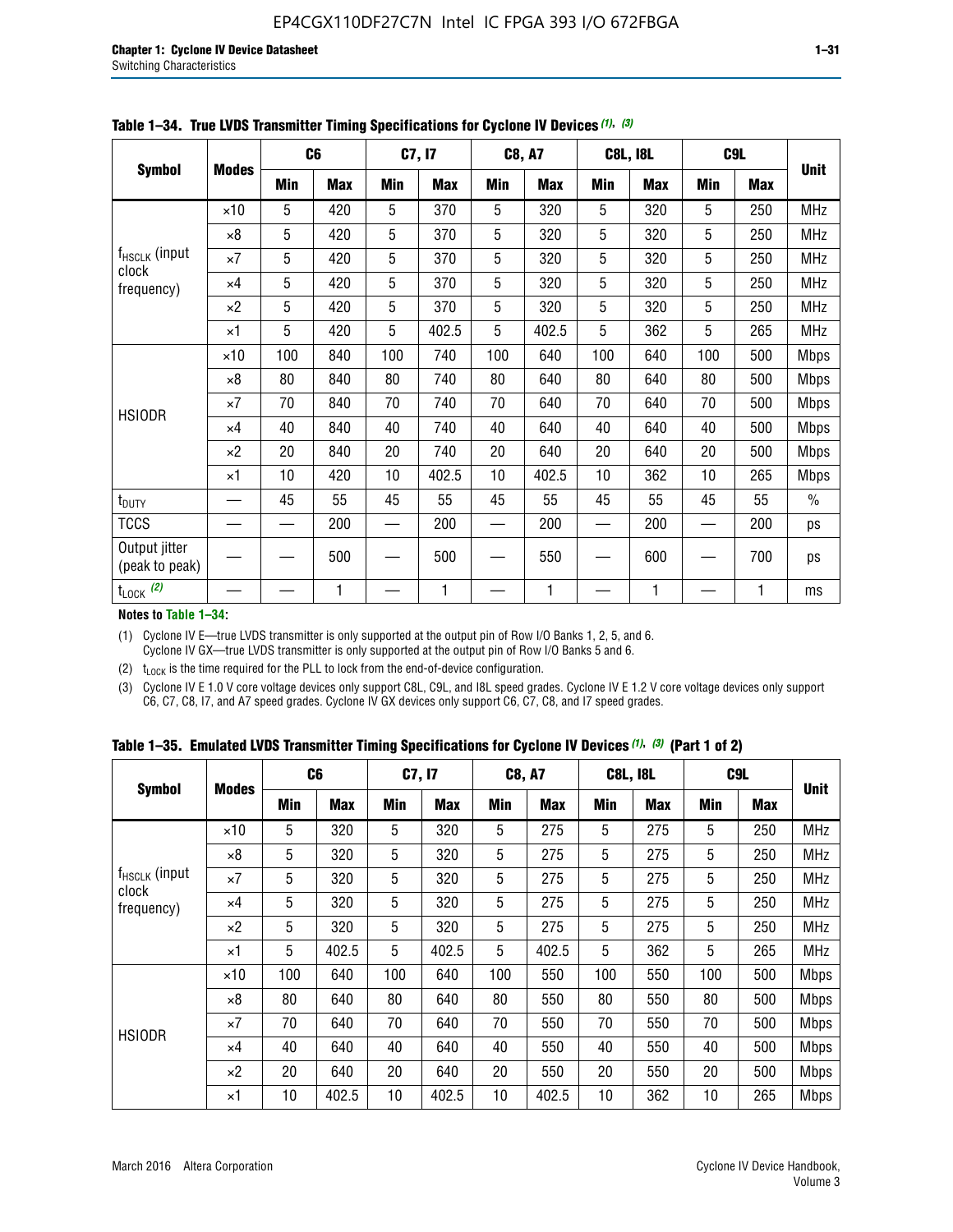**Table 1–34. True LVDS Transmitter Timing Specifications for Cyclone IV Devices (1), (3)**

| Symbol | Modes | C6 | | C7, I7 | | C8, A7 | | C8L, I8L | | C9L | | Unit |
|---|---|---|---|---|---|---|---|---|---|---|---|---|
| | | Min | Max | Min | Max | Min | Max | Min | Max | Min | Max | |
| $f_{HSCLK}$ (input clock frequency) | ×10 | 5 | 420 | 5 | 370 | 5 | 320 | 5 | 320 | 5 | 250 | MHz |
| | ×8 | 5 | 420 | 5 | 370 | 5 | 320 | 5 | 320 | 5 | 250 | MHz |
| | ×7 | 5 | 420 | 5 | 370 | 5 | 320 | 5 | 320 | 5 | 250 | MHz |
| | ×4 | 5 | 420 | 5 | 370 | 5 | 320 | 5 | 320 | 5 | 250 | MHz |
| | ×2 | 5 | 420 | 5 | 370 | 5 | 320 | 5 | 320 | 5 | 250 | MHz |
| | ×1 | 5 | 420 | 5 | 402.5 | 5 | 402.5 | 5 | 362 | 5 | 265 | MHz |
| HSIODR | ×10 | 100 | 840 | 100 | 740 | 100 | 640 | 100 | 640 | 100 | 500 | Mbps |
| | ×8 | 80 | 840 | 80 | 740 | 80 | 640 | 80 | 640 | 80 | 500 | Mbps |
| | ×7 | 70 | 840 | 70 | 740 | 70 | 640 | 70 | 640 | 70 | 500 | Mbps |
| | ×4 | 40 | 840 | 40 | 740 | 40 | 640 | 40 | 640 | 40 | 500 | Mbps |
| | ×2 | 20 | 840 | 20 | 740 | 20 | 640 | 20 | 640 | 20 | 500 | Mbps |
| | ×1 | 10 | 420 | 10 | 402.5 | 10 | 402.5 | 10 | 362 | 10 | 265 | Mbps |
| $t_{DUTY}$ | — | 45 | 55 | 45 | 55 | 45 | 55 | 45 | 55 | 45 | 55 | % |
| TCCS | — | — | 200 | — | 200 | — | 200 | — | 200 | — | 200 | ps |
| Output jitter (peak to peak) | — | — | 500 | — | 500 | — | 550 | — | 600 | — | 700 | ps |
| $t_{LOCK}$ (2) | — | — | 1 | — | 1 | — | 1 | — | 1 | — | 1 | ms |

**Notes to Table 1–34:**

(1) Cyclone IV E—true LVDS transmitter is only supported at the output pin of Row I/O Banks 1, 2, 5, and 6. Cyclone IV GX—true LVDS transmitter is only supported at the output pin of Row I/O Banks 5 and 6.

(2) $t_{LOCK}$ is the time required for the PLL to lock from the end-of-device configuration.

(3) Cyclone IV E 1.0 V core voltage devices only support C8L, C9L, and I8L speed grades. Cyclone IV E 1.2 V core voltage devices only support C6, C7, C8, I7, and A7 speed grades. Cyclone IV GX devices only support C6, C7, C8, and I7 speed grades.

**Table 1–35. Emulated LVDS Transmitter Timing Specifications for Cyclone IV Devices (1), (3) (Part 1 of 2)**

| Symbol | Modes | C6 | | C7, I7 | | C8, A7 | | C8L, I8L | | C9L | | Unit |
|---|---|---|---|---|---|---|---|---|---|---|---|---|
| | | Min | Max | Min | Max | Min | Max | Min | Max | Min | Max | |
| $f_{HSCLK}$ (input clock frequency) | ×10 | 5 | 320 | 5 | 320 | 5 | 275 | 5 | 275 | 5 | 250 | MHz |
| | ×8 | 5 | 320 | 5 | 320 | 5 | 275 | 5 | 275 | 5 | 250 | MHz |
| | ×7 | 5 | 320 | 5 | 320 | 5 | 275 | 5 | 275 | 5 | 250 | MHz |
| | ×4 | 5 | 320 | 5 | 320 | 5 | 275 | 5 | 275 | 5 | 250 | MHz |
| | ×2 | 5 | 320 | 5 | 320 | 5 | 275 | 5 | 275 | 5 | 250 | MHz |
| | ×1 | 5 | 402.5 | 5 | 402.5 | 5 | 402.5 | 5 | 362 | 5 | 265 | MHz |
| HSIODR | ×10 | 100 | 640 | 100 | 640 | 100 | 550 | 100 | 550 | 100 | 500 | Mbps |
| | ×8 | 80 | 640 | 80 | 640 | 80 | 550 | 80 | 550 | 80 | 500 | Mbps |
| | ×7 | 70 | 640 | 70 | 640 | 70 | 550 | 70 | 550 | 70 | 500 | Mbps |
| | ×4 | 40 | 640 | 40 | 640 | 40 | 550 | 40 | 550 | 40 | 500 | Mbps |
| | ×2 | 20 | 640 | 20 | 640 | 20 | 550 | 20 | 550 | 20 | 500 | Mbps |
| | ×1 | 10 | 402.5 | 10 | 402.5 | 10 | 402.5 | 10 | 362 | 10 | 265 | Mbps |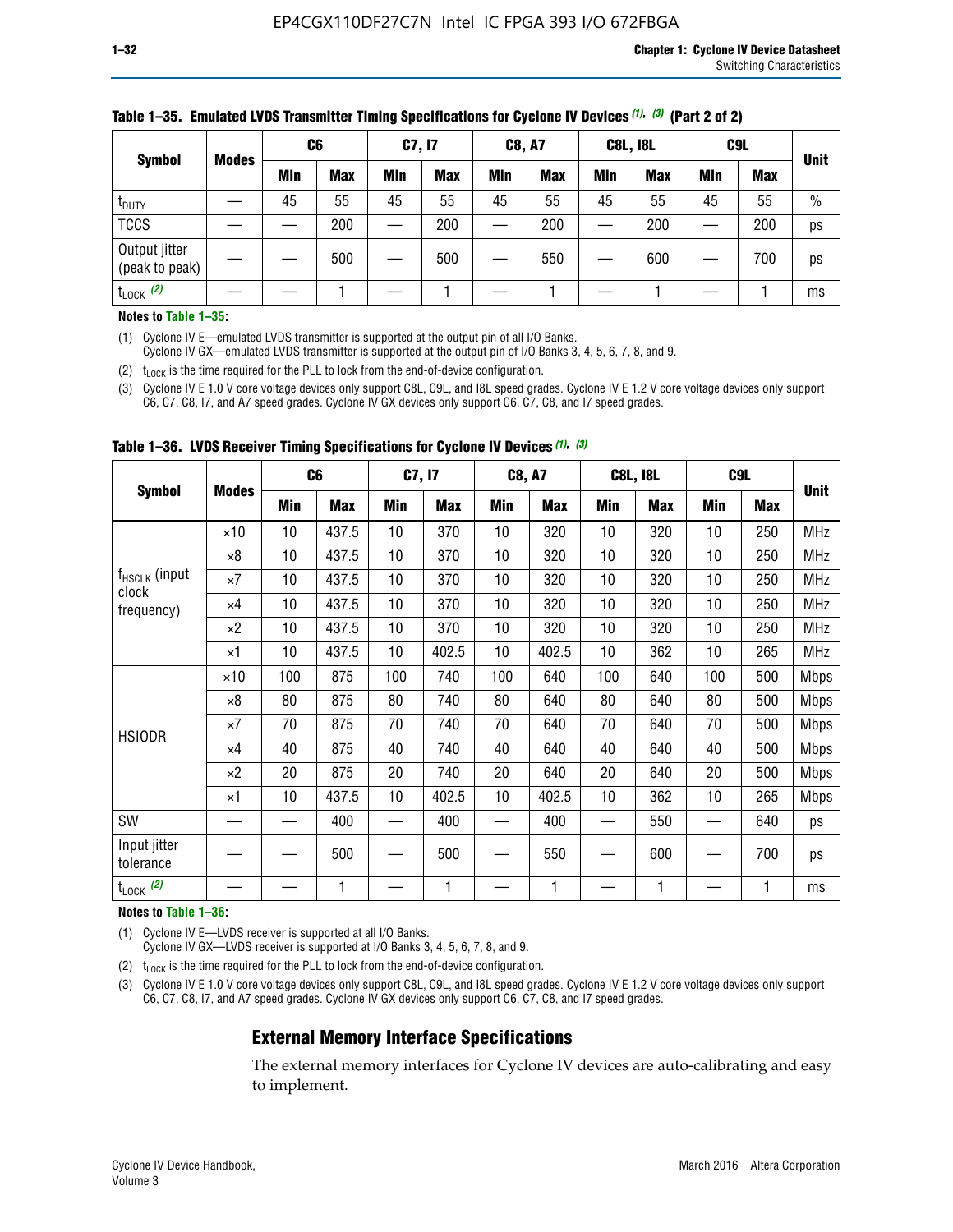**Table 1–35. Emulated LVDS Transmitter Timing Specifications for Cyclone IV Devices (1), (3) (Part 2 of 2)**

| Symbol | Modes | C6 | | C7, I7 | | C8, A7 | | C8L, I8L | | C9L | | Unit |
|---|---|---|---|---|---|---|---|---|---|---|---|---|
| | | Min | Max | Min | Max | Min | Max | Min | Max | Min | Max | |
| $t_{DUTY}$ | — | 45 | 55 | 45 | 55 | 45 | 55 | 45 | 55 | 45 | 55 | % |
| TCCS | — | — | 200 | — | 200 | — | 200 | — | 200 | — | 200 | ps |
| Output jitter (peak to peak) | — | — | 500 | — | 500 | — | 550 | — | 600 | — | 700 | ps |
| $t_{LOCK}$ (2) | — | — | 1 | — | 1 | — | 1 | — | 1 | — | 1 | ms |

**Notes to Table 1–35:**

(1) Cyclone IV E—emulated LVDS transmitter is supported at the output pin of all I/O Banks.
Cyclone IV GX—emulated LVDS transmitter is supported at the output pin of I/O Banks 3, 4, 5, 6, 7, 8, and 9.

(2) $t_{LOCK}$ is the time required for the PLL to lock from the end-of-device configuration.

(3) Cyclone IV E 1.0 V core voltage devices only support C8L, C9L, and I8L speed grades. Cyclone IV E 1.2 V core voltage devices only support C6, C7, C8, I7, and A7 speed grades. Cyclone IV GX devices only support C6, C7, C8, and I7 speed grades.

**Table 1–36. LVDS Receiver Timing Specifications for Cyclone IV Devices (1), (3)**

| Symbol | Modes | C6 | | C7, I7 | | C8, A7 | | C8L, I8L | | C9L | | Unit |
|---|---|---|---|---|---|---|---|---|---|---|---|---|
| | | Min | Max | Min | Max | Min | Max | Min | Max | Min | Max | |
| $f_{HSCLK}$ (input clock frequency) | ×10 | 10 | 437.5 | 10 | 370 | 10 | 320 | 10 | 320 | 10 | 250 | MHz |
| | ×8 | 10 | 437.5 | 10 | 370 | 10 | 320 | 10 | 320 | 10 | 250 | MHz |
| | ×7 | 10 | 437.5 | 10 | 370 | 10 | 320 | 10 | 320 | 10 | 250 | MHz |
| | ×4 | 10 | 437.5 | 10 | 370 | 10 | 320 | 10 | 320 | 10 | 250 | MHz |
| | ×2 | 10 | 437.5 | 10 | 370 | 10 | 320 | 10 | 320 | 10 | 250 | MHz |
| | ×1 | 10 | 437.5 | 10 | 402.5 | 10 | 402.5 | 10 | 362 | 10 | 265 | MHz |
| HSIODR | ×10 | 100 | 875 | 100 | 740 | 100 | 640 | 100 | 640 | 100 | 500 | Mbps |
| | ×8 | 80 | 875 | 80 | 740 | 80 | 640 | 80 | 640 | 80 | 500 | Mbps |
| | ×7 | 70 | 875 | 70 | 740 | 70 | 640 | 70 | 640 | 70 | 500 | Mbps |
| | ×4 | 40 | 875 | 40 | 740 | 40 | 640 | 40 | 640 | 40 | 500 | Mbps |
| | ×2 | 20 | 875 | 20 | 740 | 20 | 640 | 20 | 640 | 20 | 500 | Mbps |
| | ×1 | 10 | 437.5 | 10 | 402.5 | 10 | 402.5 | 10 | 362 | 10 | 265 | Mbps |
| SW | — | — | 400 | — | 400 | — | 400 | — | 550 | — | 640 | ps |
| Input jitter tolerance | — | — | 500 | — | 500 | — | 550 | — | 600 | — | 700 | ps |
| $t_{LOCK}$ (2) | — | — | 1 | — | 1 | — | 1 | — | 1 | — | 1 | ms |

**Notes to Table 1–36:**

(1) Cyclone IV E—LVDS receiver is supported at all I/O Banks.
Cyclone IV GX—LVDS receiver is supported at I/O Banks 3, 4, 5, 6, 7, 8, and 9.

(2) $t_{LOCK}$ is the time required for the PLL to lock from the end-of-device configuration.

(3) Cyclone IV E 1.0 V core voltage devices only support C8L, C9L, and I8L speed grades. Cyclone IV E 1.2 V core voltage devices only support C6, C7, C8, I7, and A7 speed grades. Cyclone IV GX devices only support C6, C7, C8, and I7 speed grades.

## External Memory Interface Specifications

The external memory interfaces for Cyclone IV devices are auto-calibrating and easy to implement.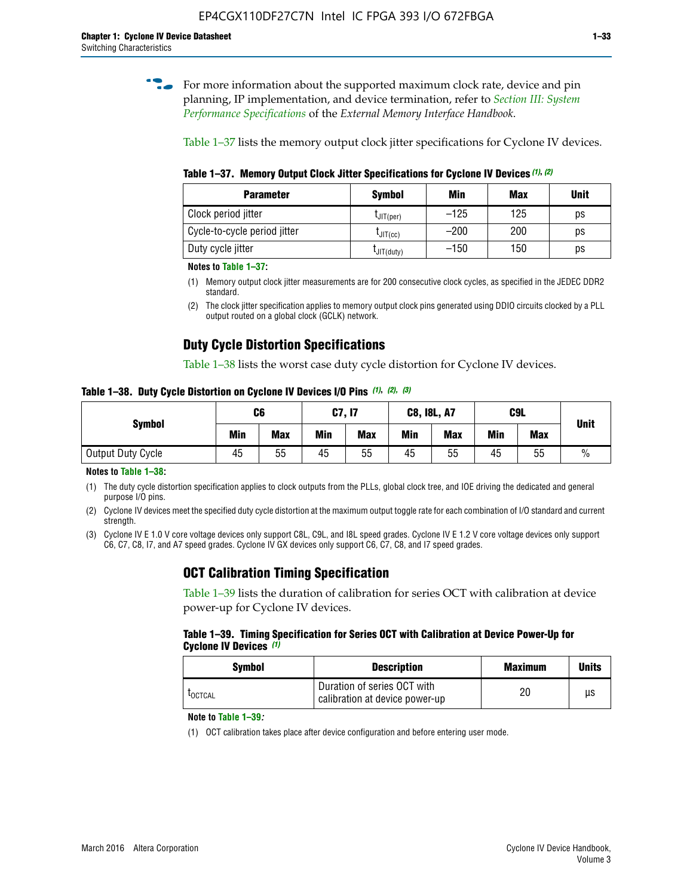For more information about the supported maximum clock rate, device and pin planning, IP implementation, and device termination, refer to *Section III: System Performance Specifications* of the *External Memory Interface Handbook*.

Table 1–37 lists the memory output clock jitter specifications for Cyclone IV devices.

**Table 1–37. Memory Output Clock Jitter Specifications for Cyclone IV Devices** *(1), (2)*

| Parameter | Symbol | Min | Max | Unit |
|---|---|---|---|---|
| Clock period jitter | $t_{JIT(per)}$ | –125 | 125 | ps |
| Cycle-to-cycle period jitter | $t_{JIT(cc)}$ | –200 | 200 | ps |
| Duty cycle jitter | $t_{JIT(duty)}$ | –150 | 150 | ps |

**Notes to Table 1–37:**

(1) Memory output clock jitter measurements are for 200 consecutive clock cycles, as specified in the JEDEC DDR2 standard.

(2) The clock jitter specification applies to memory output clock pins generated using DDIO circuits clocked by a PLL output routed on a global clock (GCLK) network.

## Duty Cycle Distortion Specifications

Table 1–38 lists the worst case duty cycle distortion for Cyclone IV devices.

**Table 1–38. Duty Cycle Distortion on Cyclone IV Devices I/O Pins** *(1), (2), (3)*

| Symbol | C6 | | C7, I7 | | C8, I8L, A7 | | C9L | | Unit |
|---|---|---|---|---|---|---|---|---|---|
| | Min | Max | Min | Max | Min | Max | Min | Max | |
| Output Duty Cycle | 45 | 55 | 45 | 55 | 45 | 55 | 45 | 55 | % |

**Notes to Table 1–38:**

(1) The duty cycle distortion specification applies to clock outputs from the PLLs, global clock tree, and IOE driving the dedicated and general purpose I/O pins.

(2) Cyclone IV devices meet the specified duty cycle distortion at the maximum output toggle rate for each combination of I/O standard and current strength.

(3) Cyclone IV E 1.0 V core voltage devices only support C8L, C9L, and I8L speed grades. Cyclone IV E 1.2 V core voltage devices only support C6, C7, C8, I7, and A7 speed grades. Cyclone IV GX devices only support C6, C7, C8, and I7 speed grades.

## OCT Calibration Timing Specification

Table 1–39 lists the duration of calibration for series OCT with calibration at device power-up for Cyclone IV devices.

**Table 1–39. Timing Specification for Series OCT with Calibration at Device Power-Up for Cyclone IV Devices** *(1)*

| Symbol | Description | Maximum | Units |
|---|---|---|---|
| $t_{OCTCAL}$ | Duration of series OCT with calibration at device power-up | 20 | µs |

**Note to Table 1–39***:*

(1) OCT calibration takes place after device configuration and before entering user mode.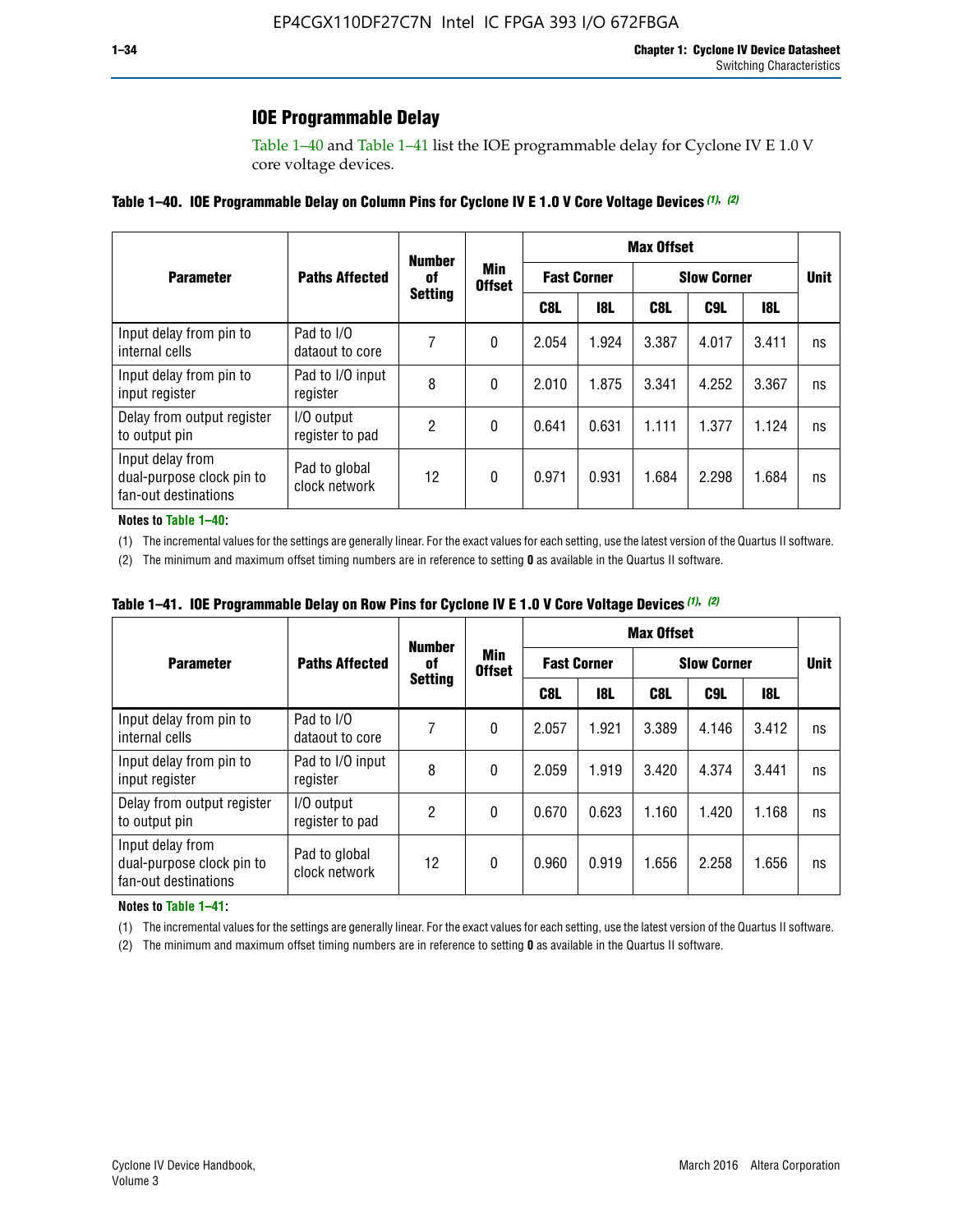## IOE Programmable Delay

Table 1–40 and Table 1–41 list the IOE programmable delay for Cyclone IV E 1.0 V core voltage devices.

**Table 1–40. IOE Programmable Delay on Column Pins for Cyclone IV E 1.0 V Core Voltage Devices (1), (2)**

| Parameter | Paths Affected | Number of Setting | Min Offset | Max Offset | | | | | Unit |
|---|---|---|---|---|---|---|---|---|---|
| | | | | Fast Corner | | Slow Corner | | | |
| | | | | C8L | I8L | C8L | C9L | I8L | |
| Input delay from pin to internal cells | Pad to I/O dataout to core | 7 | 0 | 2.054 | 1.924 | 3.387 | 4.017 | 3.411 | ns |
| Input delay from pin to input register | Pad to I/O input register | 8 | 0 | 2.010 | 1.875 | 3.341 | 4.252 | 3.367 | ns |
| Delay from output register to output pin | I/O output register to pad | 2 | 0 | 0.641 | 0.631 | 1.111 | 1.377 | 1.124 | ns |
| Input delay from dual-purpose clock pin to fan-out destinations | Pad to global clock network | 12 | 0 | 0.971 | 0.931 | 1.684 | 2.298 | 1.684 | ns |

**Notes to Table 1–40:**

(1) The incremental values for the settings are generally linear. For the exact values for each setting, use the latest version of the Quartus II software.

(2) The minimum and maximum offset timing numbers are in reference to setting **0** as available in the Quartus II software.

**Table 1–41. IOE Programmable Delay on Row Pins for Cyclone IV E 1.0 V Core Voltage Devices (1), (2)**

| Parameter | Paths Affected | Number of Setting | Min Offset | Max Offset | | | | | Unit |
|---|---|---|---|---|---|---|---|---|---|
| | | | | Fast Corner | | Slow Corner | | | |
| | | | | C8L | I8L | C8L | C9L | I8L | |
| Input delay from pin to internal cells | Pad to I/O dataout to core | 7 | 0 | 2.057 | 1.921 | 3.389 | 4.146 | 3.412 | ns |
| Input delay from pin to input register | Pad to I/O input register | 8 | 0 | 2.059 | 1.919 | 3.420 | 4.374 | 3.441 | ns |
| Delay from output register to output pin | I/O output register to pad | 2 | 0 | 0.670 | 0.623 | 1.160 | 1.420 | 1.168 | ns |
| Input delay from dual-purpose clock pin to fan-out destinations | Pad to global clock network | 12 | 0 | 0.960 | 0.919 | 1.656 | 2.258 | 1.656 | ns |

**Notes to Table 1–41:**

(1) The incremental values for the settings are generally linear. For the exact values for each setting, use the latest version of the Quartus II software.

(2) The minimum and maximum offset timing numbers are in reference to setting **0** as available in the Quartus II software.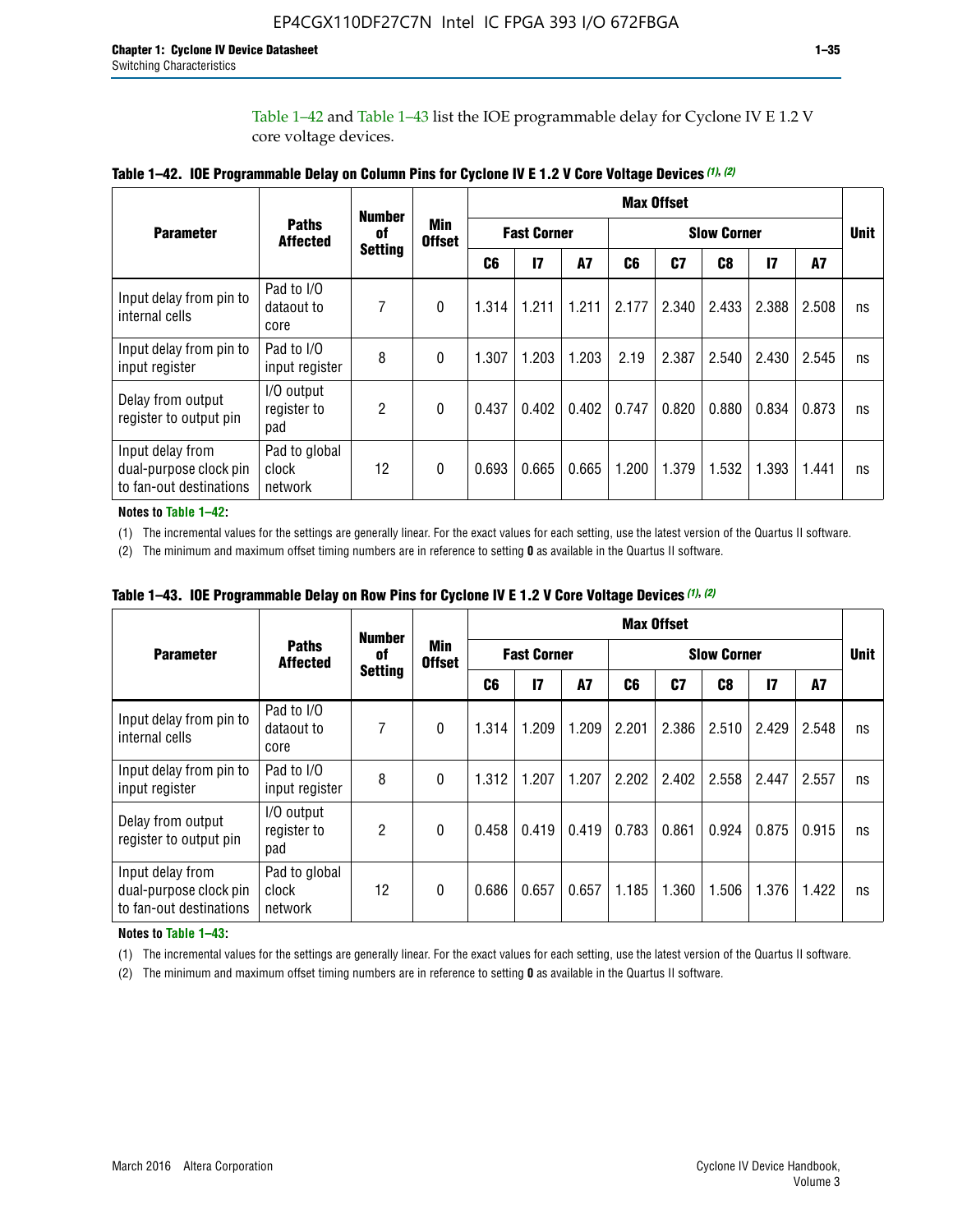Table 1–42 and Table 1–43 list the IOE programmable delay for Cyclone IV E 1.2 V core voltage devices.

**Table 1–42. IOE Programmable Delay on Column Pins for Cyclone IV E 1.2 V Core Voltage Devices (1), (2)**

| Parameter | Paths Affected | Number of Setting | Min Offset | Max Offset | | | | | | | | Unit |
|---|---|---|---|---|---|---|---|---|---|---|---|---|
| | | | | Fast Corner | | | Slow Corner | | | | | |
| | | | | C6 | I7 | A7 | C6 | C7 | C8 | I7 | A7 | |
| Input delay from pin to internal cells | Pad to I/O dataout to core | 7 | 0 | 1.314 | 1.211 | 1.211 | 2.177 | 2.340 | 2.433 | 2.388 | 2.508 | ns |
| Input delay from pin to input register | Pad to I/O input register | 8 | 0 | 1.307 | 1.203 | 1.203 | 2.19 | 2.387 | 2.540 | 2.430 | 2.545 | ns |
| Delay from output register to output pin | I/O output register to pad | 2 | 0 | 0.437 | 0.402 | 0.402 | 0.747 | 0.820 | 0.880 | 0.834 | 0.873 | ns |
| Input delay from dual-purpose clock pin to fan-out destinations | Pad to global clock network | 12 | 0 | 0.693 | 0.665 | 0.665 | 1.200 | 1.379 | 1.532 | 1.393 | 1.441 | ns |

**Notes to Table 1–42:**

(1) The incremental values for the settings are generally linear. For the exact values for each setting, use the latest version of the Quartus II software.

(2) The minimum and maximum offset timing numbers are in reference to setting **0** as available in the Quartus II software.

**Table 1–43. IOE Programmable Delay on Row Pins for Cyclone IV E 1.2 V Core Voltage Devices (1), (2)**

| Parameter | Paths Affected | Number of Setting | Min Offset | Max Offset | | | | | | | | Unit |
|---|---|---|---|---|---|---|---|---|---|---|---|---|
| | | | | Fast Corner | | | Slow Corner | | | | | |
| | | | | C6 | I7 | A7 | C6 | C7 | C8 | I7 | A7 | |
| Input delay from pin to internal cells | Pad to I/O dataout to core | 7 | 0 | 1.314 | 1.209 | 1.209 | 2.201 | 2.386 | 2.510 | 2.429 | 2.548 | ns |
| Input delay from pin to input register | Pad to I/O input register | 8 | 0 | 1.312 | 1.207 | 1.207 | 2.202 | 2.402 | 2.558 | 2.447 | 2.557 | ns |
| Delay from output register to output pin | I/O output register to pad | 2 | 0 | 0.458 | 0.419 | 0.419 | 0.783 | 0.861 | 0.924 | 0.875 | 0.915 | ns |
| Input delay from dual-purpose clock pin to fan-out destinations | Pad to global clock network | 12 | 0 | 0.686 | 0.657 | 0.657 | 1.185 | 1.360 | 1.506 | 1.376 | 1.422 | ns |

**Notes to Table 1–43:**

(1) The incremental values for the settings are generally linear. For the exact values for each setting, use the latest version of the Quartus II software.

(2) The minimum and maximum offset timing numbers are in reference to setting **0** as available in the Quartus II software.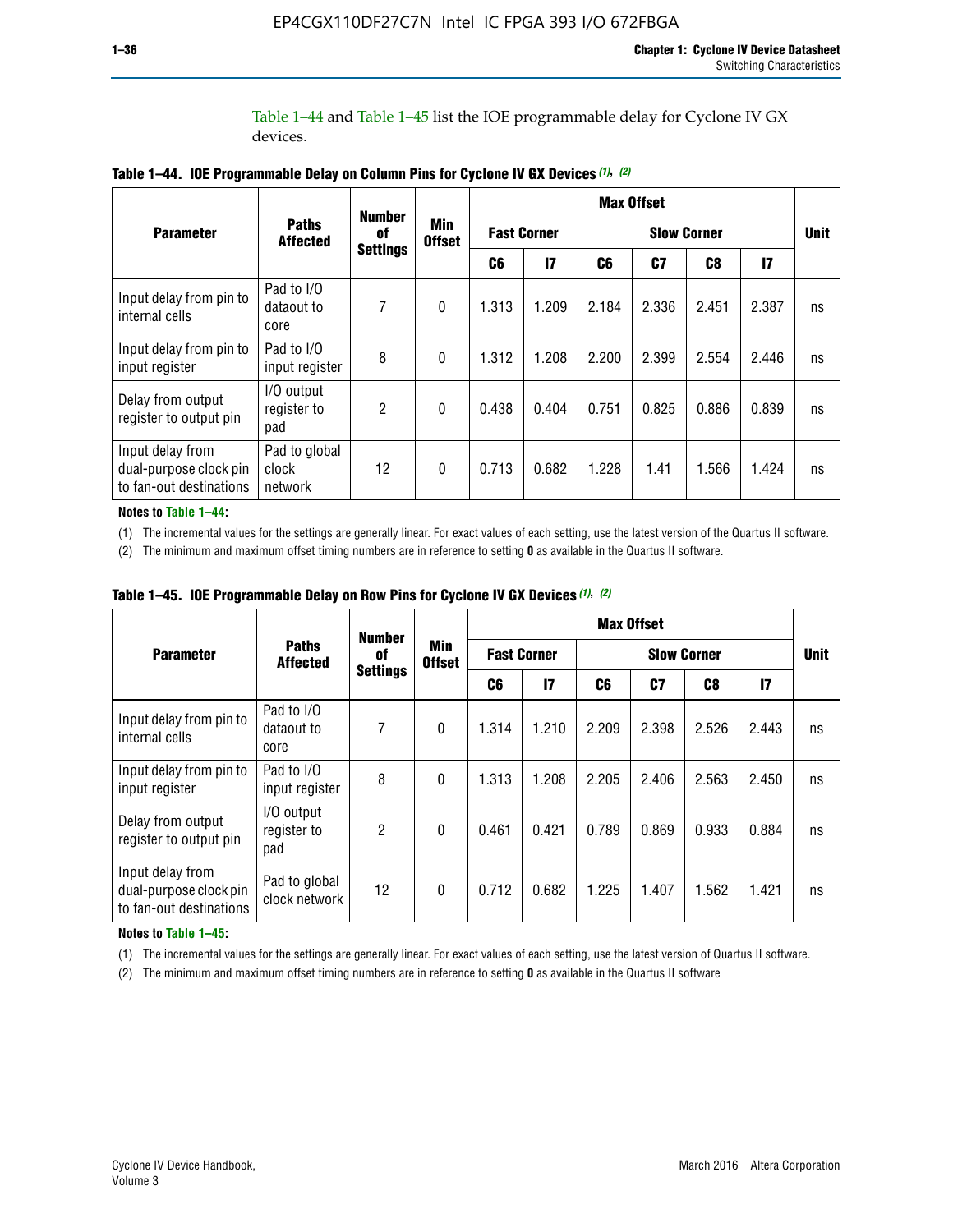Table 1–44 and Table 1–45 list the IOE programmable delay for Cyclone IV GX devices.

**Table 1–44. IOE Programmable Delay on Column Pins for Cyclone IV GX Devices (1), (2)**

| Parameter | Paths Affected | Number of Settings | Min Offset | Max Offset | | | | | | Unit |
|---|---|---|---|---|---|---|---|---|---|---|
| | | | | Fast Corner | | Slow Corner | | | | |
| | | | | C6 | I7 | C6 | C7 | C8 | I7 | |
| Input delay from pin to internal cells | Pad to I/O dataout to core | 7 | 0 | 1.313 | 1.209 | 2.184 | 2.336 | 2.451 | 2.387 | ns |
| Input delay from pin to input register | Pad to I/O input register | 8 | 0 | 1.312 | 1.208 | 2.200 | 2.399 | 2.554 | 2.446 | ns |
| Delay from output register to output pin | I/O output register to pad | 2 | 0 | 0.438 | 0.404 | 0.751 | 0.825 | 0.886 | 0.839 | ns |
| Input delay from dual-purpose clock pin to fan-out destinations | Pad to global clock network | 12 | 0 | 0.713 | 0.682 | 1.228 | 1.41 | 1.566 | 1.424 | ns |

**Notes to Table 1–44:**

(1) The incremental values for the settings are generally linear. For exact values of each setting, use the latest version of the Quartus II software.

(2) The minimum and maximum offset timing numbers are in reference to setting **0** as available in the Quartus II software.

**Table 1–45. IOE Programmable Delay on Row Pins for Cyclone IV GX Devices (1), (2)**

| Parameter | Paths Affected | Number of Settings | Min Offset | Max Offset | | | | | | Unit |
|---|---|---|---|---|---|---|---|---|---|---|
| | | | | Fast Corner | | Slow Corner | | | | |
| | | | | C6 | I7 | C6 | C7 | C8 | I7 | |
| Input delay from pin to internal cells | Pad to I/O dataout to core | 7 | 0 | 1.314 | 1.210 | 2.209 | 2.398 | 2.526 | 2.443 | ns |
| Input delay from pin to input register | Pad to I/O input register | 8 | 0 | 1.313 | 1.208 | 2.205 | 2.406 | 2.563 | 2.450 | ns |
| Delay from output register to output pin | I/O output register to pad | 2 | 0 | 0.461 | 0.421 | 0.789 | 0.869 | 0.933 | 0.884 | ns |
| Input delay from dual-purpose clock pin to fan-out destinations | Pad to global clock network | 12 | 0 | 0.712 | 0.682 | 1.225 | 1.407 | 1.562 | 1.421 | ns |

**Notes to Table 1–45:**

(1) The incremental values for the settings are generally linear. For exact values of each setting, use the latest version of Quartus II software.

(2) The minimum and maximum offset timing numbers are in reference to setting **0** as available in the Quartus II software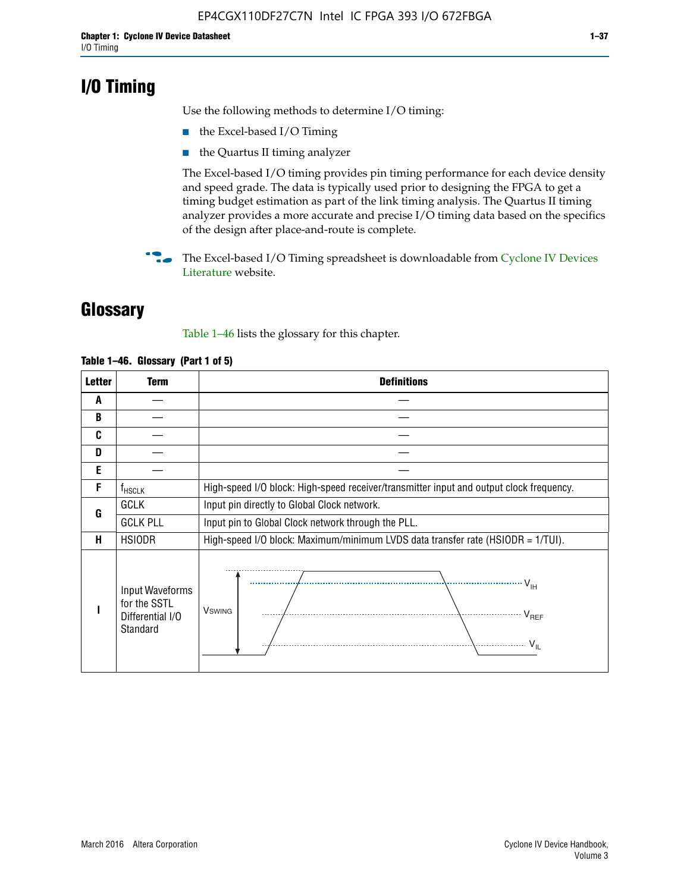# I/O Timing

Use the following methods to determine I/O timing:

- the Excel-based I/O Timing
- the Quartus II timing analyzer

The Excel-based I/O timing provides pin timing performance for each device density and speed grade. The data is typically used prior to designing the FPGA to get a timing budget estimation as part of the link timing analysis. The Quartus II timing analyzer provides a more accurate and precise I/O timing data based on the specifics of the design after place-and-route is complete.

The Excel-based I/O Timing spreadsheet is downloadable from Cyclone IV Devices Literature website.

# Glossary

Table 1–46 lists the glossary for this chapter.

**Table 1–46. Glossary (Part 1 of 5)**

| Letter | Term | Definitions |
|---|---|---|
| A | — | — |
| B | — | — |
| C | — | — |
| D | — | — |
| E | — | — |
| F | $f_{HSCLK}$ | High-speed I/O block: High-speed receiver/transmitter input and output clock frequency. |
| G | GCLK | Input pin directly to Global Clock network. |
| | GCLK PLL | Input pin to Global Clock network through the PLL. |
| H | HSIODR | High-speed I/O block: Maximum/minimum LVDS data transfer rate (HSIODR = 1/TUI). |
| I | Input Waveforms for the SSTL Differential I/O Standard | $V_{SWING}$, $V_{IH}$, $V_{REF}$, $V_{IL}$ |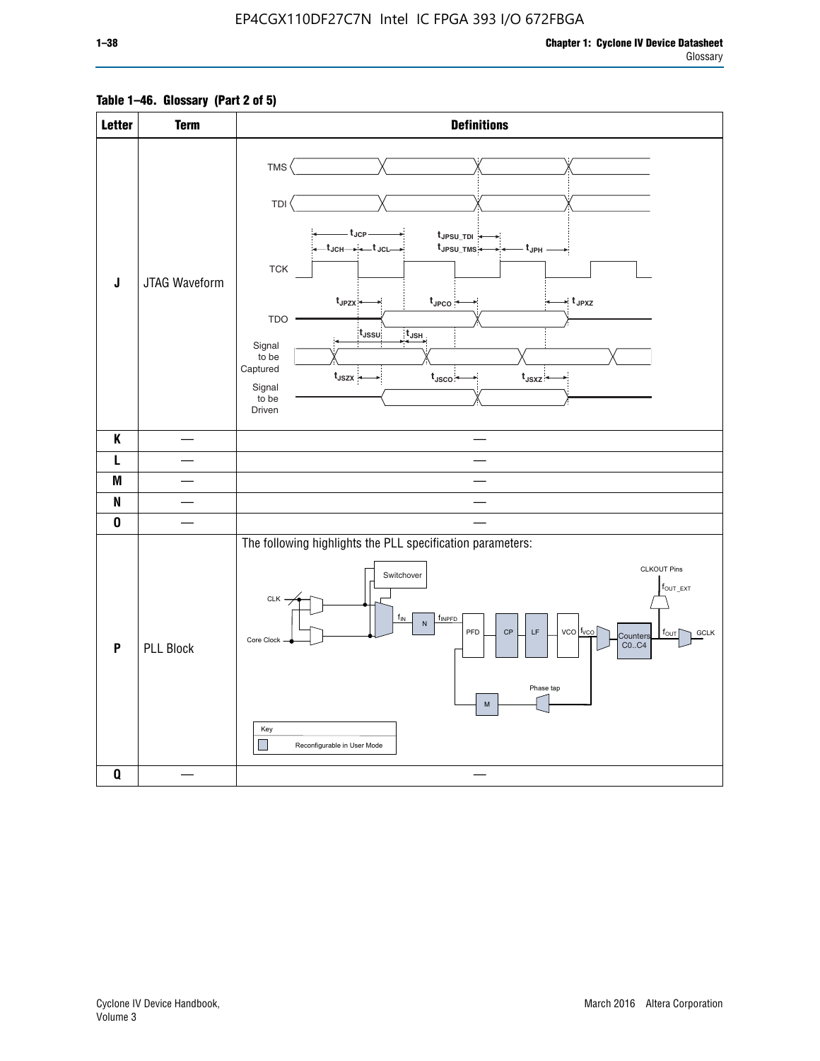**Table 1–46. Glossary (Part 2 of 5)**

| Letter | Term | Definitions |
|---|---|---|
| J | JTAG Waveform | TMS, TDI, TCK, TDO, Signal to be Captured, Signal to be Driven; $t_{JCP}$, $t_{JCH}$, $t_{JCL}$, $t_{JPSU\_TDI}$, $t_{JPSU\_TMS}$, $t_{JPH}$, $t_{JPZX}$, $t_{JPCO}$, $t_{JPXZ}$, $t_{JSSU}$, $t_{JSH}$, $t_{JSZX}$, $t_{JSCO}$, $t_{JSXZ}$ |
| K | — | — |
| L | — | — |
| M | — | — |
| N | — | — |
| O | — | — |
| P | PLL Block | The following highlights the PLL specification parameters: CLK, Core Clock, Switchover, $f_{IN}$, N, $f_{INPFD}$, PFD, CP, LF, VCO, $f_{VCO}$, Counters C0..C4, $f_{OUT}$, GCLK, CLKOUT Pins, $f_{OUT\_EXT}$, Phase tap, M. Key: Reconfigurable in User Mode |
| Q | — | — |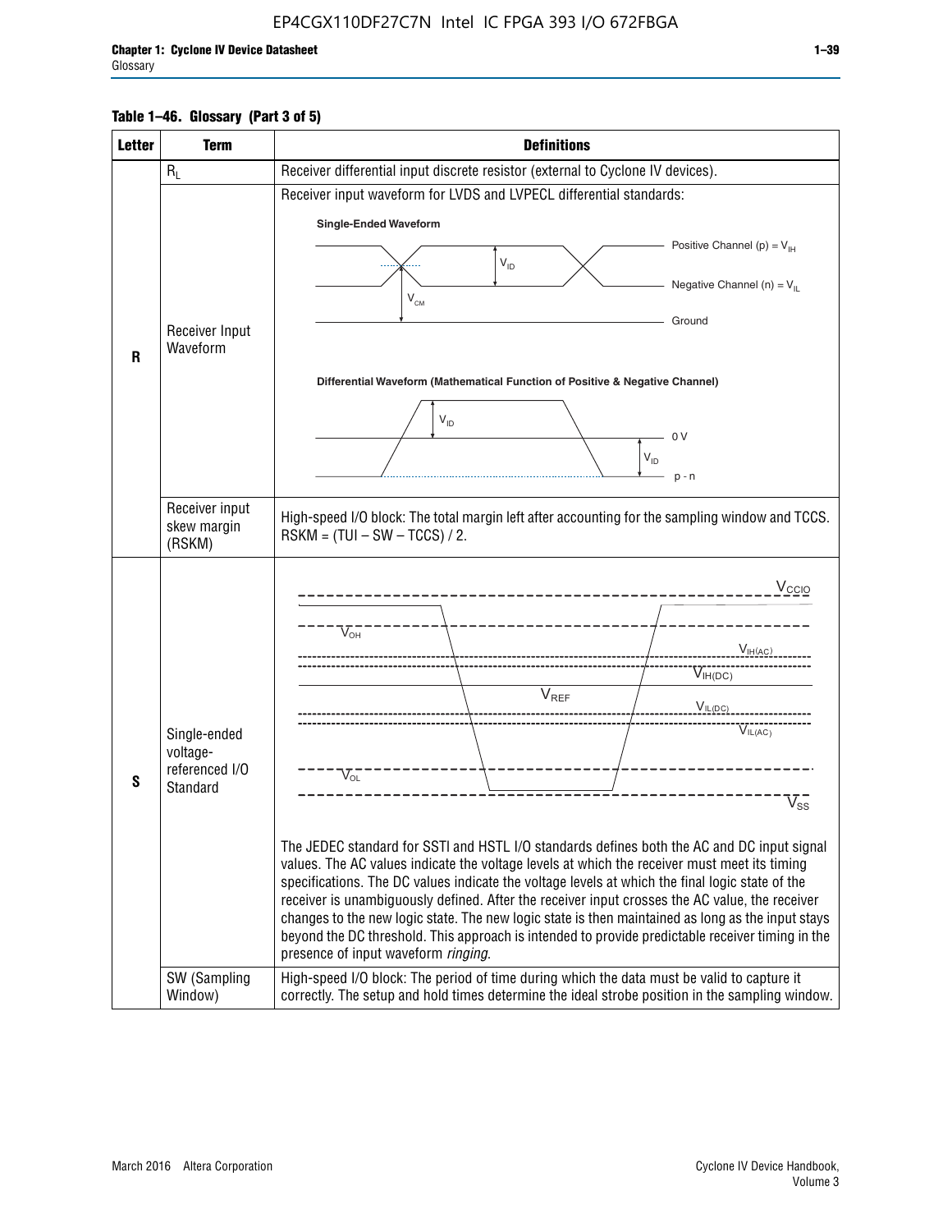**Table 1–46. Glossary (Part 3 of 5)**

| Letter | Term | Definitions |
|---|---|---|
| R | $R_L$ | Receiver differential input discrete resistor (external to Cyclone IV devices). |
| | Receiver Input Waveform | Receiver input waveform for LVDS and LVPECL differential standards: Single-Ended Waveform (Positive Channel (p) = $V_{IH}$; Negative Channel (n) = $V_{IL}$; $V_{ID}$; $V_{CM}$; Ground). Differential Waveform (Mathematical Function of Positive & Negative Channel) ($V_{ID}$; 0 V; p - n) |
| | Receiver input skew margin (RSKM) | High-speed I/O block: The total margin left after accounting for the sampling window and TCCS. RSKM = (TUI – SW – TCCS) / 2. |
| S | Single-ended voltage-referenced I/O Standard | ($V_{CCIO}$; $V_{OH}$; $V_{IH(AC)}$; $V_{IH(DC)}$; $V_{REF}$; $V_{IL(DC)}$; $V_{IL(AC)}$; $V_{OL}$; $V_{SS}$) The JEDEC standard for SSTl and HSTL I/O standards defines both the AC and DC input signal values. The AC values indicate the voltage levels at which the receiver must meet its timing specifications. The DC values indicate the voltage levels at which the final logic state of the receiver is unambiguously defined. After the receiver input crosses the AC value, the receiver changes to the new logic state. The new logic state is then maintained as long as the input stays beyond the DC threshold. This approach is intended to provide predictable receiver timing in the presence of input waveform *ringing*. |
| | SW (Sampling Window) | High-speed I/O block: The period of time during which the data must be valid to capture it correctly. The setup and hold times determine the ideal strobe position in the sampling window. |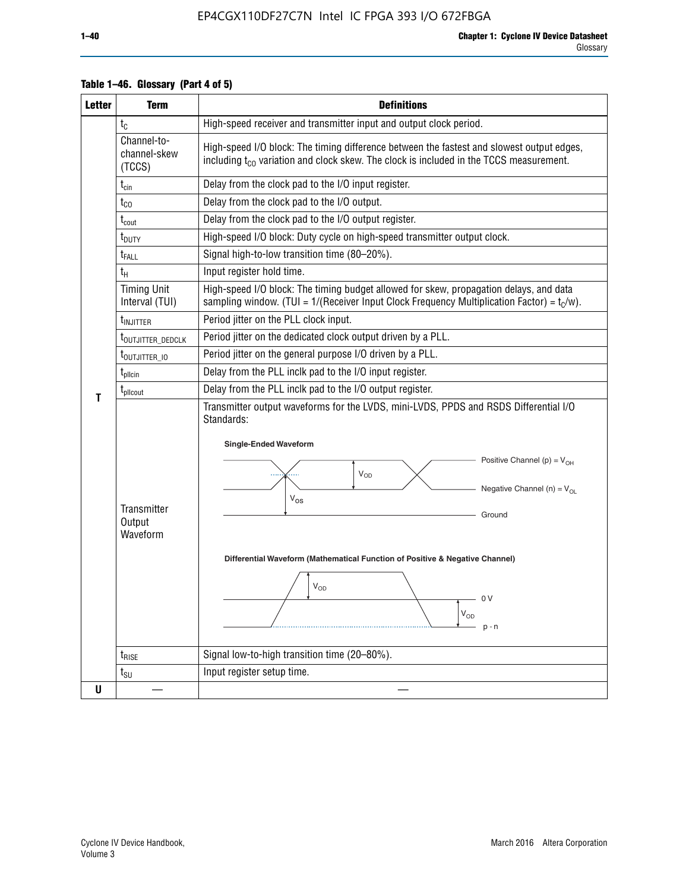**Table 1–46. Glossary (Part 4 of 5)**

| Letter | Term | Definitions |
|---|---|---|
| T | $t_C$ | High-speed receiver and transmitter input and output clock period. |
| | Channel-to-channel-skew (TCCS) | High-speed I/O block: The timing difference between the fastest and slowest output edges, including $t_{CO}$ variation and clock skew. The clock is included in the TCCS measurement. |
| | $t_{cin}$ | Delay from the clock pad to the I/O input register. |
| | $t_{CO}$ | Delay from the clock pad to the I/O output. |
| | $t_{cout}$ | Delay from the clock pad to the I/O output register. |
| | $t_{DUTY}$ | High-speed I/O block: Duty cycle on high-speed transmitter output clock. |
| | $t_{FALL}$ | Signal high-to-low transition time (80–20%). |
| | $t_H$ | Input register hold time. |
| | Timing Unit Interval (TUI) | High-speed I/O block: The timing budget allowed for skew, propagation delays, and data sampling window. (TUI = 1/(Receiver Input Clock Frequency Multiplication Factor) = $t_C$/w). |
| | $t_{INJITTER}$ | Period jitter on the PLL clock input. |
| | $t_{OUTJITTER\_DEDCLK}$ | Period jitter on the dedicated clock output driven by a PLL. |
| | $t_{OUTJITTER\_IO}$ | Period jitter on the general purpose I/O driven by a PLL. |
| | $t_{pllcin}$ | Delay from the PLL inclk pad to the I/O input register. |
| | $t_{pllcout}$ | Delay from the PLL inclk pad to the I/O output register. |
| | Transmitter Output Waveform | Transmitter output waveforms for the LVDS, mini-LVDS, PPDS and RSDS Differential I/O Standards:<br><br>**Single-Ended Waveform**<br>Positive Channel (p) = $V_{OH}$; Negative Channel (n) = $V_{OL}$; Ground; $V_{OD}$; $V_{OS}$<br><br>**Differential Waveform (Mathematical Function of Positive & Negative Channel)**<br>$V_{OD}$; 0 V; $V_{OD}$; p - n |
| | $t_{RISE}$ | Signal low-to-high transition time (20–80%). |
| | $t_{SU}$ | Input register setup time. |
| U | — | — |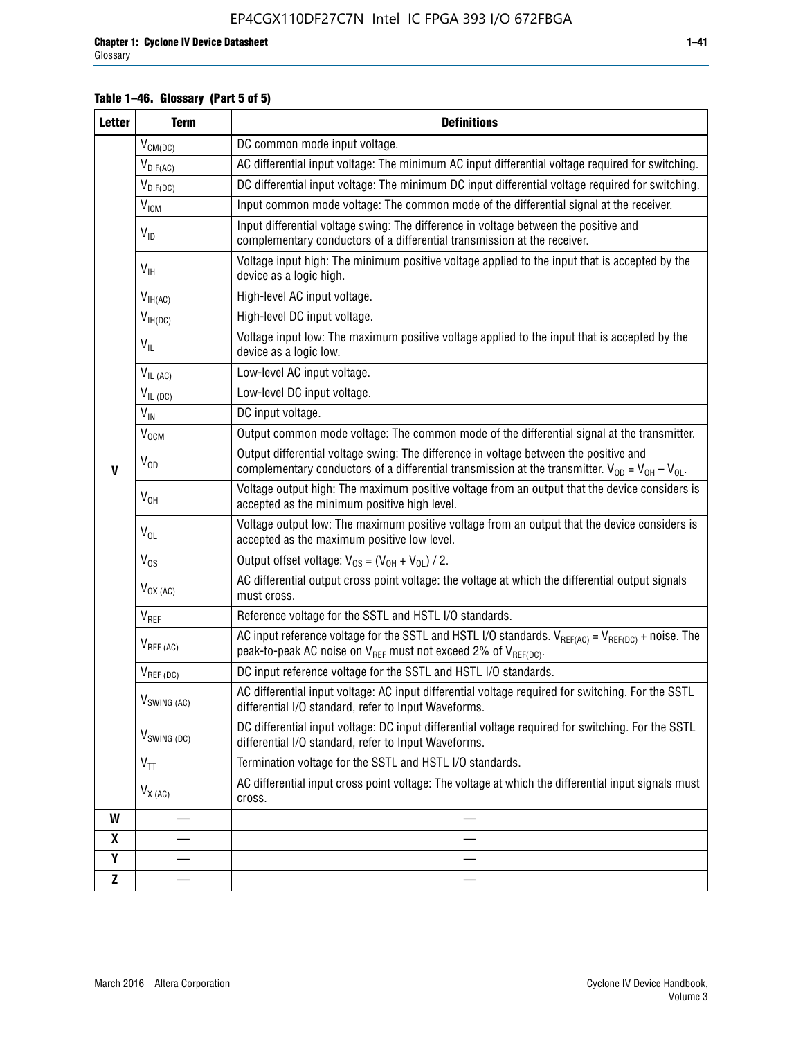**Table 1–46. Glossary (Part 5 of 5)**

| Letter | Term | Definitions |
|---|---|---|
| V | $V_{CM(DC)}$ | DC common mode input voltage. |
| | $V_{DIF(AC)}$ | AC differential input voltage: The minimum AC input differential voltage required for switching. |
| | $V_{DIF(DC)}$ | DC differential input voltage: The minimum DC input differential voltage required for switching. |
| | $V_{ICM}$ | Input common mode voltage: The common mode of the differential signal at the receiver. |
| | $V_{ID}$ | Input differential voltage swing: The difference in voltage between the positive and complementary conductors of a differential transmission at the receiver. |
| | $V_{IH}$ | Voltage input high: The minimum positive voltage applied to the input that is accepted by the device as a logic high. |
| | $V_{IH(AC)}$ | High-level AC input voltage. |
| | $V_{IH(DC)}$ | High-level DC input voltage. |
| | $V_{IL}$ | Voltage input low: The maximum positive voltage applied to the input that is accepted by the device as a logic low. |
| | $V_{IL\ (AC)}$ | Low-level AC input voltage. |
| | $V_{IL\ (DC)}$ | Low-level DC input voltage. |
| | $V_{IN}$ | DC input voltage. |
| | $V_{OCM}$ | Output common mode voltage: The common mode of the differential signal at the transmitter. |
| | $V_{OD}$ | Output differential voltage swing: The difference in voltage between the positive and complementary conductors of a differential transmission at the transmitter. $V_{OD} = V_{OH} – V_{OL}$. |
| | $V_{OH}$ | Voltage output high: The maximum positive voltage from an output that the device considers is accepted as the minimum positive high level. |
| | $V_{OL}$ | Voltage output low: The maximum positive voltage from an output that the device considers is accepted as the maximum positive low level. |
| | $V_{OS}$ | Output offset voltage: $V_{OS} = (V_{OH} + V_{OL}) / 2$. |
| | $V_{OX\ (AC)}$ | AC differential output cross point voltage: the voltage at which the differential output signals must cross. |
| | $V_{REF}$ | Reference voltage for the SSTL and HSTL I/O standards. |
| | $V_{REF\ (AC)}$ | AC input reference voltage for the SSTL and HSTL I/O standards. $V_{REF(AC)} = V_{REF(DC)}$ + noise. The peak-to-peak AC noise on $V_{REF}$ must not exceed 2% of $V_{REF(DC)}$. |
| | $V_{REF\ (DC)}$ | DC input reference voltage for the SSTL and HSTL I/O standards. |
| | $V_{SWING\ (AC)}$ | AC differential input voltage: AC input differential voltage required for switching. For the SSTL differential I/O standard, refer to Input Waveforms. |
| | $V_{SWING\ (DC)}$ | DC differential input voltage: DC input differential voltage required for switching. For the SSTL differential I/O standard, refer to Input Waveforms. |
| | $V_{TT}$ | Termination voltage for the SSTL and HSTL I/O standards. |
| | $V_{X\ (AC)}$ | AC differential input cross point voltage: The voltage at which the differential input signals must cross. |
| W | — | — |
| X | — | — |
| Y | — | — |
| Z | — | — |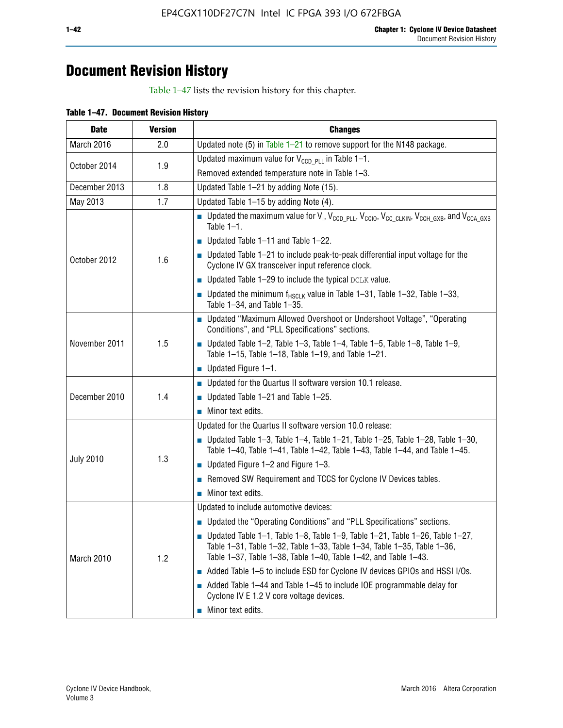# Document Revision History

Table 1–47 lists the revision history for this chapter.

**Table 1–47. Document Revision History**

| Date | Version | Changes |
|---|---|---|
| March 2016 | 2.0 | Updated note (5) in Table 1–21 to remove support for the N148 package. |
| October 2014 | 1.9 | Updated maximum value for $V_{CCD\_PLL}$ in Table 1–1.<br>Removed extended temperature note in Table 1–3. |
| December 2013 | 1.8 | Updated Table 1–21 by adding Note (15). |
| May 2013 | 1.7 | Updated Table 1–15 by adding Note (4). |
| October 2012 | 1.6 | ■ Updated the maximum value for $V_I$, $V_{CCD\_PLL}$, $V_{CCIO}$, $V_{CC\_CLKIN}$, $V_{CCH\_GXB}$, and $V_{CCA\_GXB}$ Table 1–1.<br>■ Updated Table 1–11 and Table 1–22.<br>■ Updated Table 1–21 to include peak-to-peak differential input voltage for the Cyclone IV GX transceiver input reference clock.<br>■ Updated Table 1–29 to include the typical DCLK value.<br>■ Updated the minimum $f_{HSCLK}$ value in Table 1–31, Table 1–32, Table 1–33, Table 1–34, and Table 1–35. |
| November 2011 | 1.5 | ■ Updated "Maximum Allowed Overshoot or Undershoot Voltage", "Operating Conditions", and "PLL Specifications" sections.<br>■ Updated Table 1–2, Table 1–3, Table 1–4, Table 1–5, Table 1–8, Table 1–9, Table 1–15, Table 1–18, Table 1–19, and Table 1–21.<br>■ Updated Figure 1–1. |
| December 2010 | 1.4 | ■ Updated for the Quartus II software version 10.1 release.<br>■ Updated Table 1–21 and Table 1–25.<br>■ Minor text edits. |
| July 2010 | 1.3 | Updated for the Quartus II software version 10.0 release:<br>■ Updated Table 1–3, Table 1–4, Table 1–21, Table 1–25, Table 1–28, Table 1–30, Table 1–40, Table 1–41, Table 1–42, Table 1–43, Table 1–44, and Table 1–45.<br>■ Updated Figure 1–2 and Figure 1–3.<br>■ Removed SW Requirement and TCCS for Cyclone IV Devices tables.<br>■ Minor text edits. |
| March 2010 | 1.2 | Updated to include automotive devices:<br>■ Updated the "Operating Conditions" and "PLL Specifications" sections.<br>■ Updated Table 1–1, Table 1–8, Table 1–9, Table 1–21, Table 1–26, Table 1–27, Table 1–31, Table 1–32, Table 1–33, Table 1–34, Table 1–35, Table 1–36, Table 1–37, Table 1–38, Table 1–40, Table 1–42, and Table 1–43.<br>■ Added Table 1–5 to include ESD for Cyclone IV devices GPIOs and HSSI I/Os.<br>■ Added Table 1–44 and Table 1–45 to include IOE programmable delay for Cyclone IV E 1.2 V core voltage devices.<br>■ Minor text edits. |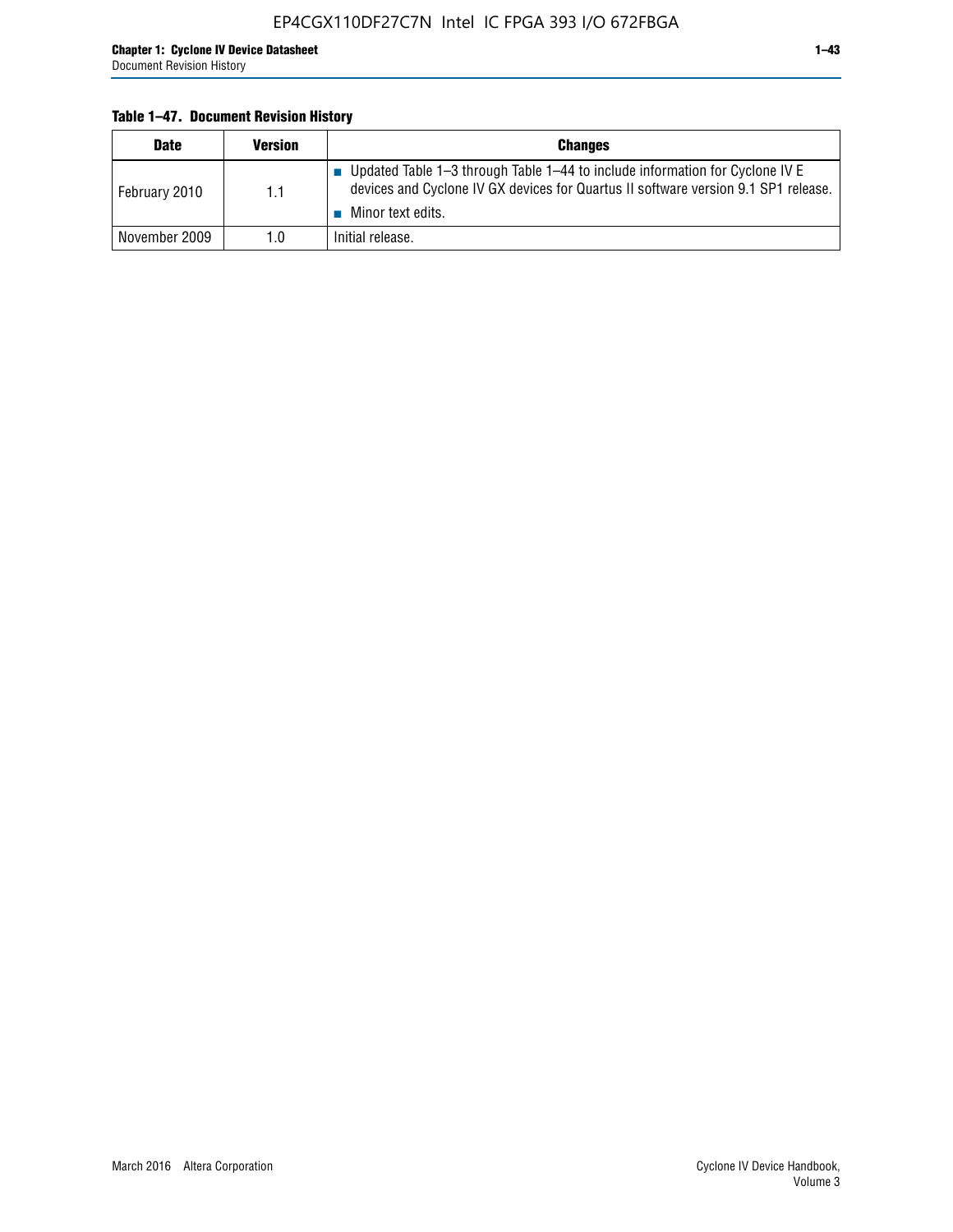**Table 1–47. Document Revision History**

| Date | Version | Changes |
|---|---|---|
| February 2010 | 1.1 | ■ Updated Table 1–3 through Table 1–44 to include information for Cyclone IV E devices and Cyclone IV GX devices for Quartus II software version 9.1 SP1 release.<br>■ Minor text edits. |
| November 2009 | 1.0 | Initial release. |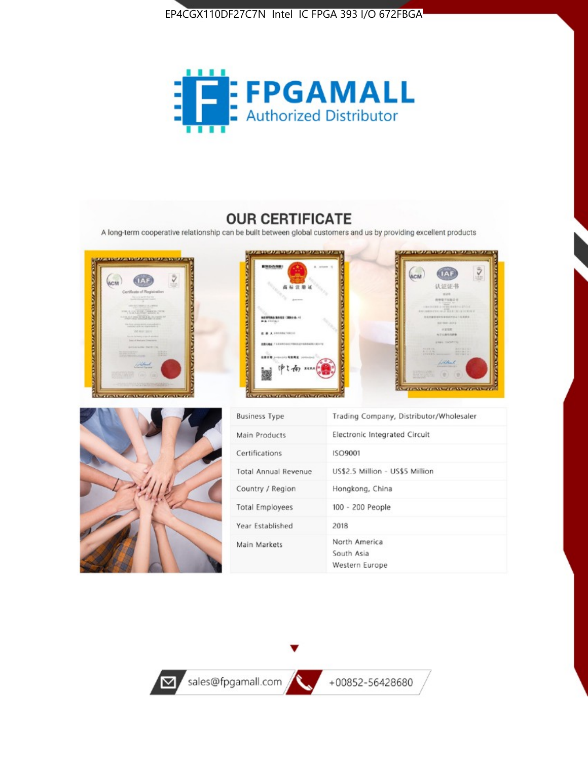EP4CGX110DF27C7N Intel IC FPGA 393 I/O 672FBGA

FPGAMALL
Authorized Distributor

## OUR CERTIFICATE

A long-term cooperative relationship can be built between global customers and us by providing excellent products

| | |
|---|---|
| Business Type | Trading Company, Distributor/Wholesaler |
| Main Products | Electronic Integrated Circuit |
| Certifications | ISO9001 |
| Total Annual Revenue | US$2.5 Million - US$5 Million |
| Country / Region | Hongkong, China |
| Total Employees | 100 - 200 People |
| Year Established | 2018 |
| Main Markets | North America<br>South Asia<br>Western Europe |

sales@fpgamall.com

+00852-56428680